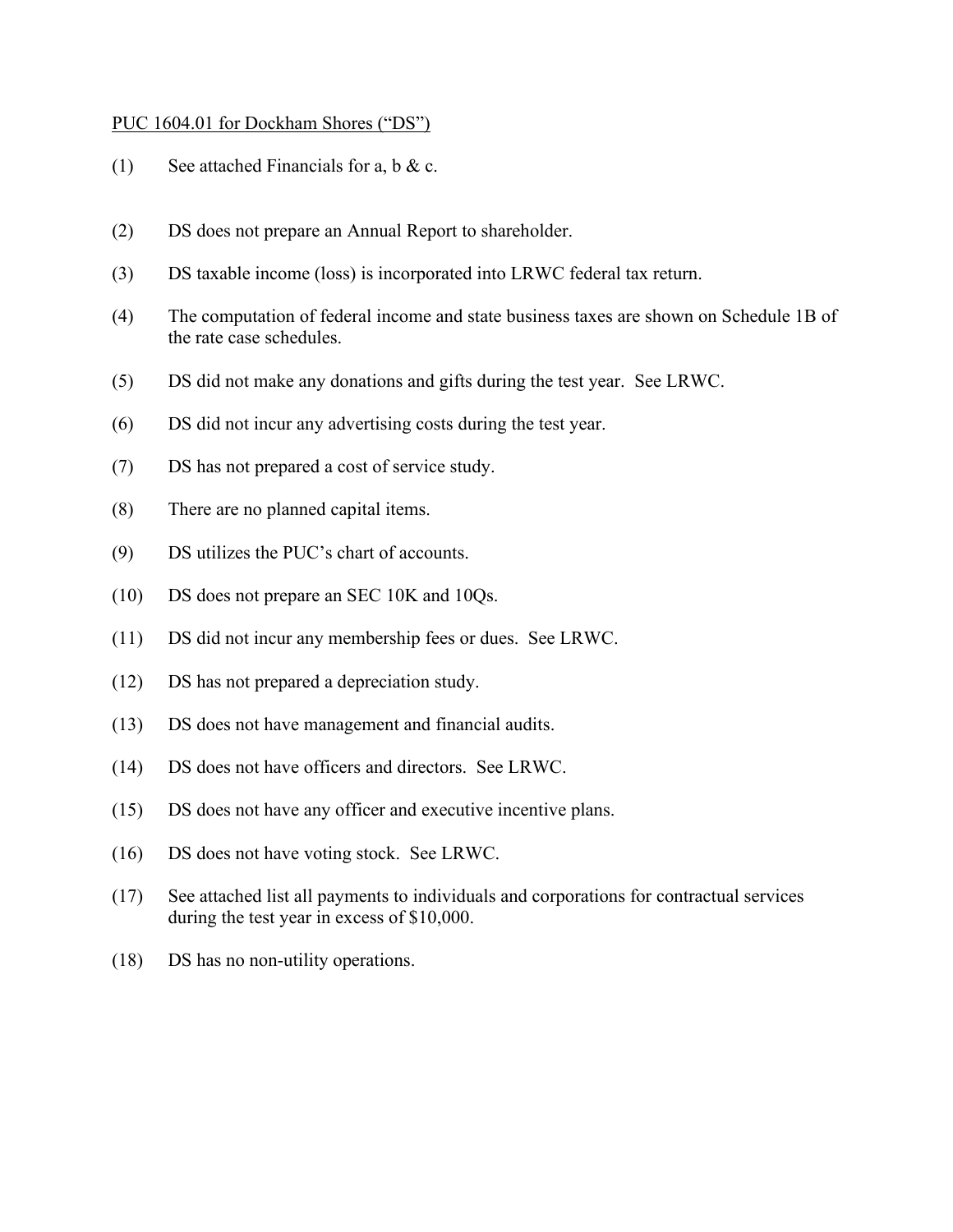PUC 1604.01 for Dockham Shores ("DS")

(1) See attached Financials for a, b & c.

(2) DS does not prepare an Annual Report to shareholder.

(3) DS taxable income (loss) is incorporated into LRWC federal tax return.

(4) The computation of federal income and state business taxes are shown on Schedule 1B of the rate case schedules.

(5) DS did not make any donations and gifts during the test year. See LRWC.

(6) DS did not incur any advertising costs during the test year.

(7) DS has not prepared a cost of service study.

(8) There are no planned capital items.

(9) DS utilizes the PUC's chart of accounts.

(10) DS does not prepare an SEC 10K and 10Qs.

(11) DS did not incur any membership fees or dues. See LRWC.

(12) DS has not prepared a depreciation study.

(13) DS does not have management and financial audits.

(14) DS does not have officers and directors. See LRWC.

(15) DS does not have any officer and executive incentive plans.

(16) DS does not have voting stock. See LRWC.

(17) See attached list all payments to individuals and corporations for contractual services during the test year in excess of $10,000.

(18) DS has no non-utility operations.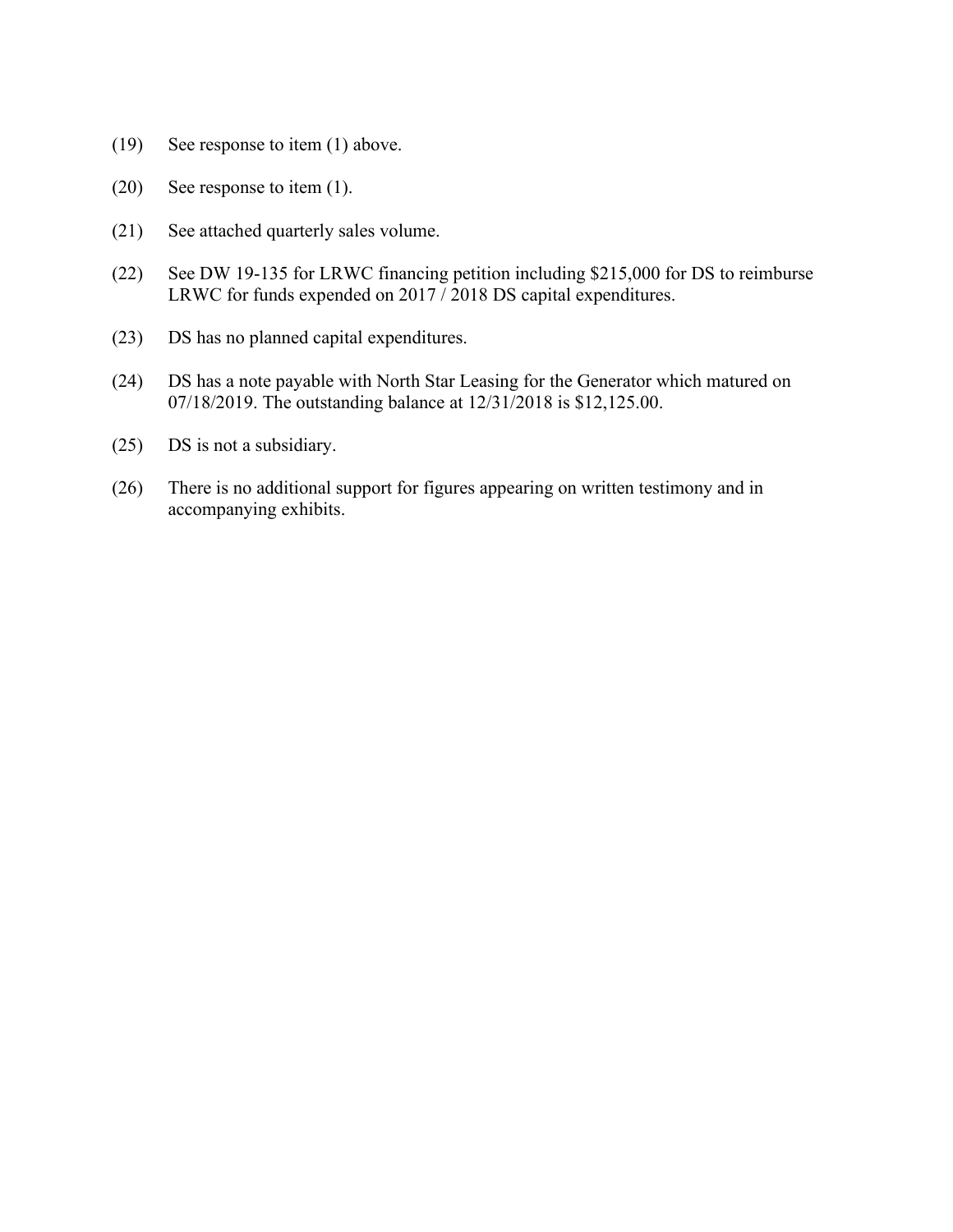(19) See response to item (1) above.

(20) See response to item (1).

(21) See attached quarterly sales volume.

(22) See DW 19-135 for LRWC financing petition including $215,000 for DS to reimburse LRWC for funds expended on 2017 / 2018 DS capital expenditures.

(23) DS has no planned capital expenditures.

(24) DS has a note payable with North Star Leasing for the Generator which matured on 07/18/2019. The outstanding balance at 12/31/2018 is $12,125.00.

(25) DS is not a subsidiary.

(26) There is no additional support for figures appearing on written testimony and in accompanying exhibits.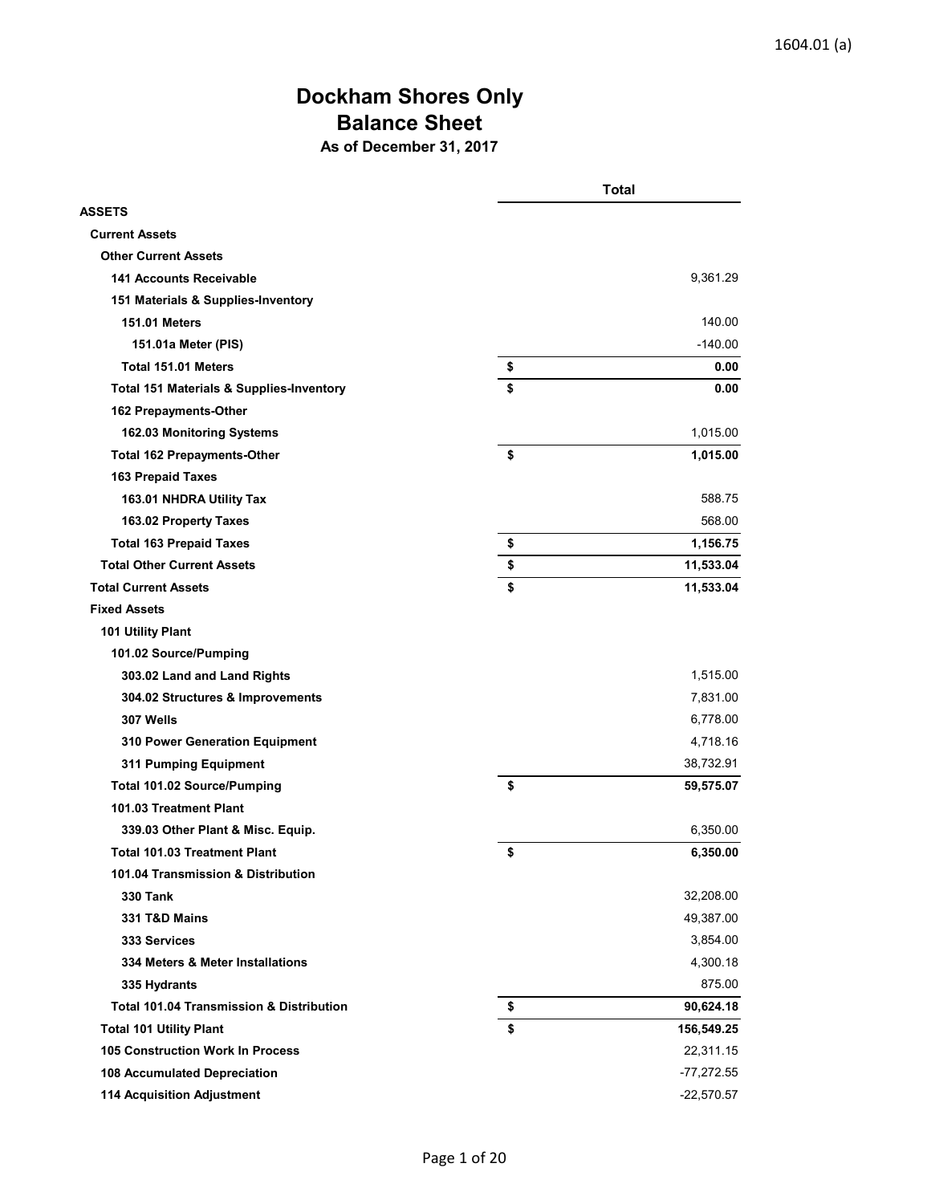1604.01 (a)

# Dockham Shores Only
# Balance Sheet
### As of December 31, 2017

| | Total |
|---|---|
| **ASSETS** | |
| **Current Assets** | |
| **Other Current Assets** | |
| **141 Accounts Receivable** | 9,361.29 |
| **151 Materials & Supplies-Inventory** | |
| **151.01 Meters** | 140.00 |
| **151.01a Meter (PIS)** | -140.00 |
| **Total 151.01 Meters** | **$ 0.00** |
| **Total 151 Materials & Supplies-Inventory** | **$ 0.00** |
| **162 Prepayments-Other** | |
| **162.03 Monitoring Systems** | 1,015.00 |
| **Total 162 Prepayments-Other** | **$ 1,015.00** |
| **163 Prepaid Taxes** | |
| **163.01 NHDRA Utility Tax** | 588.75 |
| **163.02 Property Taxes** | 568.00 |
| **Total 163 Prepaid Taxes** | **$ 1,156.75** |
| **Total Other Current Assets** | **$ 11,533.04** |
| **Total Current Assets** | **$ 11,533.04** |
| **Fixed Assets** | |
| **101 Utility Plant** | |
| **101.02 Source/Pumping** | |
| **303.02 Land and Land Rights** | 1,515.00 |
| **304.02 Structures & Improvements** | 7,831.00 |
| **307 Wells** | 6,778.00 |
| **310 Power Generation Equipment** | 4,718.16 |
| **311 Pumping Equipment** | 38,732.91 |
| **Total 101.02 Source/Pumping** | **$ 59,575.07** |
| **101.03 Treatment Plant** | |
| **339.03 Other Plant & Misc. Equip.** | 6,350.00 |
| **Total 101.03 Treatment Plant** | **$ 6,350.00** |
| **101.04 Transmission & Distribution** | |
| **330 Tank** | 32,208.00 |
| **331 T&D Mains** | 49,387.00 |
| **333 Services** | 3,854.00 |
| **334 Meters & Meter Installations** | 4,300.18 |
| **335 Hydrants** | 875.00 |
| **Total 101.04 Transmission & Distribution** | **$ 90,624.18** |
| **Total 101 Utility Plant** | **$ 156,549.25** |
| **105 Construction Work In Process** | 22,311.15 |
| **108 Accumulated Depreciation** | -77,272.55 |
| **114 Acquisition Adjustment** | -22,570.57 |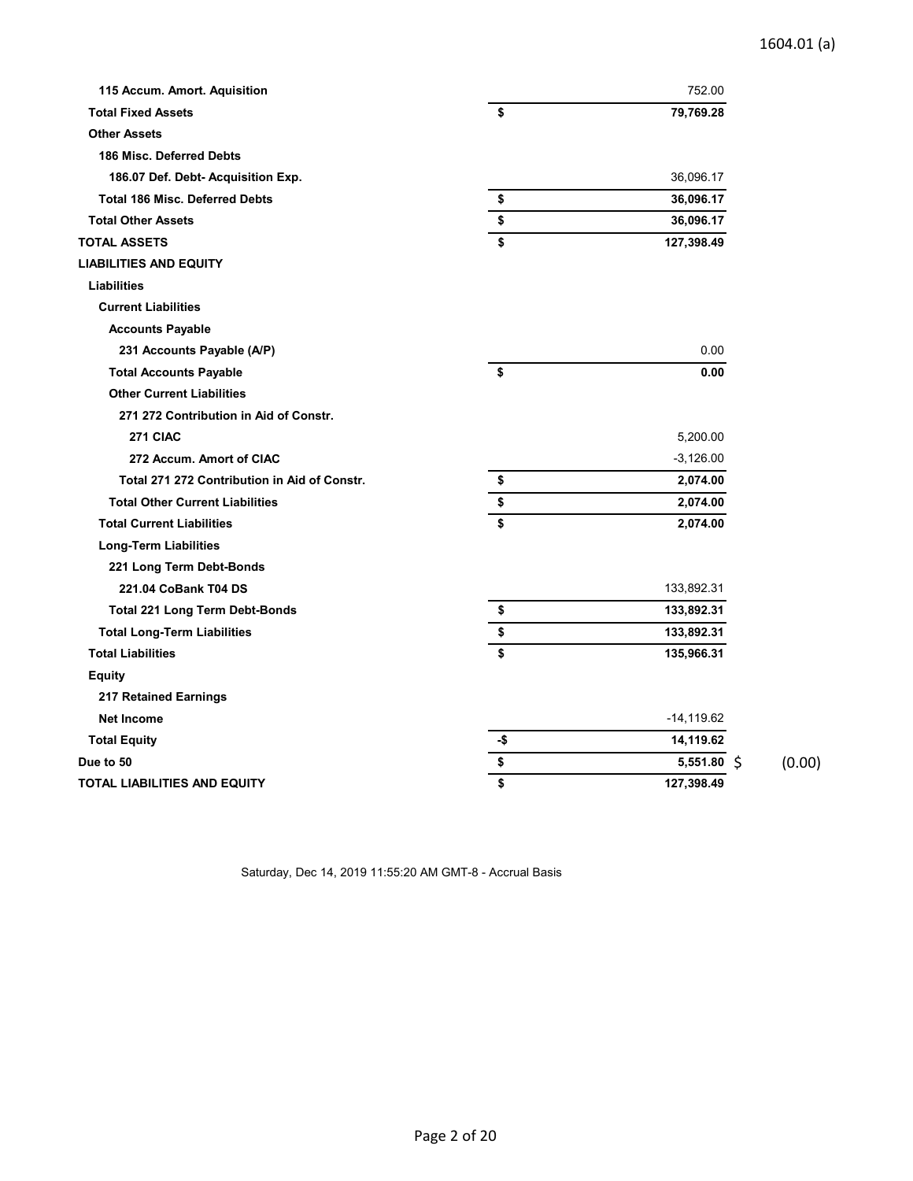1604.01 (a)

| | | | |
|---|---|---|---|
| **115 Accum. Amort. Aquisition** | | 752.00 | |
| **Total Fixed Assets** | $ | **79,769.28** | |
| **Other Assets** | | | |
| **186 Misc. Deferred Debts** | | | |
| **186.07 Def. Debt- Acquisition Exp.** | | 36,096.17 | |
| **Total 186 Misc. Deferred Debts** | $ | **36,096.17** | |
| **Total Other Assets** | $ | **36,096.17** | |
| **TOTAL ASSETS** | $ | **127,398.49** | |
| **LIABILITIES AND EQUITY** | | | |
| **Liabilities** | | | |
| **Current Liabilities** | | | |
| **Accounts Payable** | | | |
| **231 Accounts Payable (A/P)** | | 0.00 | |
| **Total Accounts Payable** | $ | **0.00** | |
| **Other Current Liabilities** | | | |
| **271 272 Contribution in Aid of Constr.** | | | |
| **271 CIAC** | | 5,200.00 | |
| **272 Accum. Amort of CIAC** | | -3,126.00 | |
| **Total 271 272 Contribution in Aid of Constr.** | $ | **2,074.00** | |
| **Total Other Current Liabilities** | $ | **2,074.00** | |
| **Total Current Liabilities** | $ | **2,074.00** | |
| **Long-Term Liabilities** | | | |
| **221 Long Term Debt-Bonds** | | | |
| **221.04 CoBank T04 DS** | | 133,892.31 | |
| **Total 221 Long Term Debt-Bonds** | $ | **133,892.31** | |
| **Total Long-Term Liabilities** | $ | **133,892.31** | |
| **Total Liabilities** | $ | **135,966.31** | |
| **Equity** | | | |
| **217 Retained Earnings** | | | |
| **Net Income** | | -14,119.62 | |
| **Total Equity** | -$ | **14,119.62** | |
| **Due to 50** | $ | **5,551.80** | $ (0.00) |
| **TOTAL LIABILITIES AND EQUITY** | $ | **127,398.49** | |

Saturday, Dec 14, 2019 11:55:20 AM GMT-8 - Accrual Basis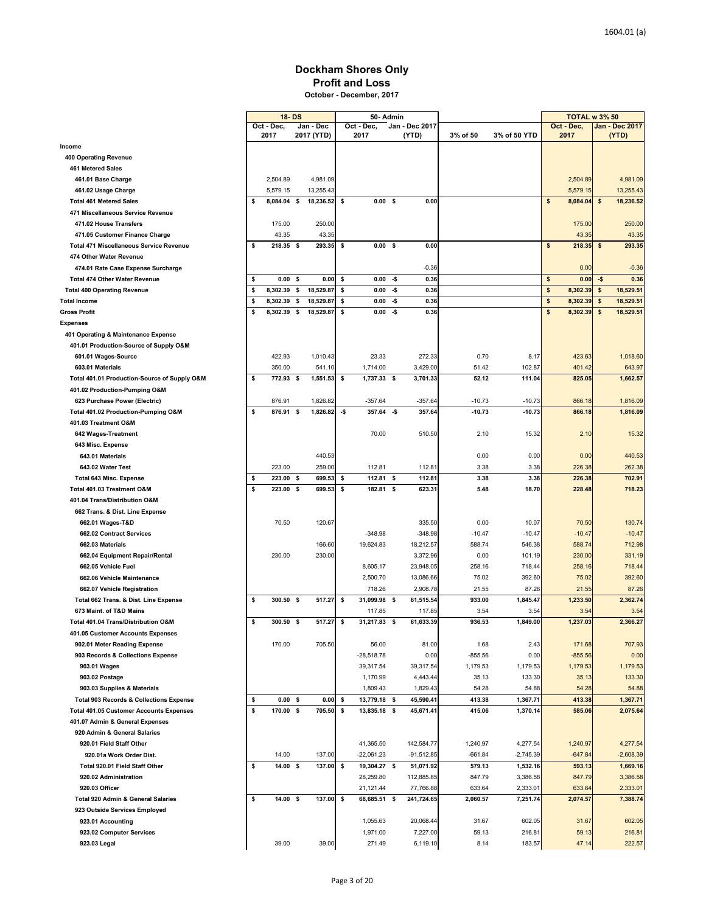# Dockham Shores Only
## Profit and Loss
**October - December, 2017**

| | 18- DS | | 50- Admin | | | | TOTAL w 3% 50 | |
|---|---|---|---|---|---|---|---|---|
| | Oct - Dec, 2017 | Jan - Dec 2017 (YTD) | Oct - Dec, 2017 | Jan - Dec 2017 (YTD) | 3% of 50 | 3% of 50 YTD | Oct - Dec, 2017 | Jan - Dec 2017 (YTD) |
| **Income** | | | | | | | | |
| **400 Operating Revenue** | | | | | | | | |
| **461 Metered Sales** | | | | | | | | |
| **461.01 Base Charge** | 2,504.89 | 4,981.09 | | | | | 2,504.89 | 4,981.09 |
| **461.02 Usage Charge** | 5,579.15 | 13,255.43 | | | | | 5,579.15 | 13,255.43 |
| **Total 461 Metered Sales** | $ 8,084.04 | $ 18,236.52 | $ 0.00 | $ 0.00 | | | $ 8,084.04 | $ 18,236.52 |
| **471 Miscellaneous Service Revenue** | | | | | | | | |
| **471.02 House Transfers** | 175.00 | 250.00 | | | | | 175.00 | 250.00 |
| **471.05 Customer Finance Charge** | 43.35 | 43.35 | | | | | 43.35 | 43.35 |
| **Total 471 Miscellaneous Service Revenue** | $ 218.35 | $ 293.35 | $ 0.00 | $ 0.00 | | | $ 218.35 | $ 293.35 |
| **474 Other Water Revenue** | | | | | | | | |
| **474.01 Rate Case Expense Surcharge** | | | | -0.36 | | | 0.00 | -0.36 |
| **Total 474 Other Water Revenue** | $ 0.00 | $ 0.00 | $ 0.00 | -$ 0.36 | | | $ 0.00 | -$ 0.36 |
| **Total 400 Operating Revenue** | $ 8,302.39 | $ 18,529.87 | $ 0.00 | -$ 0.36 | | | $ 8,302.39 | $ 18,529.51 |
| **Total Income** | $ 8,302.39 | $ 18,529.87 | $ 0.00 | -$ 0.36 | | | $ 8,302.39 | $ 18,529.51 |
| **Gross Profit** | $ 8,302.39 | $ 18,529.87 | $ 0.00 | -$ 0.36 | | | $ 8,302.39 | $ 18,529.51 |
| **Expenses** | | | | | | | | |
| **401 Operating & Maintenance Expense** | | | | | | | | |
| **401.01 Production-Source of Supply O&M** | | | | | | | | |
| **601.01 Wages-Source** | 422.93 | 1,010.43 | 23.33 | 272.33 | 0.70 | 8.17 | 423.63 | 1,018.60 |
| **603.01 Materials** | 350.00 | 541.10 | 1,714.00 | 3,429.00 | 51.42 | 102.87 | 401.42 | 643.97 |
| **Total 401.01 Production-Source of Supply O&M** | $ 772.93 | $ 1,551.53 | $ 1,737.33 | $ 3,701.33 | 52.12 | 111.04 | 825.05 | 1,662.57 |
| **401.02 Production-Pumping O&M** | | | | | | | | |
| **623 Purchase Power (Electric)** | 876.91 | 1,826.82 | -357.64 | -357.64 | -10.73 | -10.73 | 866.18 | 1,816.09 |
| **Total 401.02 Production-Pumping O&M** | $ 876.91 | $ 1,826.82 | -$ 357.64 | -$ 357.64 | -10.73 | -10.73 | 866.18 | 1,816.09 |
| **401.03 Treatment O&M** | | | | | | | | |
| **642 Wages-Treatment** | | | 70.00 | 510.50 | 2.10 | 15.32 | 2.10 | 15.32 |
| **643 Misc. Expense** | | | | | | | | |
| **643.01 Materials** | | 440.53 | | | 0.00 | 0.00 | 0.00 | 440.53 |
| **643.02 Water Test** | 223.00 | 259.00 | 112.81 | 112.81 | 3.38 | 3.38 | 226.38 | 262.38 |
| **Total 643 Misc. Expense** | $ 223.00 | $ 699.53 | $ 112.81 | $ 112.81 | 3.38 | 3.38 | 226.38 | 702.91 |
| **Total 401.03 Treatment O&M** | $ 223.00 | $ 699.53 | $ 182.81 | $ 623.31 | 5.48 | 18.70 | 228.48 | 718.23 |
| **401.04 Trans/Distribution O&M** | | | | | | | | |
| **662 Trans. & Dist. Line Expense** | | | | | | | | |
| **662.01 Wages-T&D** | 70.50 | 120.67 | | 335.50 | 0.00 | 10.07 | 70.50 | 130.74 |
| **662.02 Contract Services** | | | -348.98 | -348.98 | -10.47 | -10.47 | -10.47 | -10.47 |
| **662.03 Materials** | | 166.60 | 19,624.83 | 18,212.57 | 588.74 | 546.38 | 588.74 | 712.98 |
| **662.04 Equipment Repair/Rental** | 230.00 | 230.00 | | 3,372.96 | 0.00 | 101.19 | 230.00 | 331.19 |
| **662.05 Vehicle Fuel** | | | 8,605.17 | 23,948.05 | 258.16 | 718.44 | 258.16 | 718.44 |
| **662.06 Vehicle Maintenance** | | | 2,500.70 | 13,086.66 | 75.02 | 392.60 | 75.02 | 392.60 |
| **662.07 Vehicle Registration** | | | 718.26 | 2,908.78 | 21.55 | 87.26 | 21.55 | 87.26 |
| **Total 662 Trans. & Dist. Line Expense** | $ 300.50 | $ 517.27 | $ 31,099.98 | $ 61,515.54 | 933.00 | 1,845.47 | 1,233.50 | 2,362.74 |
| **673 Maint. of T&D Mains** | | | 117.85 | 117.85 | 3.54 | 3.54 | 3.54 | 3.54 |
| **Total 401.04 Trans/Distribution O&M** | $ 300.50 | $ 517.27 | $ 31,217.83 | $ 61,633.39 | 936.53 | 1,849.00 | 1,237.03 | 2,366.27 |
| **401.05 Customer Accounts Expenses** | | | | | | | | |
| **902.01 Meter Reading Expense** | 170.00 | 705.50 | 56.00 | 81.00 | 1.68 | 2.43 | 171.68 | 707.93 |
| **903 Records & Collections Expense** | | | -28,518.78 | 0.00 | -855.56 | 0.00 | -855.56 | 0.00 |
| **903.01 Wages** | | | 39,317.54 | 39,317.54 | 1,179.53 | 1,179.53 | 1,179.53 | 1,179.53 |
| **903.02 Postage** | | | 1,170.99 | 4,443.44 | 35.13 | 133.30 | 35.13 | 133.30 |
| **903.03 Supplies & Materials** | | | 1,809.43 | 1,829.43 | 54.28 | 54.88 | 54.28 | 54.88 |
| **Total 903 Records & Collections Expense** | $ 0.00 | $ 0.00 | $ 13,779.18 | $ 45,590.41 | 413.38 | 1,367.71 | 413.38 | 1,367.71 |
| **Total 401.05 Customer Accounts Expenses** | $ 170.00 | $ 705.50 | $ 13,835.18 | $ 45,671.41 | 415.06 | 1,370.14 | 585.06 | 2,075.64 |
| **401.07 Admin & General Expenses** | | | | | | | | |
| **920 Admin & General Salaries** | | | | | | | | |
| **920.01 Field Staff Other** | | | 41,365.50 | 142,584.77 | 1,240.97 | 4,277.54 | 1,240.97 | 4,277.54 |
| **920.01a Work Order Dist.** | 14.00 | 137.00 | -22,061.23 | -91,512.85 | -661.84 | -2,745.39 | -647.84 | -2,608.39 |
| **Total 920.01 Field Staff Other** | $ 14.00 | $ 137.00 | $ 19,304.27 | $ 51,071.92 | 579.13 | 1,532.16 | 593.13 | 1,669.16 |
| **920.02 Administration** | | | 28,259.80 | 112,885.85 | 847.79 | 3,386.58 | 847.79 | 3,386.58 |
| **920.03 Officer** | | | 21,121.44 | 77,766.88 | 633.64 | 2,333.01 | 633.64 | 2,333.01 |
| **Total 920 Admin & General Salaries** | $ 14.00 | $ 137.00 | $ 68,685.51 | $ 241,724.65 | 2,060.57 | 7,251.74 | 2,074.57 | 7,388.74 |
| **923 Outside Services Employed** | | | | | | | | |
| **923.01 Accounting** | | | 1,055.63 | 20,068.44 | 31.67 | 602.05 | 31.67 | 602.05 |
| **923.02 Computer Services** | | | 1,971.00 | 7,227.00 | 59.13 | 216.81 | 59.13 | 216.81 |
| **923.03 Legal** | 39.00 | 39.00 | 271.49 | 6,119.10 | 8.14 | 183.57 | 47.14 | 222.57 |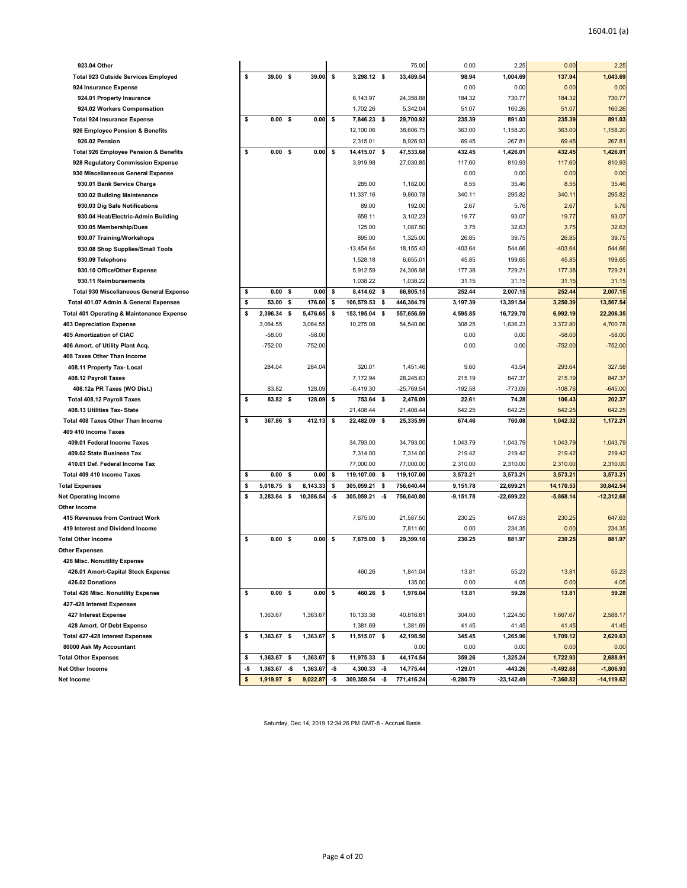| | | | | | | | | |
|---|---|---|---|---|---|---|---|---|
| 923.04 Other | | | | 75.00 | 0.00 | 2.25 | 0.00 | 2.25 |
| **Total 923 Outside Services Employed** | **$ 39.00** | **$ 39.00** | **$ 3,298.12** | **$ 33,489.54** | **98.94** | **1,004.69** | **137.94** | **1,043.69** |
| 924 Insurance Expense | | | | | 0.00 | 0.00 | 0.00 | 0.00 |
| 924.01 Property Insurance | | | 6,143.97 | 24,358.88 | 184.32 | 730.77 | 184.32 | 730.77 |
| 924.02 Workers Compensation | | | 1,702.26 | 5,342.04 | 51.07 | 160.26 | 51.07 | 160.26 |
| **Total 924 Insurance Expense** | **$ 0.00** | **$ 0.00** | **$ 7,846.23** | **$ 29,700.92** | **235.39** | **891.03** | **235.39** | **891.03** |
| 926 Employee Pension & Benefits | | | 12,100.06 | 38,606.75 | 363.00 | 1,158.20 | 363.00 | 1,158.20 |
| 926.02 Pension | | | 2,315.01 | 8,926.93 | 69.45 | 267.81 | 69.45 | 267.81 |
| **Total 926 Employee Pension & Benefits** | **$ 0.00** | **$ 0.00** | **$ 14,415.07** | **$ 47,533.68** | **432.45** | **1,426.01** | **432.45** | **1,426.01** |
| 928 Regulatory Commission Expense | | | 3,919.98 | 27,030.85 | 117.60 | 810.93 | 117.60 | 810.93 |
| 930 Miscellaneous General Expense | | | | | 0.00 | 0.00 | 0.00 | 0.00 |
| 930.01 Bank Service Charge | | | 285.00 | 1,182.00 | 8.55 | 35.46 | 8.55 | 35.46 |
| 930.02 Building Maintenance | | | 11,337.16 | 9,860.78 | 340.11 | 295.82 | 340.11 | 295.82 |
| 930.03 Dig Safe Notifications | | | 89.00 | 192.00 | 2.67 | 5.76 | 2.67 | 5.76 |
| 930.04 Heat/Electric-Admin Building | | | 659.11 | 3,102.23 | 19.77 | 93.07 | 19.77 | 93.07 |
| 930.05 Membership/Dues | | | 125.00 | 1,087.50 | 3.75 | 32.63 | 3.75 | 32.63 |
| 930.07 Training/Workshops | | | 895.00 | 1,325.00 | 26.85 | 39.75 | 26.85 | 39.75 |
| 930.08 Shop Supplies/Small Tools | | | -13,454.64 | 18,155.43 | -403.64 | 544.66 | -403.64 | 544.66 |
| 930.09 Telephone | | | 1,528.18 | 6,655.01 | 45.85 | 199.65 | 45.85 | 199.65 |
| 930.10 Office/Other Expense | | | 5,912.59 | 24,306.98 | 177.38 | 729.21 | 177.38 | 729.21 |
| 930.11 Reimbursements | | | 1,038.22 | 1,038.22 | 31.15 | 31.15 | 31.15 | 31.15 |
| **Total 930 Miscellaneous General Expense** | **$ 0.00** | **$ 0.00** | **$ 8,414.62** | **$ 66,905.15** | **252.44** | **2,007.15** | **252.44** | **2,007.15** |
| **Total 401.07 Admin & General Expenses** | **$ 53.00** | **$ 176.00** | **$ 106,579.53** | **$ 446,384.79** | **3,197.39** | **13,391.54** | **3,250.39** | **13,567.54** |
| **Total 401 Operating & Maintenance Expense** | **$ 2,396.34** | **$ 5,476.65** | **$ 153,195.04** | **$ 557,656.59** | **4,595.85** | **16,729.70** | **6,992.19** | **22,206.35** |
| 403 Depreciation Expense | 3,064.55 | 3,064.55 | 10,275.08 | 54,540.86 | 308.25 | 1,636.23 | 3,372.80 | 4,700.78 |
| 405 Amortization of CIAC | -58.00 | -58.00 | | | 0.00 | 0.00 | -58.00 | -58.00 |
| 406 Amort. of Utility Plant Acq. | -752.00 | -752.00 | | | 0.00 | 0.00 | -752.00 | -752.00 |
| 408 Taxes Other Than Income | | | | | | | | |
| 408.11 Property Tax- Local | 284.04 | 284.04 | 320.01 | 1,451.46 | 9.60 | 43.54 | 293.64 | 327.58 |
| 408.12 Payroll Taxes | | | 7,172.94 | 28,245.63 | 215.19 | 847.37 | 215.19 | 847.37 |
| 408.12a PR Taxes (WO Dist.) | 83.82 | 128.09 | -6,419.30 | -25,769.54 | -192.58 | -773.09 | -108.76 | -645.00 |
| **Total 408.12 Payroll Taxes** | **$ 83.82** | **$ 128.09** | **$ 753.64** | **$ 2,476.09** | **22.61** | **74.28** | **106.43** | **202.37** |
| 408.13 Utilities Tax- State | | | 21,408.44 | 21,408.44 | 642.25 | 642.25 | 642.25 | 642.25 |
| **Total 408 Taxes Other Than Income** | **$ 367.86** | **$ 412.13** | **$ 22,482.09** | **$ 25,335.99** | **674.46** | **760.08** | **1,042.32** | **1,172.21** |
| 409 410 Income Taxes | | | | | | | | |
| 409.01 Federal Income Taxes | | | 34,793.00 | 34,793.00 | 1,043.79 | 1,043.79 | 1,043.79 | 1,043.79 |
| 409.02 State Business Tax | | | 7,314.00 | 7,314.00 | 219.42 | 219.42 | 219.42 | 219.42 |
| 410.01 Def. Federal Income Tax | | | 77,000.00 | 77,000.00 | 2,310.00 | 2,310.00 | 2,310.00 | 2,310.00 |
| **Total 409 410 Income Taxes** | **$ 0.00** | **$ 0.00** | **$ 119,107.00** | **$ 119,107.00** | **3,573.21** | **3,573.21** | **3,573.21** | **3,573.21** |
| **Total Expenses** | **$ 5,018.75** | **$ 8,143.33** | **$ 305,059.21** | **$ 756,640.44** | **9,151.78** | **22,699.21** | **14,170.53** | **30,842.54** |
| **Net Operating Income** | **$ 3,283.64** | **$ 10,386.54** | **-$ 305,059.21** | **-$ 756,640.80** | **-9,151.78** | **-22,699.22** | **-5,868.14** | **-12,312.68** |
| **Other Income** | | | | | | | | |
| 415 Revenues from Contract Work | | | 7,675.00 | 21,587.50 | 230.25 | 647.63 | 230.25 | 647.63 |
| 419 Interest and Dividend Income | | | | 7,811.60 | 0.00 | 234.35 | 0.00 | 234.35 |
| **Total Other Income** | **$ 0.00** | **$ 0.00** | **$ 7,675.00** | **$ 29,399.10** | **230.25** | **881.97** | **230.25** | **881.97** |
| **Other Expenses** | | | | | | | | |
| 426 Misc. Nonutility Expense | | | | | | | | |
| 426.01 Amort-Capital Stock Expense | | | 460.26 | 1,841.04 | 13.81 | 55.23 | 13.81 | 55.23 |
| 426.02 Donations | | | | 135.00 | 0.00 | 4.05 | 0.00 | 4.05 |
| **Total 426 Misc. Nonutility Expense** | **$ 0.00** | **$ 0.00** | **$ 460.26** | **$ 1,976.04** | **13.81** | **59.28** | **13.81** | **59.28** |
| 427-428 Interest Expenses | | | | | | | | |
| 427 Interest Expense | 1,363.67 | 1,363.67 | 10,133.38 | 40,816.81 | 304.00 | 1,224.50 | 1,667.67 | 2,588.17 |
| 428 Amort. Of Debt Expense | | | 1,381.69 | 1,381.69 | 41.45 | 41.45 | 41.45 | 41.45 |
| **Total 427-428 Interest Expenses** | **$ 1,363.67** | **$ 1,363.67** | **$ 11,515.07** | **$ 42,198.50** | **345.45** | **1,265.96** | **1,709.12** | **2,629.63** |
| 80000 Ask My Accountant | | | | 0.00 | 0.00 | 0.00 | 0.00 | 0.00 |
| **Total Other Expenses** | **$ 1,363.67** | **$ 1,363.67** | **$ 11,975.33** | **$ 44,174.54** | **359.26** | **1,325.24** | **1,722.93** | **2,688.91** |
| **Net Other Income** | **-$ 1,363.67** | **-$ 1,363.67** | **-$ 4,300.33** | **-$ 14,775.44** | **-129.01** | **-443.26** | **-1,492.68** | **-1,806.93** |
| **Net Income** | **$ 1,919.97** | **$ 9,022.87** | **-$ 309,359.54** | **-$ 771,416.24** | **-9,280.79** | **-23,142.49** | **-7,360.82** | **-14,119.62** |

Saturday, Dec 14, 2019 12:34:26 PM GMT-8 - Accrual Basis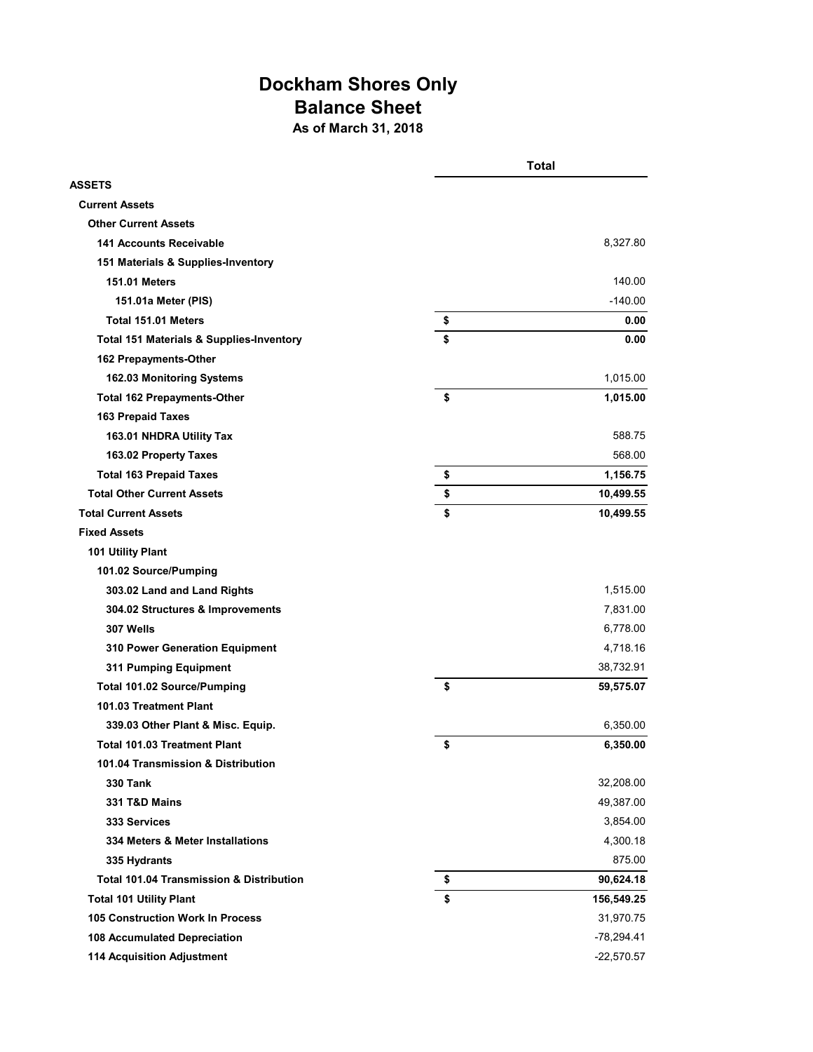# Dockham Shores Only
## Balance Sheet
### As of March 31, 2018

| | Total |
|---|---|
| **ASSETS** | |
| **Current Assets** | |
| **Other Current Assets** | |
| **141 Accounts Receivable** | 8,327.80 |
| **151 Materials & Supplies-Inventory** | |
| **151.01 Meters** | 140.00 |
| **151.01a Meter (PIS)** | -140.00 |
| **Total 151.01 Meters** | **$ 0.00** |
| **Total 151 Materials & Supplies-Inventory** | **$ 0.00** |
| **162 Prepayments-Other** | |
| **162.03 Monitoring Systems** | 1,015.00 |
| **Total 162 Prepayments-Other** | **$ 1,015.00** |
| **163 Prepaid Taxes** | |
| **163.01 NHDRA Utility Tax** | 588.75 |
| **163.02 Property Taxes** | 568.00 |
| **Total 163 Prepaid Taxes** | **$ 1,156.75** |
| **Total Other Current Assets** | **$ 10,499.55** |
| **Total Current Assets** | **$ 10,499.55** |
| **Fixed Assets** | |
| **101 Utility Plant** | |
| **101.02 Source/Pumping** | |
| **303.02 Land and Land Rights** | 1,515.00 |
| **304.02 Structures & Improvements** | 7,831.00 |
| **307 Wells** | 6,778.00 |
| **310 Power Generation Equipment** | 4,718.16 |
| **311 Pumping Equipment** | 38,732.91 |
| **Total 101.02 Source/Pumping** | **$ 59,575.07** |
| **101.03 Treatment Plant** | |
| **339.03 Other Plant & Misc. Equip.** | 6,350.00 |
| **Total 101.03 Treatment Plant** | **$ 6,350.00** |
| **101.04 Transmission & Distribution** | |
| **330 Tank** | 32,208.00 |
| **331 T&D Mains** | 49,387.00 |
| **333 Services** | 3,854.00 |
| **334 Meters & Meter Installations** | 4,300.18 |
| **335 Hydrants** | 875.00 |
| **Total 101.04 Transmission & Distribution** | **$ 90,624.18** |
| **Total 101 Utility Plant** | **$ 156,549.25** |
| **105 Construction Work In Process** | 31,970.75 |
| **108 Accumulated Depreciation** | -78,294.41 |
| **114 Acquisition Adjustment** | -22,570.57 |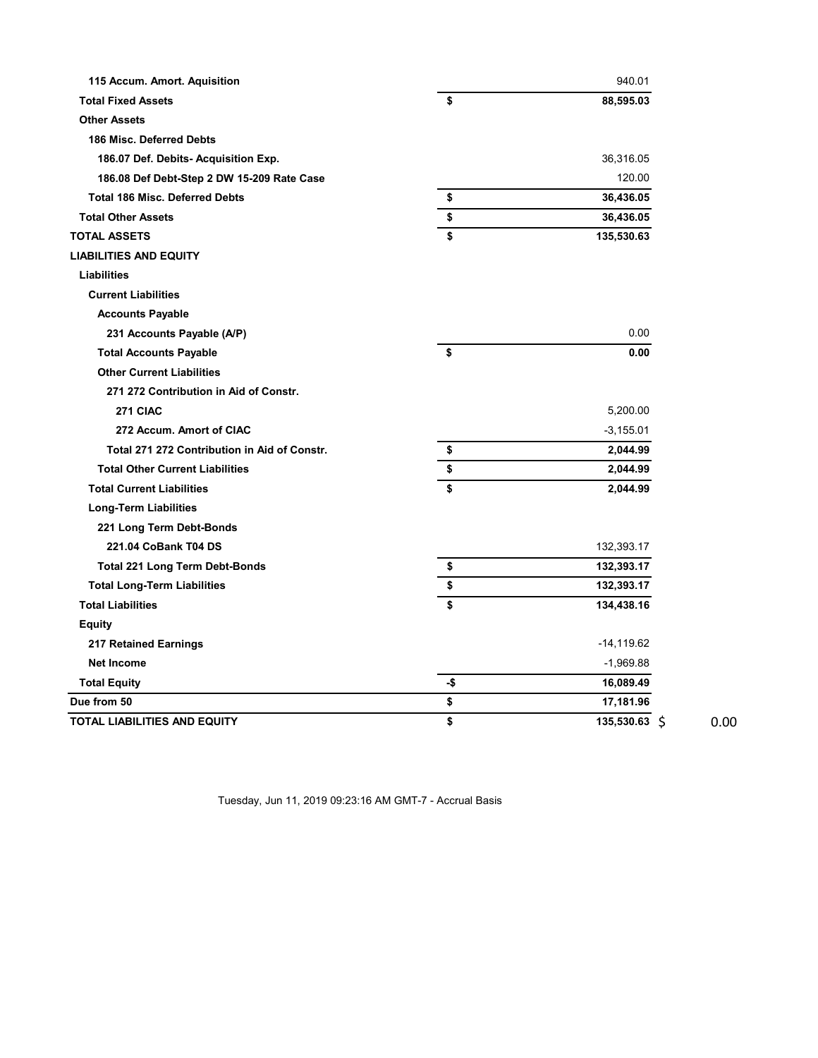| | | | |
|---|---|---|---|
| 115 Accum. Amort. Aquisition | | 940.01 | |
| Total Fixed Assets | $ | 88,595.03 | |
| Other Assets | | | |
| 186 Misc. Deferred Debts | | | |
| 186.07 Def. Debits- Acquisition Exp. | | 36,316.05 | |
| 186.08 Def Debt-Step 2 DW 15-209 Rate Case | | 120.00 | |
| Total 186 Misc. Deferred Debts | $ | 36,436.05 | |
| Total Other Assets | $ | 36,436.05 | |
| TOTAL ASSETS | $ | 135,530.63 | |
| LIABILITIES AND EQUITY | | | |
| Liabilities | | | |
| Current Liabilities | | | |
| Accounts Payable | | | |
| 231 Accounts Payable (A/P) | | 0.00 | |
| Total Accounts Payable | $ | 0.00 | |
| Other Current Liabilities | | | |
| 271 272 Contribution in Aid of Constr. | | | |
| 271 CIAC | | 5,200.00 | |
| 272 Accum. Amort of CIAC | | -3,155.01 | |
| Total 271 272 Contribution in Aid of Constr. | $ | 2,044.99 | |
| Total Other Current Liabilities | $ | 2,044.99 | |
| Total Current Liabilities | $ | 2,044.99 | |
| Long-Term Liabilities | | | |
| 221 Long Term Debt-Bonds | | | |
| 221.04 CoBank T04 DS | | 132,393.17 | |
| Total 221 Long Term Debt-Bonds | $ | 132,393.17 | |
| Total Long-Term Liabilities | $ | 132,393.17 | |
| Total Liabilities | $ | 134,438.16 | |
| Equity | | | |
| 217 Retained Earnings | | -14,119.62 | |
| Net Income | | -1,969.88 | |
| Total Equity | -$ | 16,089.49 | |
| Due from 50 | $ | 17,181.96 | |
| TOTAL LIABILITIES AND EQUITY | $ | 135,530.63 | $ 0.00 |

Tuesday, Jun 11, 2019 09:23:16 AM GMT-7 - Accrual Basis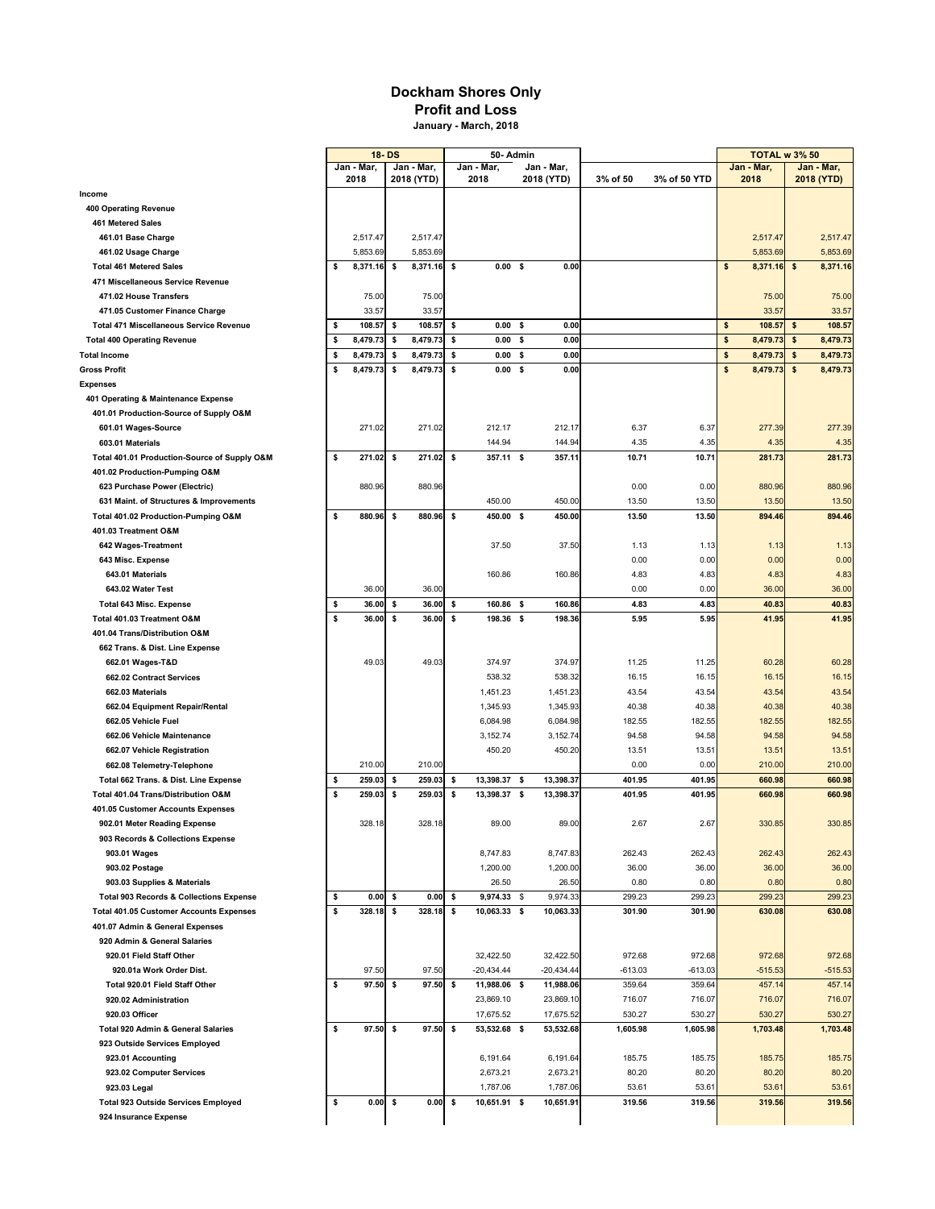# Dockham Shores Only
## Profit and Loss
**January - March, 2018**

| | 18- DS | | 50- Admin | | | | TOTAL w 3% 50 | |
|---|---|---|---|---|---|---|---|---|
| | Jan - Mar, 2018 | Jan - Mar, 2018 (YTD) | Jan - Mar, 2018 | Jan - Mar, 2018 (YTD) | 3% of 50 | 3% of 50 YTD | Jan - Mar, 2018 | Jan - Mar, 2018 (YTD) |
| **Income** | | | | | | | | |
| **400 Operating Revenue** | | | | | | | | |
| **461 Metered Sales** | | | | | | | | |
| **461.01 Base Charge** | 2,517.47 | 2,517.47 | | | | | 2,517.47 | 2,517.47 |
| **461.02 Usage Charge** | 5,853.69 | 5,853.69 | | | | | 5,853.69 | 5,853.69 |
| **Total 461 Metered Sales** | $ 8,371.16 | $ 8,371.16 | $ 0.00 | $ 0.00 | | | $ 8,371.16 | $ 8,371.16 |
| **471 Miscellaneous Service Revenue** | | | | | | | | |
| **471.02 House Transfers** | 75.00 | 75.00 | | | | | 75.00 | 75.00 |
| **471.05 Customer Finance Charge** | 33.57 | 33.57 | | | | | 33.57 | 33.57 |
| **Total 471 Miscellaneous Service Revenue** | $ 108.57 | $ 108.57 | $ 0.00 | $ 0.00 | | | $ 108.57 | $ 108.57 |
| **Total 400 Operating Revenue** | $ 8,479.73 | $ 8,479.73 | $ 0.00 | $ 0.00 | | | $ 8,479.73 | $ 8,479.73 |
| **Total Income** | $ 8,479.73 | $ 8,479.73 | $ 0.00 | $ 0.00 | | | $ 8,479.73 | $ 8,479.73 |
| **Gross Profit** | $ 8,479.73 | $ 8,479.73 | $ 0.00 | $ 0.00 | | | $ 8,479.73 | $ 8,479.73 |
| **Expenses** | | | | | | | | |
| **401 Operating & Maintenance Expense** | | | | | | | | |
| **401.01 Production-Source of Supply O&M** | | | | | | | | |
| **601.01 Wages-Source** | 271.02 | 271.02 | 212.17 | 212.17 | 6.37 | 6.37 | 277.39 | 277.39 |
| **603.01 Materials** | | | 144.94 | 144.94 | 4.35 | 4.35 | 4.35 | 4.35 |
| **Total 401.01 Production-Source of Supply O&M** | $ 271.02 | $ 271.02 | $ 357.11 | $ 357.11 | 10.71 | 10.71 | 281.73 | 281.73 |
| **401.02 Production-Pumping O&M** | | | | | | | | |
| **623 Purchase Power (Electric)** | 880.96 | 880.96 | | | 0.00 | 0.00 | 880.96 | 880.96 |
| **631 Maint. of Structures & Improvements** | | | 450.00 | 450.00 | 13.50 | 13.50 | 13.50 | 13.50 |
| **Total 401.02 Production-Pumping O&M** | $ 880.96 | $ 880.96 | $ 450.00 | $ 450.00 | 13.50 | 13.50 | 894.46 | 894.46 |
| **401.03 Treatment O&M** | | | | | | | | |
| **642 Wages-Treatment** | | | 37.50 | 37.50 | 1.13 | 1.13 | 1.13 | 1.13 |
| **643 Misc. Expense** | | | | | 0.00 | 0.00 | 0.00 | 0.00 |
| **643.01 Materials** | | | 160.86 | 160.86 | 4.83 | 4.83 | 4.83 | 4.83 |
| **643.02 Water Test** | 36.00 | 36.00 | | | 0.00 | 0.00 | 36.00 | 36.00 |
| **Total 643 Misc. Expense** | $ 36.00 | $ 36.00 | $ 160.86 | $ 160.86 | 4.83 | 4.83 | 40.83 | 40.83 |
| **Total 401.03 Treatment O&M** | $ 36.00 | $ 36.00 | $ 198.36 | $ 198.36 | 5.95 | 5.95 | 41.95 | 41.95 |
| **401.04 Trans/Distribution O&M** | | | | | | | | |
| **662 Trans. & Dist. Line Expense** | | | | | | | | |
| **662.01 Wages-T&D** | 49.03 | 49.03 | 374.97 | 374.97 | 11.25 | 11.25 | 60.28 | 60.28 |
| **662.02 Contract Services** | | | 538.32 | 538.32 | 16.15 | 16.15 | 16.15 | 16.15 |
| **662.03 Materials** | | | 1,451.23 | 1,451.23 | 43.54 | 43.54 | 43.54 | 43.54 |
| **662.04 Equipment Repair/Rental** | | | 1,345.93 | 1,345.93 | 40.38 | 40.38 | 40.38 | 40.38 |
| **662.05 Vehicle Fuel** | | | 6,084.98 | 6,084.98 | 182.55 | 182.55 | 182.55 | 182.55 |
| **662.06 Vehicle Maintenance** | | | 3,152.74 | 3,152.74 | 94.58 | 94.58 | 94.58 | 94.58 |
| **662.07 Vehicle Registration** | | | 450.20 | 450.20 | 13.51 | 13.51 | 13.51 | 13.51 |
| **662.08 Telemetry-Telephone** | 210.00 | 210.00 | | | 0.00 | 0.00 | 210.00 | 210.00 |
| **Total 662 Trans. & Dist. Line Expense** | $ 259.03 | $ 259.03 | $ 13,398.37 | $ 13,398.37 | 401.95 | 401.95 | 660.98 | 660.98 |
| **Total 401.04 Trans/Distribution O&M** | $ 259.03 | $ 259.03 | $ 13,398.37 | $ 13,398.37 | 401.95 | 401.95 | 660.98 | 660.98 |
| **401.05 Customer Accounts Expenses** | | | | | | | | |
| **902.01 Meter Reading Expense** | 328.18 | 328.18 | 89.00 | 89.00 | 2.67 | 2.67 | 330.85 | 330.85 |
| **903 Records & Collections Expense** | | | | | | | | |
| **903.01 Wages** | | | 8,747.83 | 8,747.83 | 262.43 | 262.43 | 262.43 | 262.43 |
| **903.02 Postage** | | | 1,200.00 | 1,200.00 | 36.00 | 36.00 | 36.00 | 36.00 |
| **903.03 Supplies & Materials** | | | 26.50 | 26.50 | 0.80 | 0.80 | 0.80 | 0.80 |
| **Total 903 Records & Collections Expense** | $ 0.00 | $ 0.00 | $ 9,974.33 | $ 9,974.33 | 299.23 | 299.23 | 299.23 | 299.23 |
| **Total 401.05 Customer Accounts Expenses** | $ 328.18 | $ 328.18 | $ 10,063.33 | $ 10,063.33 | 301.90 | 301.90 | 630.08 | 630.08 |
| **401.07 Admin & General Expenses** | | | | | | | | |
| **920 Admin & General Salaries** | | | | | | | | |
| **920.01 Field Staff Other** | | | 32,422.50 | 32,422.50 | 972.68 | 972.68 | 972.68 | 972.68 |
| **920.01a Work Order Dist.** | 97.50 | 97.50 | -20,434.44 | -20,434.44 | -613.03 | -613.03 | -515.53 | -515.53 |
| **Total 920.01 Field Staff Other** | $ 97.50 | $ 97.50 | $ 11,988.06 | $ 11,988.06 | 359.64 | 359.64 | 457.14 | 457.14 |
| **920.02 Administration** | | | 23,869.10 | 23,869.10 | 716.07 | 716.07 | 716.07 | 716.07 |
| **920.03 Officer** | | | 17,675.52 | 17,675.52 | 530.27 | 530.27 | 530.27 | 530.27 |
| **Total 920 Admin & General Salaries** | $ 97.50 | $ 97.50 | $ 53,532.68 | $ 53,532.68 | 1,605.98 | 1,605.98 | 1,703.48 | 1,703.48 |
| **923 Outside Services Employed** | | | | | | | | |
| **923.01 Accounting** | | | 6,191.64 | 6,191.64 | 185.75 | 185.75 | 185.75 | 185.75 |
| **923.02 Computer Services** | | | 2,673.21 | 2,673.21 | 80.20 | 80.20 | 80.20 | 80.20 |
| **923.03 Legal** | | | 1,787.06 | 1,787.06 | 53.61 | 53.61 | 53.61 | 53.61 |
| **Total 923 Outside Services Employed** | $ 0.00 | $ 0.00 | $ 10,651.91 | $ 10,651.91 | 319.56 | 319.56 | 319.56 | 319.56 |
| **924 Insurance Expense** | | | | | | | | |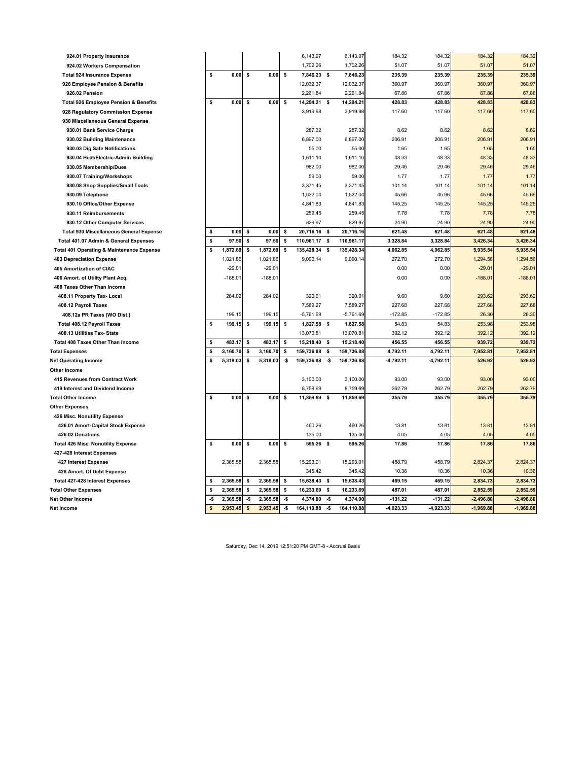| | | | | | | | |
|---|---|---|---|---|---|---|---|
| 924.01 Property Insurance | | | 6,143.97 | 6,143.97 | 184.32 | 184.32 | 184.32 | 184.32 |
| 924.02 Workers Compensation | | | 1,702.26 | 1,702.26 | 51.07 | 51.07 | 51.07 | 51.07 |
| Total 924 Insurance Expense | $ 0.00 | $ 0.00 | $ 7,846.23 | $ 7,846.23 | 235.39 | 235.39 | 235.39 | 235.39 |
| 926 Employee Pension & Benefits | | | 12,032.37 | 12,032.37 | 360.97 | 360.97 | 360.97 | 360.97 |
| 926.02 Pension | | | 2,261.84 | 2,261.84 | 67.86 | 67.86 | 67.86 | 67.86 |
| Total 926 Employee Pension & Benefits | $ 0.00 | $ 0.00 | $ 14,294.21 | $ 14,294.21 | 428.83 | 428.83 | 428.83 | 428.83 |
| 928 Regulatory Commission Expense | | | 3,919.98 | 3,919.98 | 117.60 | 117.60 | 117.60 | 117.60 |
| 930 Miscellaneous General Expense | | | | | | | | |
| 930.01 Bank Service Charge | | | 287.32 | 287.32 | 8.62 | 8.62 | 8.62 | 8.62 |
| 930.02 Building Maintenance | | | 6,897.00 | 6,897.00 | 206.91 | 206.91 | 206.91 | 206.91 |
| 930.03 Dig Safe Notifications | | | 55.00 | 55.00 | 1.65 | 1.65 | 1.65 | 1.65 |
| 930.04 Heat/Electric-Admin Building | | | 1,611.10 | 1,611.10 | 48.33 | 48.33 | 48.33 | 48.33 |
| 930.05 Membership/Dues | | | 982.00 | 982.00 | 29.46 | 29.46 | 29.46 | 29.46 |
| 930.07 Training/Workshops | | | 59.00 | 59.00 | 1.77 | 1.77 | 1.77 | 1.77 |
| 930.08 Shop Supplies/Small Tools | | | 3,371.45 | 3,371.45 | 101.14 | 101.14 | 101.14 | 101.14 |
| 930.09 Telephone | | | 1,522.04 | 1,522.04 | 45.66 | 45.66 | 45.66 | 45.66 |
| 930.10 Office/Other Expense | | | 4,841.83 | 4,841.83 | 145.25 | 145.25 | 145.25 | 145.25 |
| 930.11 Reimbursements | | | 259.45 | 259.45 | 7.78 | 7.78 | 7.78 | 7.78 |
| 930.12 Other Computer Services | | | 829.97 | 829.97 | 24.90 | 24.90 | 24.90 | 24.90 |
| Total 930 Miscellaneous General Expense | $ 0.00 | $ 0.00 | $ 20,716.16 | $ 20,716.16 | 621.48 | 621.48 | 621.48 | 621.48 |
| Total 401.07 Admin & General Expenses | $ 97.50 | $ 97.50 | $ 110,961.17 | $ 110,961.17 | 3,328.84 | 3,328.84 | 3,426.34 | 3,426.34 |
| Total 401 Operating & Maintenance Expense | $ 1,872.69 | $ 1,872.69 | $ 135,428.34 | $ 135,428.34 | 4,062.85 | 4,062.85 | 5,935.54 | 5,935.54 |
| 403 Depreciation Expense | 1,021.86 | 1,021.86 | 9,090.14 | 9,090.14 | 272.70 | 272.70 | 1,294.56 | 1,294.56 |
| 405 Amortization of CIAC | -29.01 | -29.01 | | | 0.00 | 0.00 | -29.01 | -29.01 |
| 406 Amort. of Utility Plant Acq. | -188.01 | -188.01 | | | 0.00 | 0.00 | -188.01 | -188.01 |
| 408 Taxes Other Than Income | | | | | | | | |
| 408.11 Property Tax- Local | 284.02 | 284.02 | 320.01 | 320.01 | 9.60 | 9.60 | 293.62 | 293.62 |
| 408.12 Payroll Taxes | | | 7,589.27 | 7,589.27 | 227.68 | 227.68 | 227.68 | 227.68 |
| 408.12a PR Taxes (WO Dist.) | 199.15 | 199.15 | -5,761.69 | -5,761.69 | -172.85 | -172.85 | 26.30 | 26.30 |
| Total 408.12 Payroll Taxes | $ 199.15 | $ 199.15 | $ 1,827.58 | $ 1,827.58 | 54.83 | 54.83 | 253.98 | 253.98 |
| 408.13 Utilities Tax- State | | | 13,070.81 | 13,070.81 | 392.12 | 392.12 | 392.12 | 392.12 |
| Total 408 Taxes Other Than Income | $ 483.17 | $ 483.17 | $ 15,218.40 | $ 15,218.40 | 456.55 | 456.55 | 939.72 | 939.72 |
| Total Expenses | $ 3,160.70 | $ 3,160.70 | $ 159,736.88 | $ 159,736.88 | 4,792.11 | 4,792.11 | 7,952.81 | 7,952.81 |
| Net Operating Income | $ 5,319.03 | $ 5,319.03 | -$ 159,736.88 | -$ 159,736.88 | -4,792.11 | -4,792.11 | 526.92 | 526.92 |
| Other Income | | | | | | | | |
| 415 Revenues from Contract Work | | | 3,100.00 | 3,100.00 | 93.00 | 93.00 | 93.00 | 93.00 |
| 419 Interest and Dividend Income | | | 8,759.69 | 8,759.69 | 262.79 | 262.79 | 262.79 | 262.79 |
| Total Other Income | $ 0.00 | $ 0.00 | $ 11,859.69 | $ 11,859.69 | 355.79 | 355.79 | 355.79 | 355.79 |
| Other Expenses | | | | | | | | |
| 426 Misc. Nonutility Expense | | | | | | | | |
| 426.01 Amort-Capital Stock Expense | | | 460.26 | 460.26 | 13.81 | 13.81 | 13.81 | 13.81 |
| 426.02 Donations | | | 135.00 | 135.00 | 4.05 | 4.05 | 4.05 | 4.05 |
| Total 426 Misc. Nonutility Expense | $ 0.00 | $ 0.00 | $ 595.26 | $ 595.26 | 17.86 | 17.86 | 17.86 | 17.86 |
| 427-428 Interest Expenses | | | | | | | | |
| 427 Interest Expense | 2,365.58 | 2,365.58 | 15,293.01 | 15,293.01 | 458.79 | 458.79 | 2,824.37 | 2,824.37 |
| 428 Amort. Of Debt Expense | | | 345.42 | 345.42 | 10.36 | 10.36 | 10.36 | 10.36 |
| Total 427-428 Interest Expenses | $ 2,365.58 | $ 2,365.58 | $ 15,638.43 | $ 15,638.43 | 469.15 | 469.15 | 2,834.73 | 2,834.73 |
| Total Other Expenses | $ 2,365.58 | $ 2,365.58 | $ 16,233.69 | $ 16,233.69 | 487.01 | 487.01 | 2,852.59 | 2,852.59 |
| Net Other Income | -$ 2,365.58 | -$ 2,365.58 | -$ 4,374.00 | -$ 4,374.00 | -131.22 | -131.22 | -2,496.80 | -2,496.80 |
| Net Income | $ 2,953.45 | $ 2,953.45 | -$ 164,110.88 | -$ 164,110.88 | -4,923.33 | -4,923.33 | -1,969.88 | -1,969.88 |

Saturday, Dec 14, 2019 12:51:20 PM GMT-8 - Accrual Basis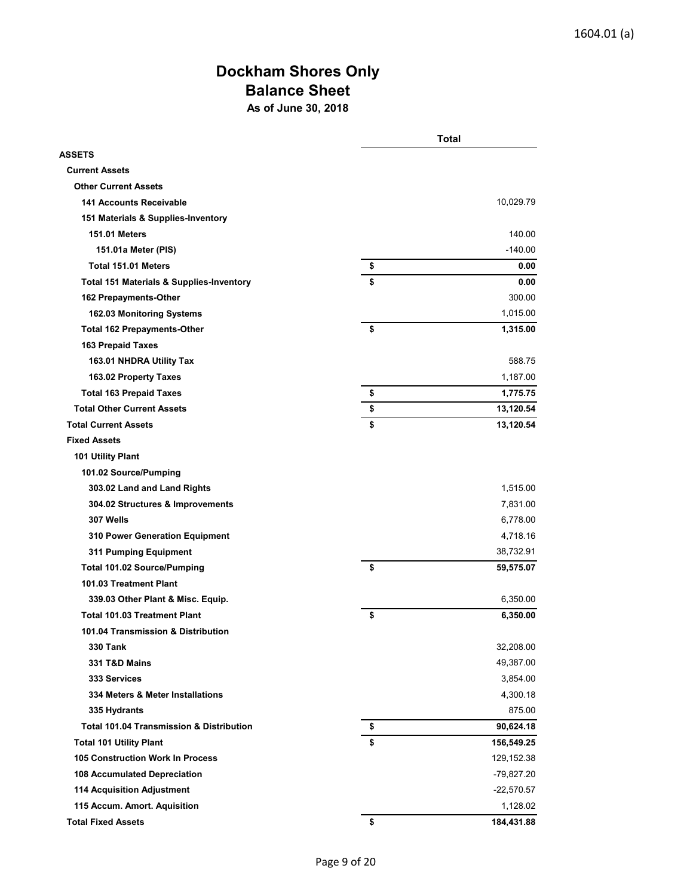# Dockham Shores Only

## Balance Sheet

**As of June 30, 2018**

| | Total |
|---|---|
| **ASSETS** | |
| **Current Assets** | |
| **Other Current Assets** | |
| **141 Accounts Receivable** | 10,029.79 |
| **151 Materials & Supplies-Inventory** | |
| **151.01 Meters** | 140.00 |
| **151.01a Meter (PIS)** | -140.00 |
| **Total 151.01 Meters** | **$ 0.00** |
| **Total 151 Materials & Supplies-Inventory** | **$ 0.00** |
| **162 Prepayments-Other** | 300.00 |
| **162.03 Monitoring Systems** | 1,015.00 |
| **Total 162 Prepayments-Other** | **$ 1,315.00** |
| **163 Prepaid Taxes** | |
| **163.01 NHDRA Utility Tax** | 588.75 |
| **163.02 Property Taxes** | 1,187.00 |
| **Total 163 Prepaid Taxes** | **$ 1,775.75** |
| **Total Other Current Assets** | **$ 13,120.54** |
| **Total Current Assets** | **$ 13,120.54** |
| **Fixed Assets** | |
| **101 Utility Plant** | |
| **101.02 Source/Pumping** | |
| **303.02 Land and Land Rights** | 1,515.00 |
| **304.02 Structures & Improvements** | 7,831.00 |
| **307 Wells** | 6,778.00 |
| **310 Power Generation Equipment** | 4,718.16 |
| **311 Pumping Equipment** | 38,732.91 |
| **Total 101.02 Source/Pumping** | **$ 59,575.07** |
| **101.03 Treatment Plant** | |
| **339.03 Other Plant & Misc. Equip.** | 6,350.00 |
| **Total 101.03 Treatment Plant** | **$ 6,350.00** |
| **101.04 Transmission & Distribution** | |
| **330 Tank** | 32,208.00 |
| **331 T&D Mains** | 49,387.00 |
| **333 Services** | 3,854.00 |
| **334 Meters & Meter Installations** | 4,300.18 |
| **335 Hydrants** | 875.00 |
| **Total 101.04 Transmission & Distribution** | **$ 90,624.18** |
| **Total 101 Utility Plant** | **$ 156,549.25** |
| **105 Construction Work In Process** | 129,152.38 |
| **108 Accumulated Depreciation** | -79,827.20 |
| **114 Acquisition Adjustment** | -22,570.57 |
| **115 Accum. Amort. Aquisition** | 1,128.02 |
| **Total Fixed Assets** | **$ 184,431.88** |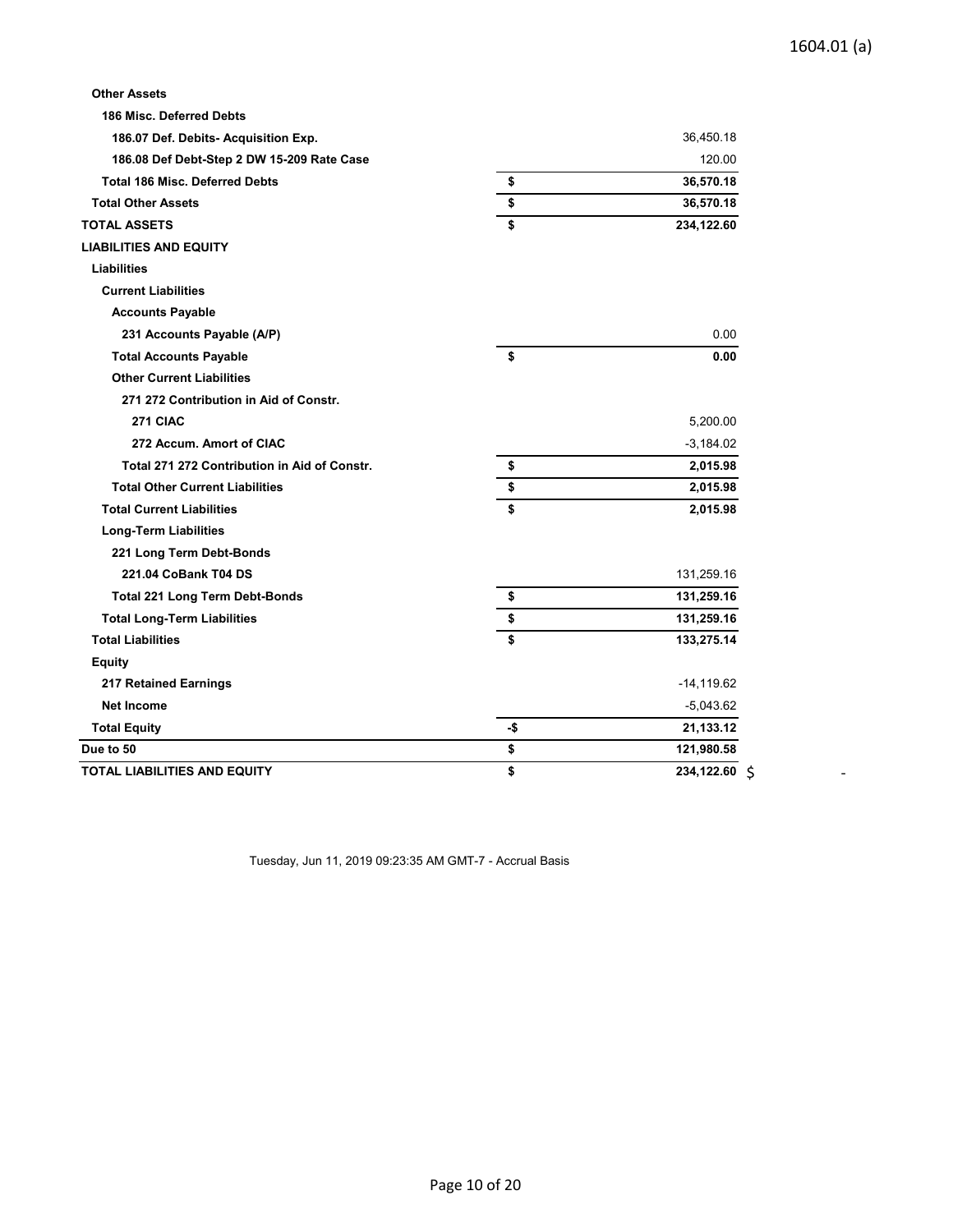1604.01 (a)

| | | |
|---|---|---|
| **Other Assets** | | |
| **186 Misc. Deferred Debts** | | |
| **186.07 Def. Debits- Acquisition Exp.** | | 36,450.18 |
| **186.08 Def Debt-Step 2 DW 15-209 Rate Case** | | 120.00 |
| **Total 186 Misc. Deferred Debts** | **$** | **36,570.18** |
| **Total Other Assets** | **$** | **36,570.18** |
| **TOTAL ASSETS** | **$** | **234,122.60** |
| **LIABILITIES AND EQUITY** | | |
| **Liabilities** | | |
| **Current Liabilities** | | |
| **Accounts Payable** | | |
| **231 Accounts Payable (A/P)** | | 0.00 |
| **Total Accounts Payable** | **$** | **0.00** |
| **Other Current Liabilities** | | |
| **271 272 Contribution in Aid of Constr.** | | |
| **271 CIAC** | | 5,200.00 |
| **272 Accum. Amort of CIAC** | | -3,184.02 |
| **Total 271 272 Contribution in Aid of Constr.** | **$** | **2,015.98** |
| **Total Other Current Liabilities** | **$** | **2,015.98** |
| **Total Current Liabilities** | **$** | **2,015.98** |
| **Long-Term Liabilities** | | |
| **221 Long Term Debt-Bonds** | | |
| **221.04 CoBank T04 DS** | | 131,259.16 |
| **Total 221 Long Term Debt-Bonds** | **$** | **131,259.16** |
| **Total Long-Term Liabilities** | **$** | **131,259.16** |
| **Total Liabilities** | **$** | **133,275.14** |
| **Equity** | | |
| **217 Retained Earnings** | | -14,119.62 |
| **Net Income** | | -5,043.62 |
| **Total Equity** | **-$** | **21,133.12** |
| **Due to 50** | **$** | **121,980.58** |
| **TOTAL LIABILITIES AND EQUITY** | **$** | **234,122.60** $ - |

Tuesday, Jun 11, 2019 09:23:35 AM GMT-7 - Accrual Basis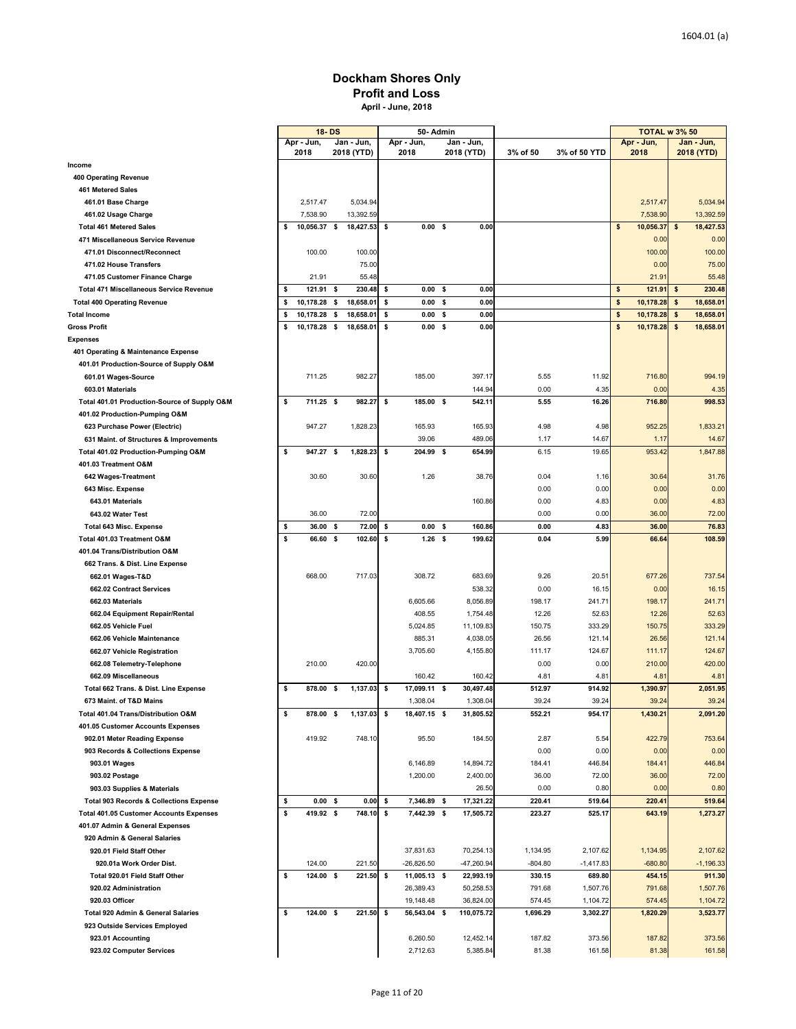1604.01 (a)

# Dockham Shores Only
## Profit and Loss
### April - June, 2018

| | 18- DS | | 50- Admin | | | | TOTAL w 3% 50 | |
|---|---|---|---|---|---|---|---|---|
| | Apr - Jun, 2018 | Jan - Jun, 2018 (YTD) | Apr - Jun, 2018 | Jan - Jun, 2018 (YTD) | 3% of 50 | 3% of 50 YTD | Apr - Jun, 2018 | Jan - Jun, 2018 (YTD) |
| **Income** | | | | | | | | |
| **400 Operating Revenue** | | | | | | | | |
| **461 Metered Sales** | | | | | | | | |
| **461.01 Base Charge** | 2,517.47 | 5,034.94 | | | | | 2,517.47 | 5,034.94 |
| **461.02 Usage Charge** | 7,538.90 | 13,392.59 | | | | | 7,538.90 | 13,392.59 |
| **Total 461 Metered Sales** | $ 10,056.37 | $ 18,427.53 | $ 0.00 | $ 0.00 | | | $ 10,056.37 | $ 18,427.53 |
| **471 Miscellaneous Service Revenue** | | | | | | | 0.00 | 0.00 |
| **471.01 Disconnect/Reconnect** | 100.00 | 100.00 | | | | | 100.00 | 100.00 |
| **471.02 House Transfers** | | 75.00 | | | | | 0.00 | 75.00 |
| **471.05 Customer Finance Charge** | 21.91 | 55.48 | | | | | 21.91 | 55.48 |
| **Total 471 Miscellaneous Service Revenue** | $ 121.91 | $ 230.48 | $ 0.00 | $ 0.00 | | | $ 121.91 | $ 230.48 |
| **Total 400 Operating Revenue** | $ 10,178.28 | $ 18,658.01 | $ 0.00 | $ 0.00 | | | $ 10,178.28 | $ 18,658.01 |
| **Total Income** | $ 10,178.28 | $ 18,658.01 | $ 0.00 | $ 0.00 | | | $ 10,178.28 | $ 18,658.01 |
| **Gross Profit** | $ 10,178.28 | $ 18,658.01 | $ 0.00 | $ 0.00 | | | $ 10,178.28 | $ 18,658.01 |
| **Expenses** | | | | | | | | |
| **401 Operating & Maintenance Expense** | | | | | | | | |
| **401.01 Production-Source of Supply O&M** | | | | | | | | |
| **601.01 Wages-Source** | 711.25 | 982.27 | 185.00 | 397.17 | 5.55 | 11.92 | 716.80 | 994.19 |
| **603.01 Materials** | | | | 144.94 | 0.00 | 4.35 | 0.00 | 4.35 |
| **Total 401.01 Production-Source of Supply O&M** | $ 711.25 | $ 982.27 | $ 185.00 | $ 542.11 | 5.55 | 16.26 | 716.80 | 998.53 |
| **401.02 Production-Pumping O&M** | | | | | | | | |
| **623 Purchase Power (Electric)** | 947.27 | 1,828.23 | 165.93 | 165.93 | 4.98 | 4.98 | 952.25 | 1,833.21 |
| **631 Maint. of Structures & Improvements** | | | 39.06 | 489.06 | 1.17 | 14.67 | 1.17 | 14.67 |
| **Total 401.02 Production-Pumping O&M** | $ 947.27 | $ 1,828.23 | $ 204.99 | $ 654.99 | 6.15 | 19.65 | 953.42 | 1,847.88 |
| **401.03 Treatment O&M** | | | | | | | | |
| **642 Wages-Treatment** | 30.60 | 30.60 | 1.26 | 38.76 | 0.04 | 1.16 | 30.64 | 31.76 |
| **643 Misc. Expense** | | | | | 0.00 | 0.00 | 0.00 | 0.00 |
| **643.01 Materials** | | | | 160.86 | 0.00 | 4.83 | 0.00 | 4.83 |
| **643.02 Water Test** | 36.00 | 72.00 | | | 0.00 | 0.00 | 36.00 | 72.00 |
| **Total 643 Misc. Expense** | $ 36.00 | $ 72.00 | $ 0.00 | $ 160.86 | 0.00 | 4.83 | 36.00 | 76.83 |
| **Total 401.03 Treatment O&M** | $ 66.60 | $ 102.60 | $ 1.26 | $ 199.62 | 0.04 | 5.99 | 66.64 | 108.59 |
| **401.04 Trans/Distribution O&M** | | | | | | | | |
| **662 Trans. & Dist. Line Expense** | | | | | | | | |
| **662.01 Wages-T&D** | 668.00 | 717.03 | 308.72 | 683.69 | 9.26 | 20.51 | 677.26 | 737.54 |
| **662.02 Contract Services** | | | | 538.32 | 0.00 | 16.15 | 0.00 | 16.15 |
| **662.03 Materials** | | | 6,605.66 | 8,056.89 | 198.17 | 241.71 | 198.17 | 241.71 |
| **662.04 Equipment Repair/Rental** | | | 408.55 | 1,754.48 | 12.26 | 52.63 | 12.26 | 52.63 |
| **662.05 Vehicle Fuel** | | | 5,024.85 | 11,109.83 | 150.75 | 333.29 | 150.75 | 333.29 |
| **662.06 Vehicle Maintenance** | | | 885.31 | 4,038.05 | 26.56 | 121.14 | 26.56 | 121.14 |
| **662.07 Vehicle Registration** | | | 3,705.60 | 4,155.80 | 111.17 | 124.67 | 111.17 | 124.67 |
| **662.08 Telemetry-Telephone** | 210.00 | 420.00 | | | 0.00 | 0.00 | 210.00 | 420.00 |
| **662.09 Miscellaneous** | | | 160.42 | 160.42 | 4.81 | 4.81 | 4.81 | 4.81 |
| **Total 662 Trans. & Dist. Line Expense** | $ 878.00 | $ 1,137.03 | $ 17,099.11 | $ 30,497.48 | 512.97 | 914.92 | 1,390.97 | 2,051.95 |
| **673 Maint. of T&D Mains** | | | 1,308.04 | 1,308.04 | 39.24 | 39.24 | 39.24 | 39.24 |
| **Total 401.04 Trans/Distribution O&M** | $ 878.00 | $ 1,137.03 | $ 18,407.15 | $ 31,805.52 | 552.21 | 954.17 | 1,430.21 | 2,091.20 |
| **401.05 Customer Accounts Expenses** | | | | | | | | |
| **902.01 Meter Reading Expense** | 419.92 | 748.10 | 95.50 | 184.50 | 2.87 | 5.54 | 422.79 | 753.64 |
| **903 Records & Collections Expense** | | | | | 0.00 | 0.00 | 0.00 | 0.00 |
| **903.01 Wages** | | | 6,146.89 | 14,894.72 | 184.41 | 446.84 | 184.41 | 446.84 |
| **903.02 Postage** | | | 1,200.00 | 2,400.00 | 36.00 | 72.00 | 36.00 | 72.00 |
| **903.03 Supplies & Materials** | | | | 26.50 | 0.00 | 0.80 | 0.00 | 0.80 |
| **Total 903 Records & Collections Expense** | $ 0.00 | $ 0.00 | $ 7,346.89 | $ 17,321.22 | 220.41 | 519.64 | 220.41 | 519.64 |
| **Total 401.05 Customer Accounts Expenses** | $ 419.92 | $ 748.10 | $ 7,442.39 | $ 17,505.72 | 223.27 | 525.17 | 643.19 | 1,273.27 |
| **401.07 Admin & General Expenses** | | | | | | | | |
| **920 Admin & General Salaries** | | | | | | | | |
| **920.01 Field Staff Other** | | | 37,831.63 | 70,254.13 | 1,134.95 | 2,107.62 | 1,134.95 | 2,107.62 |
| **920.01a Work Order Dist.** | 124.00 | 221.50 | -26,826.50 | -47,260.94 | -804.80 | -1,417.83 | -680.80 | -1,196.33 |
| **Total 920.01 Field Staff Other** | $ 124.00 | $ 221.50 | $ 11,005.13 | $ 22,993.19 | 330.15 | 689.80 | 454.15 | 911.30 |
| **920.02 Administration** | | | 26,389.43 | 50,258.53 | 791.68 | 1,507.76 | 791.68 | 1,507.76 |
| **920.03 Officer** | | | 19,148.48 | 36,824.00 | 574.45 | 1,104.72 | 574.45 | 1,104.72 |
| **Total 920 Admin & General Salaries** | $ 124.00 | $ 221.50 | $ 56,543.04 | $ 110,075.72 | 1,696.29 | 3,302.27 | 1,820.29 | 3,523.77 |
| **923 Outside Services Employed** | | | | | | | | |
| **923.01 Accounting** | | | 6,260.50 | 12,452.14 | 187.82 | 373.56 | 187.82 | 373.56 |
| **923.02 Computer Services** | | | 2,712.63 | 5,385.84 | 81.38 | 161.58 | 81.38 | 161.58 |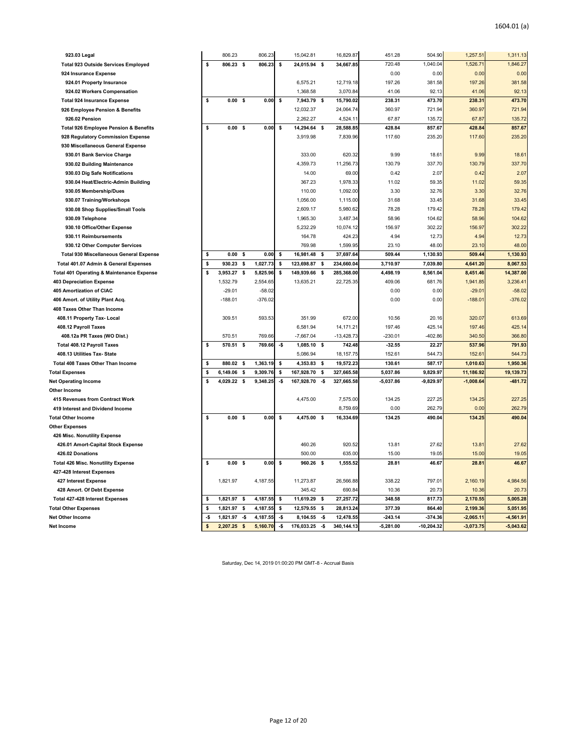| | | | | | | | | |
|---|---|---|---|---|---|---|---|---|
| 923.03 Legal | 806.23 | 806.23 | 15,042.81 | 16,829.87 | 451.28 | 504.90 | 1,257.51 | 1,311.13 |
| **Total 923 Outside Services Employed** | **$ 806.23** | **$ 806.23** | **$ 24,015.94** | **$ 34,667.85** | 720.48 | 1,040.04 | 1,526.71 | 1,846.27 |
| 924 Insurance Expense | | | | | 0.00 | 0.00 | 0.00 | 0.00 |
| 924.01 Property Insurance | | | 6,575.21 | 12,719.18 | 197.26 | 381.58 | 197.26 | 381.58 |
| 924.02 Workers Compensation | | | 1,368.58 | 3,070.84 | 41.06 | 92.13 | 41.06 | 92.13 |
| **Total 924 Insurance Expense** | **$ 0.00** | **$ 0.00** | **$ 7,943.79** | **$ 15,790.02** | **238.31** | **473.70** | **238.31** | **473.70** |
| 926 Employee Pension & Benefits | | | 12,032.37 | 24,064.74 | 360.97 | 721.94 | 360.97 | 721.94 |
| 926.02 Pension | | | 2,262.27 | 4,524.11 | 67.87 | 135.72 | 67.87 | 135.72 |
| **Total 926 Employee Pension & Benefits** | **$ 0.00** | **$ 0.00** | **$ 14,294.64** | **$ 28,588.85** | **428.84** | **857.67** | **428.84** | **857.67** |
| 928 Regulatory Commission Expense | | | 3,919.98 | 7,839.96 | 117.60 | 235.20 | 117.60 | 235.20 |
| 930 Miscellaneous General Expense | | | | | | | | |
| 930.01 Bank Service Charge | | | 333.00 | 620.32 | 9.99 | 18.61 | 9.99 | 18.61 |
| 930.02 Building Maintenance | | | 4,359.73 | 11,256.73 | 130.79 | 337.70 | 130.79 | 337.70 |
| 930.03 Dig Safe Notifications | | | 14.00 | 69.00 | 0.42 | 2.07 | 0.42 | 2.07 |
| 930.04 Heat/Electric-Admin Building | | | 367.23 | 1,978.33 | 11.02 | 59.35 | 11.02 | 59.35 |
| 930.05 Membership/Dues | | | 110.00 | 1,092.00 | 3.30 | 32.76 | 3.30 | 32.76 |
| 930.07 Training/Workshops | | | 1,056.00 | 1,115.00 | 31.68 | 33.45 | 31.68 | 33.45 |
| 930.08 Shop Supplies/Small Tools | | | 2,609.17 | 5,980.62 | 78.28 | 179.42 | 78.28 | 179.42 |
| 930.09 Telephone | | | 1,965.30 | 3,487.34 | 58.96 | 104.62 | 58.96 | 104.62 |
| 930.10 Office/Other Expense | | | 5,232.29 | 10,074.12 | 156.97 | 302.22 | 156.97 | 302.22 |
| 930.11 Reimbursements | | | 164.78 | 424.23 | 4.94 | 12.73 | 4.94 | 12.73 |
| 930.12 Other Computer Services | | | 769.98 | 1,599.95 | 23.10 | 48.00 | 23.10 | 48.00 |
| **Total 930 Miscellaneous General Expense** | **$ 0.00** | **$ 0.00** | **$ 16,981.48** | **$ 37,697.64** | **509.44** | **1,130.93** | **509.44** | **1,130.93** |
| **Total 401.07 Admin & General Expenses** | **$ 930.23** | **$ 1,027.73** | **$ 123,698.87** | **$ 234,660.04** | **3,710.97** | **7,039.80** | **4,641.20** | **8,067.53** |
| **Total 401 Operating & Maintenance Expense** | **$ 3,953.27** | **$ 5,825.96** | **$ 149,939.66** | **$ 285,368.00** | **4,498.19** | **8,561.04** | **8,451.46** | **14,387.00** |
| 403 Depreciation Expense | 1,532.79 | 2,554.65 | 13,635.21 | 22,725.35 | 409.06 | 681.76 | 1,941.85 | 3,236.41 |
| 405 Amortization of CIAC | -29.01 | -58.02 | | | 0.00 | 0.00 | -29.01 | -58.02 |
| 406 Amort. of Utility Plant Acq. | -188.01 | -376.02 | | | 0.00 | 0.00 | -188.01 | -376.02 |
| 408 Taxes Other Than Income | | | | | | | | |
| 408.11 Property Tax- Local | 309.51 | 593.53 | 351.99 | 672.00 | 10.56 | 20.16 | 320.07 | 613.69 |
| 408.12 Payroll Taxes | | | 6,581.94 | 14,171.21 | 197.46 | 425.14 | 197.46 | 425.14 |
| 408.12a PR Taxes (WO Dist.) | 570.51 | 769.66 | -7,667.04 | -13,428.73 | -230.01 | -402.86 | 340.50 | 366.80 |
| **Total 408.12 Payroll Taxes** | **$ 570.51** | **$ 769.66** | **-$ 1,085.10** | **$ 742.48** | **-32.55** | **22.27** | **537.96** | **791.93** |
| 408.13 Utilities Tax- State | | | 5,086.94 | 18,157.75 | 152.61 | 544.73 | 152.61 | 544.73 |
| **Total 408 Taxes Other Than Income** | **$ 880.02** | **$ 1,363.19** | **$ 4,353.83** | **$ 19,572.23** | **130.61** | **587.17** | **1,010.63** | **1,950.36** |
| **Total Expenses** | **$ 6,149.06** | **$ 9,309.76** | **$ 167,928.70** | **$ 327,665.58** | **5,037.86** | **9,829.97** | **11,186.92** | **19,139.73** |
| **Net Operating Income** | **$ 4,029.22** | **$ 9,348.25** | **-$ 167,928.70** | **-$ 327,665.58** | **-5,037.86** | **-9,829.97** | **-1,008.64** | **-481.72** |
| **Other Income** | | | | | | | | |
| 415 Revenues from Contract Work | | | 4,475.00 | 7,575.00 | 134.25 | 227.25 | 134.25 | 227.25 |
| 419 Interest and Dividend Income | | | | 8,759.69 | 0.00 | 262.79 | 0.00 | 262.79 |
| **Total Other Income** | **$ 0.00** | **$ 0.00** | **$ 4,475.00** | **$ 16,334.69** | **134.25** | **490.04** | **134.25** | **490.04** |
| **Other Expenses** | | | | | | | | |
| 426 Misc. Nonutility Expense | | | | | | | | |
| 426.01 Amort-Capital Stock Expense | | | 460.26 | 920.52 | 13.81 | 27.62 | 13.81 | 27.62 |
| 426.02 Donations | | | 500.00 | 635.00 | 15.00 | 19.05 | 15.00 | 19.05 |
| **Total 426 Misc. Nonutility Expense** | **$ 0.00** | **$ 0.00** | **$ 960.26** | **$ 1,555.52** | **28.81** | **46.67** | **28.81** | **46.67** |
| 427-428 Interest Expenses | | | | | | | | |
| 427 Interest Expense | 1,821.97 | 4,187.55 | 11,273.87 | 26,566.88 | 338.22 | 797.01 | 2,160.19 | 4,984.56 |
| 428 Amort. Of Debt Expense | | | 345.42 | 690.84 | 10.36 | 20.73 | 10.36 | 20.73 |
| **Total 427-428 Interest Expenses** | **$ 1,821.97** | **$ 4,187.55** | **$ 11,619.29** | **$ 27,257.72** | **348.58** | **817.73** | **2,170.55** | **5,005.28** |
| **Total Other Expenses** | **$ 1,821.97** | **$ 4,187.55** | **$ 12,579.55** | **$ 28,813.24** | **377.39** | **864.40** | **2,199.36** | **5,051.95** |
| **Net Other Income** | **-$ 1,821.97** | **-$ 4,187.55** | **-$ 8,104.55** | **-$ 12,478.55** | **-243.14** | **-374.36** | **-2,065.11** | **-4,561.91** |
| **Net Income** | **$ 2,207.25** | **$ 5,160.70** | **-$ 176,033.25** | **-$ 340,144.13** | **-5,281.00** | **-10,204.32** | **-3,073.75** | **-5,043.62** |

Saturday, Dec 14, 2019 01:00:20 PM GMT-8 - Accrual Basis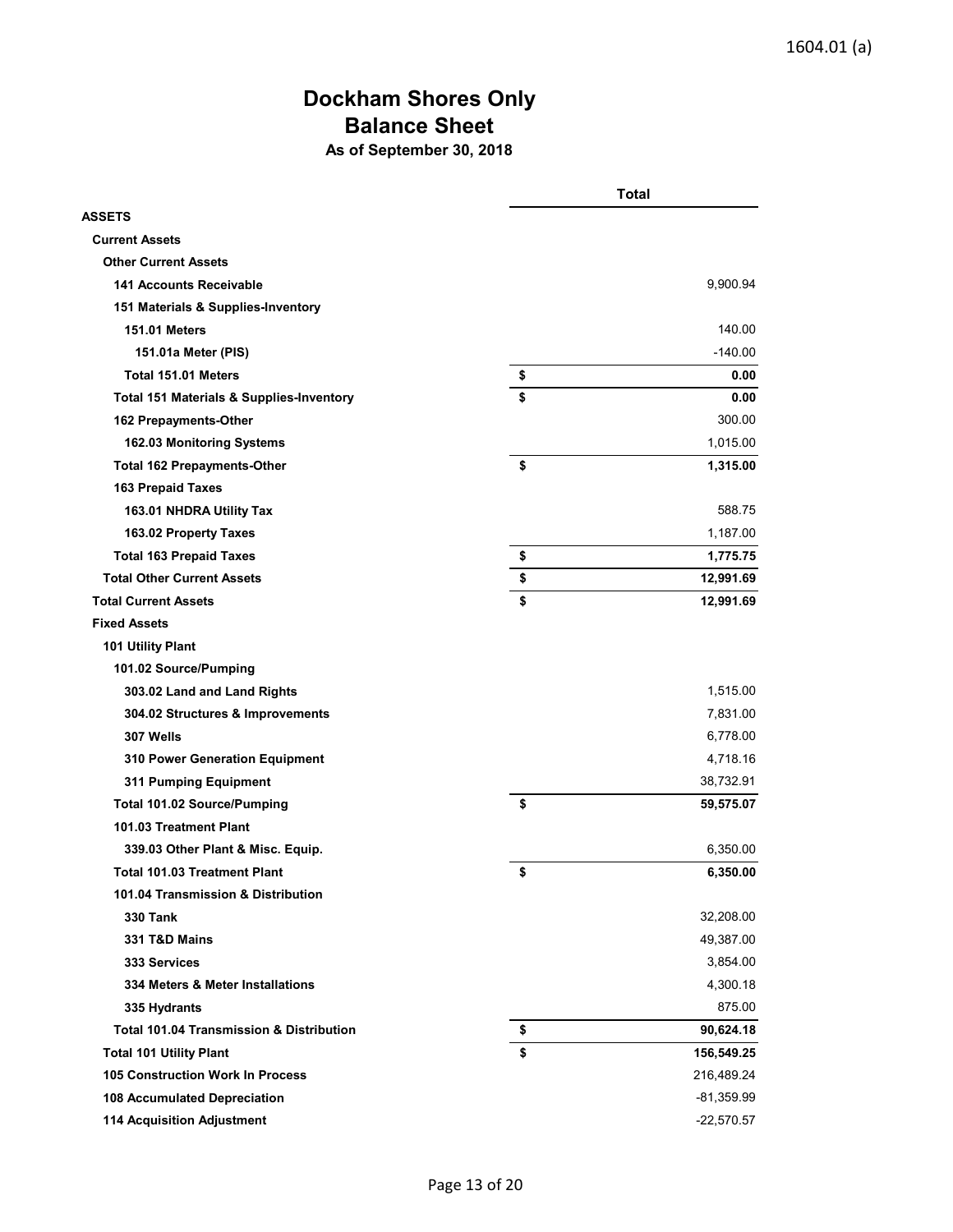# Dockham Shores Only
## Balance Sheet
### As of September 30, 2018

| | Total |
|---|---|
| **ASSETS** | |
| **Current Assets** | |
| **Other Current Assets** | |
| **141 Accounts Receivable** | 9,900.94 |
| **151 Materials & Supplies-Inventory** | |
| **151.01 Meters** | 140.00 |
| **151.01a Meter (PIS)** | -140.00 |
| **Total 151.01 Meters** | **$ 0.00** |
| **Total 151 Materials & Supplies-Inventory** | **$ 0.00** |
| **162 Prepayments-Other** | 300.00 |
| **162.03 Monitoring Systems** | 1,015.00 |
| **Total 162 Prepayments-Other** | **$ 1,315.00** |
| **163 Prepaid Taxes** | |
| **163.01 NHDRA Utility Tax** | 588.75 |
| **163.02 Property Taxes** | 1,187.00 |
| **Total 163 Prepaid Taxes** | **$ 1,775.75** |
| **Total Other Current Assets** | **$ 12,991.69** |
| **Total Current Assets** | **$ 12,991.69** |
| **Fixed Assets** | |
| **101 Utility Plant** | |
| **101.02 Source/Pumping** | |
| **303.02 Land and Land Rights** | 1,515.00 |
| **304.02 Structures & Improvements** | 7,831.00 |
| **307 Wells** | 6,778.00 |
| **310 Power Generation Equipment** | 4,718.16 |
| **311 Pumping Equipment** | 38,732.91 |
| **Total 101.02 Source/Pumping** | **$ 59,575.07** |
| **101.03 Treatment Plant** | |
| **339.03 Other Plant & Misc. Equip.** | 6,350.00 |
| **Total 101.03 Treatment Plant** | **$ 6,350.00** |
| **101.04 Transmission & Distribution** | |
| **330 Tank** | 32,208.00 |
| **331 T&D Mains** | 49,387.00 |
| **333 Services** | 3,854.00 |
| **334 Meters & Meter Installations** | 4,300.18 |
| **335 Hydrants** | 875.00 |
| **Total 101.04 Transmission & Distribution** | **$ 90,624.18** |
| **Total 101 Utility Plant** | **$ 156,549.25** |
| **105 Construction Work In Process** | 216,489.24 |
| **108 Accumulated Depreciation** | -81,359.99 |
| **114 Acquisition Adjustment** | -22,570.57 |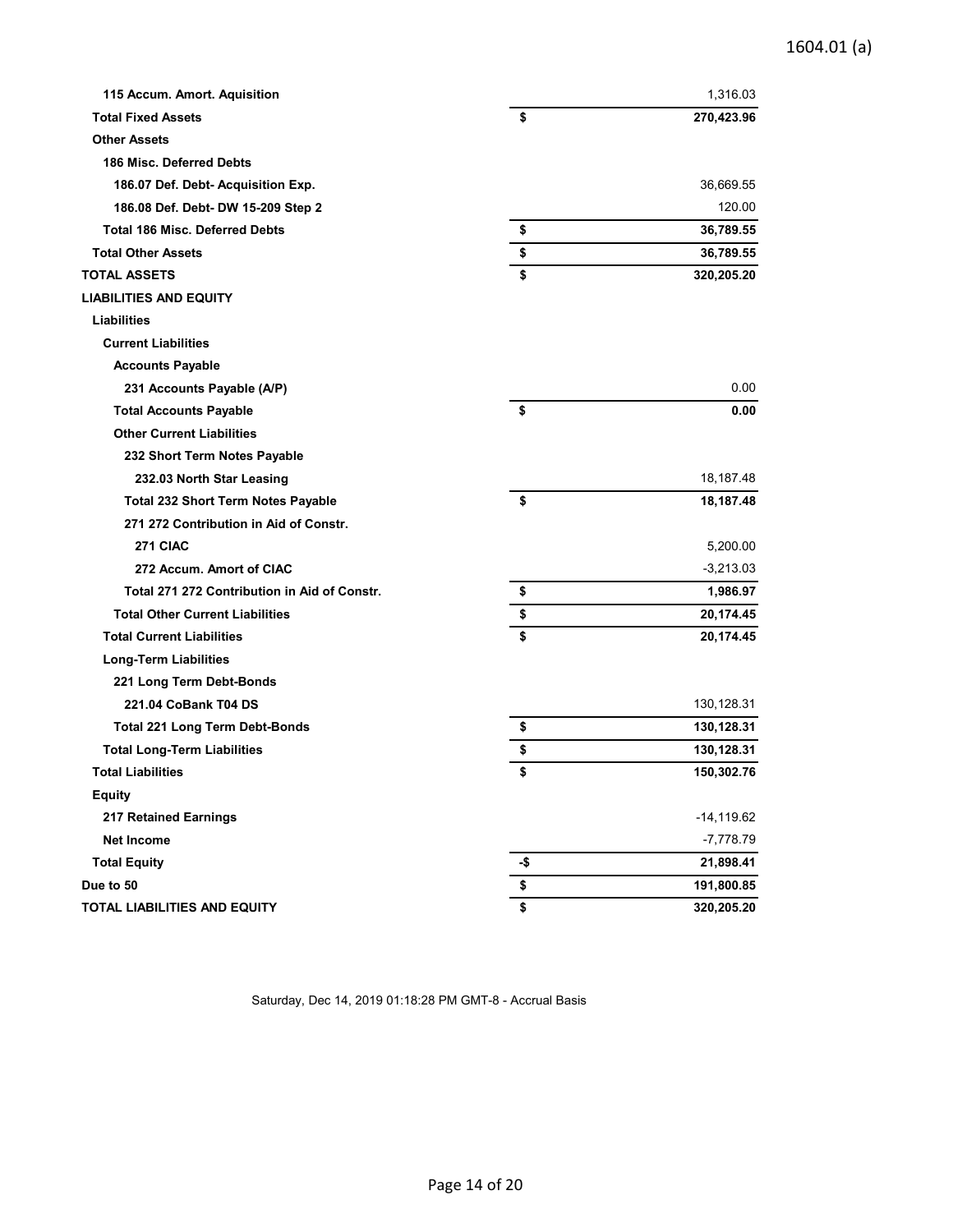| | | |
|---|---|---|
| **115 Accum. Amort. Aquisition** | | 1,316.03 |
| **Total Fixed Assets** | **$** | **270,423.96** |
| **Other Assets** | | |
| **186 Misc. Deferred Debts** | | |
| **186.07 Def. Debt- Acquisition Exp.** | | 36,669.55 |
| **186.08 Def. Debt- DW 15-209 Step 2** | | 120.00 |
| **Total 186 Misc. Deferred Debts** | **$** | **36,789.55** |
| **Total Other Assets** | **$** | **36,789.55** |
| **TOTAL ASSETS** | **$** | **320,205.20** |
| **LIABILITIES AND EQUITY** | | |
| **Liabilities** | | |
| **Current Liabilities** | | |
| **Accounts Payable** | | |
| **231 Accounts Payable (A/P)** | | 0.00 |
| **Total Accounts Payable** | **$** | **0.00** |
| **Other Current Liabilities** | | |
| **232 Short Term Notes Payable** | | |
| **232.03 North Star Leasing** | | 18,187.48 |
| **Total 232 Short Term Notes Payable** | **$** | **18,187.48** |
| **271 272 Contribution in Aid of Constr.** | | |
| **271 CIAC** | | 5,200.00 |
| **272 Accum. Amort of CIAC** | | -3,213.03 |
| **Total 271 272 Contribution in Aid of Constr.** | **$** | **1,986.97** |
| **Total Other Current Liabilities** | **$** | **20,174.45** |
| **Total Current Liabilities** | **$** | **20,174.45** |
| **Long-Term Liabilities** | | |
| **221 Long Term Debt-Bonds** | | |
| **221.04 CoBank T04 DS** | | 130,128.31 |
| **Total 221 Long Term Debt-Bonds** | **$** | **130,128.31** |
| **Total Long-Term Liabilities** | **$** | **130,128.31** |
| **Total Liabilities** | **$** | **150,302.76** |
| **Equity** | | |
| **217 Retained Earnings** | | -14,119.62 |
| **Net Income** | | -7,778.79 |
| **Total Equity** | **-$** | **21,898.41** |
| **Due to 50** | **$** | **191,800.85** |
| **TOTAL LIABILITIES AND EQUITY** | **$** | **320,205.20** |

Saturday, Dec 14, 2019 01:18:28 PM GMT-8 - Accrual Basis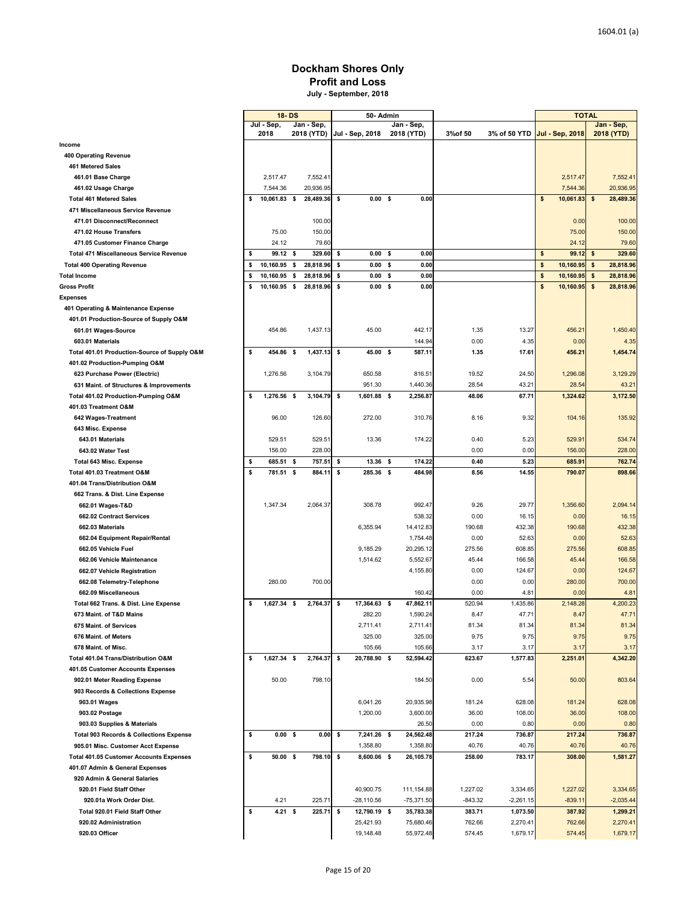# Dockham Shores Only
## Profit and Loss
### July - September, 2018

| | 18- DS | | 50- Admin | | | | TOTAL | |
|---|---|---|---|---|---|---|---|---|
| | Jul - Sep, 2018 | Jan - Sep, 2018 (YTD) | Jul - Sep, 2018 | Jan - Sep, 2018 (YTD) | 3%of 50 | 3% of 50 YTD | Jul - Sep, 2018 | Jan - Sep, 2018 (YTD) |
| **Income** | | | | | | | | |
| **400 Operating Revenue** | | | | | | | | |
| **461 Metered Sales** | | | | | | | | |
| **461.01 Base Charge** | 2,517.47 | 7,552.41 | | | | | 2,517.47 | 7,552.41 |
| **461.02 Usage Charge** | 7,544.36 | 20,936.95 | | | | | 7,544.36 | 20,936.95 |
| **Total 461 Metered Sales** | **$ 10,061.83** | **$ 28,489.36** | **$ 0.00** | **$ 0.00** | | | **$ 10,061.83** | **$ 28,489.36** |
| **471 Miscellaneous Service Revenue** | | | | | | | | |
| **471.01 Disconnect/Reconnect** | | 100.00 | | | | | 0.00 | 100.00 |
| **471.02 House Transfers** | 75.00 | 150.00 | | | | | 75.00 | 150.00 |
| **471.05 Customer Finance Charge** | 24.12 | 79.60 | | | | | 24.12 | 79.60 |
| **Total 471 Miscellaneous Service Revenue** | **$ 99.12** | **$ 329.60** | **$ 0.00** | **$ 0.00** | | | **$ 99.12** | **$ 329.60** |
| **Total 400 Operating Revenue** | **$ 10,160.95** | **$ 28,818.96** | **$ 0.00** | **$ 0.00** | | | **$ 10,160.95** | **$ 28,818.96** |
| **Total Income** | **$ 10,160.95** | **$ 28,818.96** | **$ 0.00** | **$ 0.00** | | | **$ 10,160.95** | **$ 28,818.96** |
| **Gross Profit** | **$ 10,160.95** | **$ 28,818.96** | **$ 0.00** | **$ 0.00** | | | **$ 10,160.95** | **$ 28,818.96** |
| **Expenses** | | | | | | | | |
| **401 Operating & Maintenance Expense** | | | | | | | | |
| **401.01 Production-Source of Supply O&M** | | | | | | | | |
| **601.01 Wages-Source** | 454.86 | 1,437.13 | 45.00 | 442.17 | 1.35 | 13.27 | 456.21 | 1,450.40 |
| **603.01 Materials** | | | | 144.94 | 0.00 | 4.35 | 0.00 | 4.35 |
| **Total 401.01 Production-Source of Supply O&M** | **$ 454.86** | **$ 1,437.13** | **$ 45.00** | **$ 587.11** | **1.35** | **17.61** | **456.21** | **1,454.74** |
| **401.02 Production-Pumping O&M** | | | | | | | | |
| **623 Purchase Power (Electric)** | 1,276.56 | 3,104.79 | 650.58 | 816.51 | 19.52 | 24.50 | 1,296.08 | 3,129.29 |
| **631 Maint. of Structures & Improvements** | | | 951.30 | 1,440.36 | 28.54 | 43.21 | 28.54 | 43.21 |
| **Total 401.02 Production-Pumping O&M** | **$ 1,276.56** | **$ 3,104.79** | **$ 1,601.88** | **$ 2,256.87** | **48.06** | **67.71** | **1,324.62** | **3,172.50** |
| **401.03 Treatment O&M** | | | | | | | | |
| **642 Wages-Treatment** | 96.00 | 126.60 | 272.00 | 310.76 | 8.16 | 9.32 | 104.16 | 135.92 |
| **643 Misc. Expense** | | | | | | | | |
| **643.01 Materials** | 529.51 | 529.51 | 13.36 | 174.22 | 0.40 | 5.23 | 529.91 | 534.74 |
| **643.02 Water Test** | 156.00 | 228.00 | | | 0.00 | 0.00 | 156.00 | 228.00 |
| **Total 643 Misc. Expense** | **$ 685.51** | **$ 757.51** | **$ 13.36** | **$ 174.22** | **0.40** | **5.23** | **685.91** | **762.74** |
| **Total 401.03 Treatment O&M** | **$ 781.51** | **$ 884.11** | **$ 285.36** | **$ 484.98** | **8.56** | **14.55** | **790.07** | **898.66** |
| **401.04 Trans/Distribution O&M** | | | | | | | | |
| **662 Trans. & Dist. Line Expense** | | | | | | | | |
| **662.01 Wages-T&D** | 1,347.34 | 2,064.37 | 308.78 | 992.47 | 9.26 | 29.77 | 1,356.60 | 2,094.14 |
| **662.02 Contract Services** | | | | 538.32 | 0.00 | 16.15 | 0.00 | 16.15 |
| **662.03 Materials** | | | 6,355.94 | 14,412.83 | 190.68 | 432.38 | 190.68 | 432.38 |
| **662.04 Equipment Repair/Rental** | | | | 1,754.48 | 0.00 | 52.63 | 0.00 | 52.63 |
| **662.05 Vehicle Fuel** | | | 9,185.29 | 20,295.12 | 275.56 | 608.85 | 275.56 | 608.85 |
| **662.06 Vehicle Maintenance** | | | 1,514.62 | 5,552.67 | 45.44 | 166.58 | 45.44 | 166.58 |
| **662.07 Vehicle Registration** | | | | 4,155.80 | 0.00 | 124.67 | 0.00 | 124.67 |
| **662.08 Telemetry-Telephone** | 280.00 | 700.00 | | | 0.00 | 0.00 | 280.00 | 700.00 |
| **662.09 Miscellaneous** | | | | 160.42 | 0.00 | 4.81 | 0.00 | 4.81 |
| **Total 662 Trans. & Dist. Line Expense** | **$ 1,627.34** | **$ 2,764.37** | **$ 17,364.63** | **$ 47,862.11** | **520.94** | **1,435.86** | **2,148.28** | **4,200.23** |
| **673 Maint. of T&D Mains** | | | 282.20 | 1,590.24 | 8.47 | 47.71 | 8.47 | 47.71 |
| **675 Maint. of Services** | | | 2,711.41 | 2,711.41 | 81.34 | 81.34 | 81.34 | 81.34 |
| **676 Maint. of Meters** | | | 325.00 | 325.00 | 9.75 | 9.75 | 9.75 | 9.75 |
| **678 Maint. of Misc.** | | | 105.66 | 105.66 | 3.17 | 3.17 | 3.17 | 3.17 |
| **Total 401.04 Trans/Distribution O&M** | **$ 1,627.34** | **$ 2,764.37** | **$ 20,788.90** | **$ 52,594.42** | **623.67** | **1,577.83** | **2,251.01** | **4,342.20** |
| **401.05 Customer Accounts Expenses** | | | | | | | | |
| **902.01 Meter Reading Expense** | 50.00 | 798.10 | | 184.50 | 0.00 | 5.54 | 50.00 | 803.64 |
| **903 Records & Collections Expense** | | | | | | | | |
| **903.01 Wages** | | | 6,041.26 | 20,935.98 | 181.24 | 628.08 | 181.24 | 628.08 |
| **903.02 Postage** | | | 1,200.00 | 3,600.00 | 36.00 | 108.00 | 36.00 | 108.00 |
| **903.03 Supplies & Materials** | | | | 26.50 | 0.00 | 0.80 | 0.00 | 0.80 |
| **Total 903 Records & Collections Expense** | **$ 0.00** | **$ 0.00** | **$ 7,241.26** | **$ 24,562.48** | **217.24** | **736.87** | **217.24** | **736.87** |
| **905.01 Misc. Customer Acct Expense** | | | 1,358.80 | 1,358.80 | 40.76 | 40.76 | 40.76 | 40.76 |
| **Total 401.05 Customer Accounts Expenses** | **$ 50.00** | **$ 798.10** | **$ 8,600.06** | **$ 26,105.78** | **258.00** | **783.17** | **308.00** | **1,581.27** |
| **401.07 Admin & General Expenses** | | | | | | | | |
| **920 Admin & General Salaries** | | | | | | | | |
| **920.01 Field Staff Other** | | | 40,900.75 | 111,154.88 | 1,227.02 | 3,334.65 | 1,227.02 | 3,334.65 |
| **920.01a Work Order Dist.** | 4.21 | 225.71 | -28,110.56 | -75,371.50 | -843.32 | -2,261.15 | -839.11 | -2,035.44 |
| **Total 920.01 Field Staff Other** | **$ 4.21** | **$ 225.71** | **$ 12,790.19** | **$ 35,783.38** | **383.71** | **1,073.50** | **387.92** | **1,299.21** |
| **920.02 Administration** | | | 25,421.93 | 75,680.46 | 762.66 | 2,270.41 | 762.66 | 2,270.41 |
| **920.03 Officer** | | | 19,148.48 | 55,972.48 | 574.45 | 1,679.17 | 574.45 | 1,679.17 |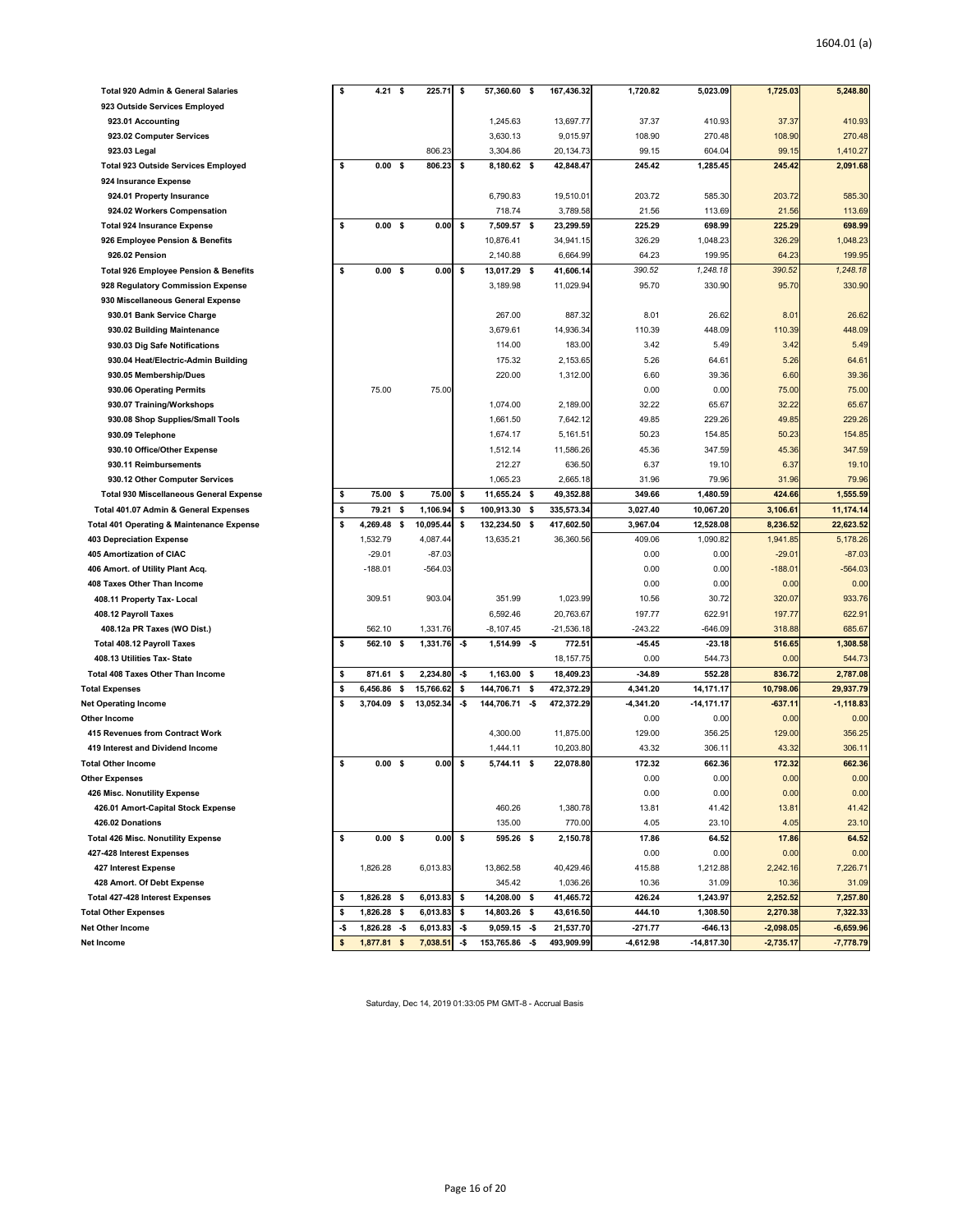| | | | | | | | | |
|---|---|---|---|---|---|---|---|---|
| **Total 920 Admin & General Salaries** | $ 4.21 | $ 225.71 | $ 57,360.60 | $ 167,436.32 | 1,720.82 | 5,023.09 | 1,725.03 | 5,248.80 |
| **923 Outside Services Employed** | | | | | | | | |
| **923.01 Accounting** | | | 1,245.63 | 13,697.77 | 37.37 | 410.93 | 37.37 | 410.93 |
| **923.02 Computer Services** | | | 3,630.13 | 9,015.97 | 108.90 | 270.48 | 108.90 | 270.48 |
| **923.03 Legal** | | 806.23 | 3,304.86 | 20,134.73 | 99.15 | 604.04 | 99.15 | 1,410.27 |
| **Total 923 Outside Services Employed** | $ 0.00 | $ 806.23 | $ 8,180.62 | $ 42,848.47 | 245.42 | 1,285.45 | 245.42 | 2,091.68 |
| **924 Insurance Expense** | | | | | | | | |
| **924.01 Property Insurance** | | | 6,790.83 | 19,510.01 | 203.72 | 585.30 | 203.72 | 585.30 |
| **924.02 Workers Compensation** | | | 718.74 | 3,789.58 | 21.56 | 113.69 | 21.56 | 113.69 |
| **Total 924 Insurance Expense** | $ 0.00 | $ 0.00 | $ 7,509.57 | $ 23,299.59 | 225.29 | 698.99 | 225.29 | 698.99 |
| **926 Employee Pension & Benefits** | | | 10,876.41 | 34,941.15 | 326.29 | 1,048.23 | 326.29 | 1,048.23 |
| **926.02 Pension** | | | 2,140.88 | 6,664.99 | 64.23 | 199.95 | 64.23 | 199.95 |
| **Total 926 Employee Pension & Benefits** | $ 0.00 | $ 0.00 | $ 13,017.29 | $ 41,606.14 | *390.52* | *1,248.18* | *390.52* | *1,248.18* |
| **928 Regulatory Commission Expense** | | | 3,189.98 | 11,029.94 | 95.70 | 330.90 | 95.70 | 330.90 |
| **930 Miscellaneous General Expense** | | | | | | | | |
| **930.01 Bank Service Charge** | | | 267.00 | 887.32 | 8.01 | 26.62 | 8.01 | 26.62 |
| **930.02 Building Maintenance** | | | 3,679.61 | 14,936.34 | 110.39 | 448.09 | 110.39 | 448.09 |
| **930.03 Dig Safe Notifications** | | | 114.00 | 183.00 | 3.42 | 5.49 | 3.42 | 5.49 |
| **930.04 Heat/Electric-Admin Building** | | | 175.32 | 2,153.65 | 5.26 | 64.61 | 5.26 | 64.61 |
| **930.05 Membership/Dues** | | | 220.00 | 1,312.00 | 6.60 | 39.36 | 6.60 | 39.36 |
| **930.06 Operating Permits** | 75.00 | 75.00 | | | 0.00 | 0.00 | 75.00 | 75.00 |
| **930.07 Training/Workshops** | | | 1,074.00 | 2,189.00 | 32.22 | 65.67 | 32.22 | 65.67 |
| **930.08 Shop Supplies/Small Tools** | | | 1,661.50 | 7,642.12 | 49.85 | 229.26 | 49.85 | 229.26 |
| **930.09 Telephone** | | | 1,674.17 | 5,161.51 | 50.23 | 154.85 | 50.23 | 154.85 |
| **930.10 Office/Other Expense** | | | 1,512.14 | 11,586.26 | 45.36 | 347.59 | 45.36 | 347.59 |
| **930.11 Reimbursements** | | | 212.27 | 636.50 | 6.37 | 19.10 | 6.37 | 19.10 |
| **930.12 Other Computer Services** | | | 1,065.23 | 2,665.18 | 31.96 | 79.96 | 31.96 | 79.96 |
| **Total 930 Miscellaneous General Expense** | $ 75.00 | $ 75.00 | $ 11,655.24 | $ 49,352.88 | 349.66 | 1,480.59 | 424.66 | 1,555.59 |
| **Total 401.07 Admin & General Expenses** | $ 79.21 | $ 1,106.94 | $ 100,913.30 | $ 335,573.34 | 3,027.40 | 10,067.20 | 3,106.61 | 11,174.14 |
| **Total 401 Operating & Maintenance Expense** | $ 4,269.48 | $ 10,095.44 | $ 132,234.50 | $ 417,602.50 | 3,967.04 | 12,528.08 | 8,236.52 | 22,623.52 |
| **403 Depreciation Expense** | 1,532.79 | 4,087.44 | 13,635.21 | 36,360.56 | 409.06 | 1,090.82 | 1,941.85 | 5,178.26 |
| **405 Amortization of CIAC** | -29.01 | -87.03 | | | 0.00 | 0.00 | -29.01 | -87.03 |
| **406 Amort. of Utility Plant Acq.** | -188.01 | -564.03 | | | 0.00 | 0.00 | -188.01 | -564.03 |
| **408 Taxes Other Than Income** | | | | | 0.00 | 0.00 | 0.00 | 0.00 |
| **408.11 Property Tax- Local** | 309.51 | 903.04 | 351.99 | 1,023.99 | 10.56 | 30.72 | 320.07 | 933.76 |
| **408.12 Payroll Taxes** | | | 6,592.46 | 20,763.67 | 197.77 | 622.91 | 197.77 | 622.91 |
| **408.12a PR Taxes (WO Dist.)** | 562.10 | 1,331.76 | -8,107.45 | -21,536.18 | -243.22 | -646.09 | 318.88 | 685.67 |
| **Total 408.12 Payroll Taxes** | $ 562.10 | $ 1,331.76 | -$ 1,514.99 | -$ 772.51 | -45.45 | -23.18 | 516.65 | 1,308.58 |
| **408.13 Utilities Tax- State** | | | | 18,157.75 | 0.00 | 544.73 | 0.00 | 544.73 |
| **Total 408 Taxes Other Than Income** | $ 871.61 | $ 2,234.80 | -$ 1,163.00 | $ 18,409.23 | -34.89 | 552.28 | 836.72 | 2,787.08 |
| **Total Expenses** | $ 6,456.86 | $ 15,766.62 | $ 144,706.71 | $ 472,372.29 | 4,341.20 | 14,171.17 | 10,798.06 | 29,937.79 |
| **Net Operating Income** | $ 3,704.09 | $ 13,052.34 | -$ 144,706.71 | -$ 472,372.29 | -4,341.20 | -14,171.17 | -637.11 | -1,118.83 |
| **Other Income** | | | | | 0.00 | 0.00 | 0.00 | 0.00 |
| **415 Revenues from Contract Work** | | | 4,300.00 | 11,875.00 | 129.00 | 356.25 | 129.00 | 356.25 |
| **419 Interest and Dividend Income** | | | 1,444.11 | 10,203.80 | 43.32 | 306.11 | 43.32 | 306.11 |
| **Total Other Income** | $ 0.00 | $ 0.00 | $ 5,744.11 | $ 22,078.80 | 172.32 | 662.36 | 172.32 | 662.36 |
| **Other Expenses** | | | | | 0.00 | 0.00 | 0.00 | 0.00 |
| **426 Misc. Nonutility Expense** | | | | | 0.00 | 0.00 | 0.00 | 0.00 |
| **426.01 Amort-Capital Stock Expense** | | | 460.26 | 1,380.78 | 13.81 | 41.42 | 13.81 | 41.42 |
| **426.02 Donations** | | | 135.00 | 770.00 | 4.05 | 23.10 | 4.05 | 23.10 |
| **Total 426 Misc. Nonutility Expense** | $ 0.00 | $ 0.00 | $ 595.26 | $ 2,150.78 | 17.86 | 64.52 | 17.86 | 64.52 |
| **427-428 Interest Expenses** | | | | | 0.00 | 0.00 | 0.00 | 0.00 |
| **427 Interest Expense** | 1,826.28 | 6,013.83 | 13,862.58 | 40,429.46 | 415.88 | 1,212.88 | 2,242.16 | 7,226.71 |
| **428 Amort. Of Debt Expense** | | | 345.42 | 1,036.26 | 10.36 | 31.09 | 10.36 | 31.09 |
| **Total 427-428 Interest Expenses** | $ 1,826.28 | $ 6,013.83 | $ 14,208.00 | $ 41,465.72 | 426.24 | 1,243.97 | 2,252.52 | 7,257.80 |
| **Total Other Expenses** | $ 1,826.28 | $ 6,013.83 | $ 14,803.26 | $ 43,616.50 | 444.10 | 1,308.50 | 2,270.38 | 7,322.33 |
| **Net Other Income** | -$ 1,826.28 | -$ 6,013.83 | -$ 9,059.15 | -$ 21,537.70 | -271.77 | -646.13 | -2,098.05 | -6,659.96 |
| **Net Income** | $ 1,877.81 | $ 7,038.51 | -$ 153,765.86 | -$ 493,909.99 | -4,612.98 | -14,817.30 | -2,735.17 | -7,778.79 |

Saturday, Dec 14, 2019 01:33:05 PM GMT-8 - Accrual Basis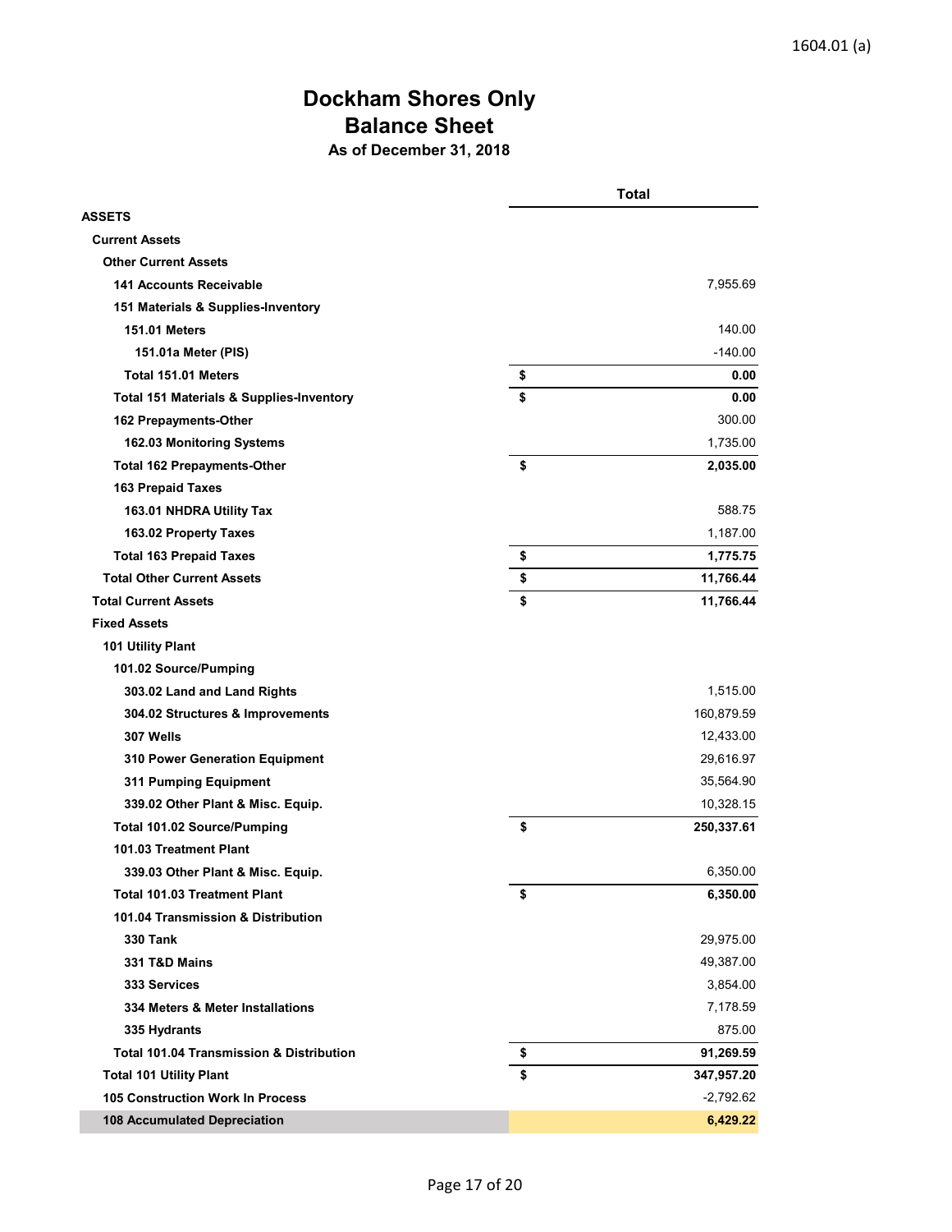# Dockham Shores Only
## Balance Sheet
### As of December 31, 2018

| | Total |
|---|---|
| **ASSETS** | |
| **Current Assets** | |
| **Other Current Assets** | |
| **141 Accounts Receivable** | 7,955.69 |
| **151 Materials & Supplies-Inventory** | |
| **151.01 Meters** | 140.00 |
| **151.01a Meter (PIS)** | -140.00 |
| **Total 151.01 Meters** | **$ 0.00** |
| **Total 151 Materials & Supplies-Inventory** | **$ 0.00** |
| **162 Prepayments-Other** | 300.00 |
| **162.03 Monitoring Systems** | 1,735.00 |
| **Total 162 Prepayments-Other** | **$ 2,035.00** |
| **163 Prepaid Taxes** | |
| **163.01 NHDRA Utility Tax** | 588.75 |
| **163.02 Property Taxes** | 1,187.00 |
| **Total 163 Prepaid Taxes** | **$ 1,775.75** |
| **Total Other Current Assets** | **$ 11,766.44** |
| **Total Current Assets** | **$ 11,766.44** |
| **Fixed Assets** | |
| **101 Utility Plant** | |
| **101.02 Source/Pumping** | |
| **303.02 Land and Land Rights** | 1,515.00 |
| **304.02 Structures & Improvements** | 160,879.59 |
| **307 Wells** | 12,433.00 |
| **310 Power Generation Equipment** | 29,616.97 |
| **311 Pumping Equipment** | 35,564.90 |
| **339.02 Other Plant & Misc. Equip.** | 10,328.15 |
| **Total 101.02 Source/Pumping** | **$ 250,337.61** |
| **101.03 Treatment Plant** | |
| **339.03 Other Plant & Misc. Equip.** | 6,350.00 |
| **Total 101.03 Treatment Plant** | **$ 6,350.00** |
| **101.04 Transmission & Distribution** | |
| **330 Tank** | 29,975.00 |
| **331 T&D Mains** | 49,387.00 |
| **333 Services** | 3,854.00 |
| **334 Meters & Meter Installations** | 7,178.59 |
| **335 Hydrants** | 875.00 |
| **Total 101.04 Transmission & Distribution** | **$ 91,269.59** |
| **Total 101 Utility Plant** | **$ 347,957.20** |
| **105 Construction Work In Process** | -2,792.62 |
| **108 Accumulated Depreciation** | **6,429.22** |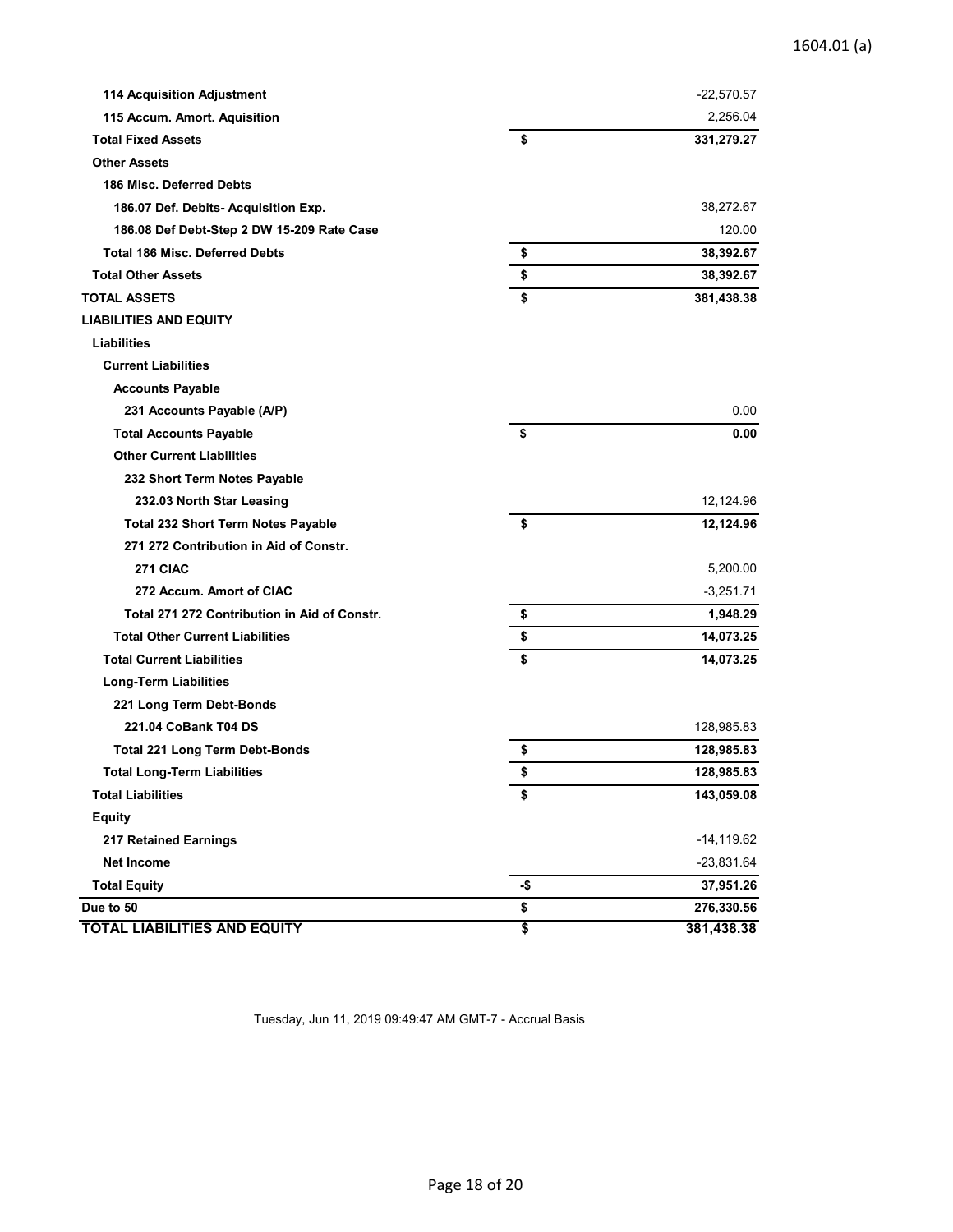| | | |
|---|---|---|
| **114 Acquisition Adjustment** | | -22,570.57 |
| **115 Accum. Amort. Aquisition** | | 2,256.04 |
| **Total Fixed Assets** | **$** | **331,279.27** |
| **Other Assets** | | |
| **186 Misc. Deferred Debts** | | |
| **186.07 Def. Debits- Acquisition Exp.** | | 38,272.67 |
| **186.08 Def Debt-Step 2 DW 15-209 Rate Case** | | 120.00 |
| **Total 186 Misc. Deferred Debts** | **$** | **38,392.67** |
| **Total Other Assets** | **$** | **38,392.67** |
| **TOTAL ASSETS** | **$** | **381,438.38** |
| **LIABILITIES AND EQUITY** | | |
| **Liabilities** | | |
| **Current Liabilities** | | |
| **Accounts Payable** | | |
| **231 Accounts Payable (A/P)** | | 0.00 |
| **Total Accounts Payable** | **$** | **0.00** |
| **Other Current Liabilities** | | |
| **232 Short Term Notes Payable** | | |
| **232.03 North Star Leasing** | | 12,124.96 |
| **Total 232 Short Term Notes Payable** | **$** | **12,124.96** |
| **271 272 Contribution in Aid of Constr.** | | |
| **271 CIAC** | | 5,200.00 |
| **272 Accum. Amort of CIAC** | | -3,251.71 |
| **Total 271 272 Contribution in Aid of Constr.** | **$** | **1,948.29** |
| **Total Other Current Liabilities** | **$** | **14,073.25** |
| **Total Current Liabilities** | **$** | **14,073.25** |
| **Long-Term Liabilities** | | |
| **221 Long Term Debt-Bonds** | | |
| **221.04 CoBank T04 DS** | | 128,985.83 |
| **Total 221 Long Term Debt-Bonds** | **$** | **128,985.83** |
| **Total Long-Term Liabilities** | **$** | **128,985.83** |
| **Total Liabilities** | **$** | **143,059.08** |
| **Equity** | | |
| **217 Retained Earnings** | | -14,119.62 |
| **Net Income** | | -23,831.64 |
| **Total Equity** | **-$** | **37,951.26** |
| **Due to 50** | **$** | **276,330.56** |
| **TOTAL LIABILITIES AND EQUITY** | **$** | **381,438.38** |

Tuesday, Jun 11, 2019 09:49:47 AM GMT-7 - Accrual Basis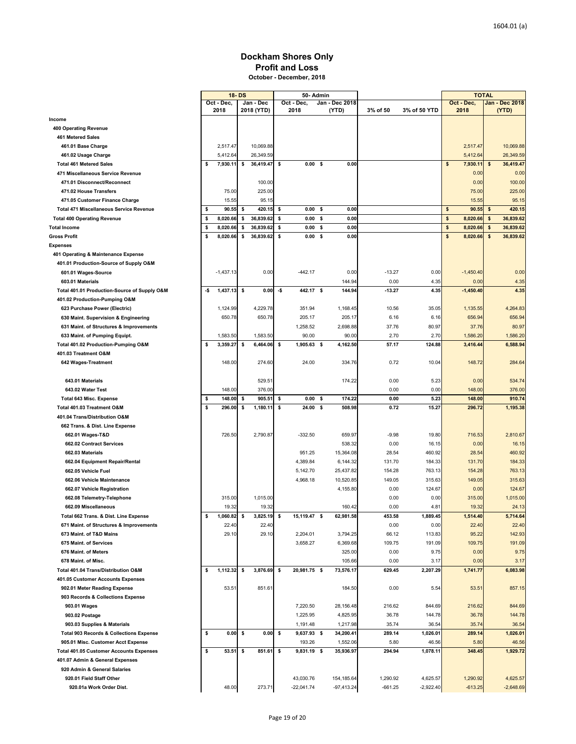1604.01 (a)

# Dockham Shores Only
## Profit and Loss
### October - December, 2018

| | 18- DS | | 50- Admin | | | | TOTAL | |
|---|---|---|---|---|---|---|---|---|
| | Oct - Dec, 2018 | Jan - Dec 2018 (YTD) | Oct - Dec, 2018 | Jan - Dec 2018 (YTD) | 3% of 50 | 3% of 50 YTD | Oct - Dec, 2018 | Jan - Dec 2018 (YTD) |
| **Income** | | | | | | | | |
| **400 Operating Revenue** | | | | | | | | |
| **461 Metered Sales** | | | | | | | | |
| **461.01 Base Charge** | 2,517.47 | 10,069.88 | | | | | 2,517.47 | 10,069.88 |
| **461.02 Usage Charge** | 5,412.64 | 26,349.59 | | | | | 5,412.64 | 26,349.59 |
| **Total 461 Metered Sales** | **$ 7,930.11** | **$ 36,419.47** | **$ 0.00** | **$ 0.00** | | | **$ 7,930.11** | **$ 36,419.47** |
| **471 Miscellaneous Service Revenue** | | | | | | | 0.00 | 0.00 |
| **471.01 Disconnect/Reconnect** | | 100.00 | | | | | 0.00 | 100.00 |
| **471.02 House Transfers** | 75.00 | 225.00 | | | | | 75.00 | 225.00 |
| **471.05 Customer Finance Charge** | 15.55 | 95.15 | | | | | 15.55 | 95.15 |
| **Total 471 Miscellaneous Service Revenue** | **$ 90.55** | **$ 420.15** | **$ 0.00** | **$ 0.00** | | | **$ 90.55** | **$ 420.15** |
| **Total 400 Operating Revenue** | **$ 8,020.66** | **$ 36,839.62** | **$ 0.00** | **$ 0.00** | | | **$ 8,020.66** | **$ 36,839.62** |
| **Total Income** | **$ 8,020.66** | **$ 36,839.62** | **$ 0.00** | **$ 0.00** | | | **$ 8,020.66** | **$ 36,839.62** |
| **Gross Profit** | **$ 8,020.66** | **$ 36,839.62** | **$ 0.00** | **$ 0.00** | | | **$ 8,020.66** | **$ 36,839.62** |
| **Expenses** | | | | | | | | |
| **401 Operating & Maintenance Expense** | | | | | | | | |
| **401.01 Production-Source of Supply O&M** | | | | | | | | |
| **601.01 Wages-Source** | -1,437.13 | 0.00 | -442.17 | 0.00 | -13.27 | 0.00 | -1,450.40 | 0.00 |
| **603.01 Materials** | | | | 144.94 | 0.00 | 4.35 | 0.00 | 4.35 |
| **Total 401.01 Production-Source of Supply O&M** | **-$ 1,437.13** | **$ 0.00** | **-$ 442.17** | **$ 144.94** | **-13.27** | **4.35** | **-1,450.40** | **4.35** |
| **401.02 Production-Pumping O&M** | | | | | | | | |
| **623 Purchase Power (Electric)** | 1,124.99 | 4,229.78 | 351.94 | 1,168.45 | 10.56 | 35.05 | 1,135.55 | 4,264.83 |
| **630 Maint. Supervision & Engineering** | 650.78 | 650.78 | 205.17 | 205.17 | 6.16 | 6.16 | 656.94 | 656.94 |
| **631 Maint. of Structures & Improvements** | | | 1,258.52 | 2,698.88 | 37.76 | 80.97 | 37.76 | 80.97 |
| **633 Maint. of Pumping Equipt.** | 1,583.50 | 1,583.50 | 90.00 | 90.00 | 2.70 | 2.70 | 1,586.20 | 1,586.20 |
| **Total 401.02 Production-Pumping O&M** | **$ 3,359.27** | **$ 6,464.06** | **$ 1,905.63** | **$ 4,162.50** | **57.17** | **124.88** | **3,416.44** | **6,588.94** |
| **401.03 Treatment O&M** | | | | | | | | |
| **642 Wages-Treatment** | 148.00 | 274.60 | 24.00 | 334.76 | 0.72 | 10.04 | 148.72 | 284.64 |
| **643.01 Materials** | | 529.51 | | 174.22 | 0.00 | 5.23 | 0.00 | 534.74 |
| **643.02 Water Test** | 148.00 | 376.00 | | | 0.00 | 0.00 | 148.00 | 376.00 |
| **Total 643 Misc. Expense** | **$ 148.00** | **$ 905.51** | **$ 0.00** | **$ 174.22** | **0.00** | **5.23** | **148.00** | **910.74** |
| **Total 401.03 Treatment O&M** | **$ 296.00** | **$ 1,180.11** | **$ 24.00** | **$ 508.98** | **0.72** | **15.27** | **296.72** | **1,195.38** |
| **401.04 Trans/Distribution O&M** | | | | | | | | |
| **662 Trans. & Dist. Line Expense** | | | | | | | | |
| **662.01 Wages-T&D** | 726.50 | 2,790.87 | -332.50 | 659.97 | -9.98 | 19.80 | 716.53 | 2,810.67 |
| **662.02 Contract Services** | | | | 538.32 | 0.00 | 16.15 | 0.00 | 16.15 |
| **662.03 Materials** | | | 951.25 | 15,364.08 | 28.54 | 460.92 | 28.54 | 460.92 |
| **662.04 Equipment Repair/Rental** | | | 4,389.84 | 6,144.32 | 131.70 | 184.33 | 131.70 | 184.33 |
| **662.05 Vehicle Fuel** | | | 5,142.70 | 25,437.82 | 154.28 | 763.13 | 154.28 | 763.13 |
| **662.06 Vehicle Maintenance** | | | 4,968.18 | 10,520.85 | 149.05 | 315.63 | 149.05 | 315.63 |
| **662.07 Vehicle Registration** | | | | 4,155.80 | 0.00 | 124.67 | 0.00 | 124.67 |
| **662.08 Telemetry-Telephone** | 315.00 | 1,015.00 | | | 0.00 | 0.00 | 315.00 | 1,015.00 |
| **662.09 Miscellaneous** | 19.32 | 19.32 | | 160.42 | 0.00 | 4.81 | 19.32 | 24.13 |
| **Total 662 Trans. & Dist. Line Expense** | **$ 1,060.82** | **$ 3,825.19** | **$ 15,119.47** | **$ 62,981.58** | **453.58** | **1,889.45** | **1,514.40** | **5,714.64** |
| **671 Maint. of Structures & Improvements** | 22.40 | 22.40 | | | 0.00 | 0.00 | 22.40 | 22.40 |
| **673 Maint. of T&D Mains** | 29.10 | 29.10 | 2,204.01 | 3,794.25 | 66.12 | 113.83 | 95.22 | 142.93 |
| **675 Maint. of Services** | | | 3,658.27 | 6,369.68 | 109.75 | 191.09 | 109.75 | 191.09 |
| **676 Maint. of Meters** | | | | 325.00 | 0.00 | 9.75 | 0.00 | 9.75 |
| **678 Maint. of Misc.** | | | | 105.66 | 0.00 | 3.17 | 0.00 | 3.17 |
| **Total 401.04 Trans/Distribution O&M** | **$ 1,112.32** | **$ 3,876.69** | **$ 20,981.75** | **$ 73,576.17** | **629.45** | **2,207.29** | **1,741.77** | **6,083.98** |
| **401.05 Customer Accounts Expenses** | | | | | | | | |
| **902.01 Meter Reading Expense** | 53.51 | 851.61 | | 184.50 | 0.00 | 5.54 | 53.51 | 857.15 |
| **903 Records & Collections Expense** | | | | | | | | |
| **903.01 Wages** | | | 7,220.50 | 28,156.48 | 216.62 | 844.69 | 216.62 | 844.69 |
| **903.02 Postage** | | | 1,225.95 | 4,825.95 | 36.78 | 144.78 | 36.78 | 144.78 |
| **903.03 Supplies & Materials** | | | 1,191.48 | 1,217.98 | 35.74 | 36.54 | 35.74 | 36.54 |
| **Total 903 Records & Collections Expense** | **$ 0.00** | **$ 0.00** | **$ 9,637.93** | **$ 34,200.41** | **289.14** | **1,026.01** | **289.14** | **1,026.01** |
| **905.01 Misc. Customer Acct Expense** | | | 193.26 | 1,552.06 | 5.80 | 46.56 | 5.80 | 46.56 |
| **Total 401.05 Customer Accounts Expenses** | **$ 53.51** | **$ 851.61** | **$ 9,831.19** | **$ 35,936.97** | **294.94** | **1,078.11** | **348.45** | **1,929.72** |
| **401.07 Admin & General Expenses** | | | | | | | | |
| **920 Admin & General Salaries** | | | | | | | | |
| **920.01 Field Staff Other** | | | 43,030.76 | 154,185.64 | 1,290.92 | 4,625.57 | 1,290.92 | 4,625.57 |
| **920.01a Work Order Dist.** | 48.00 | 273.71 | -22,041.74 | -97,413.24 | -661.25 | -2,922.40 | -613.25 | -2,648.69 |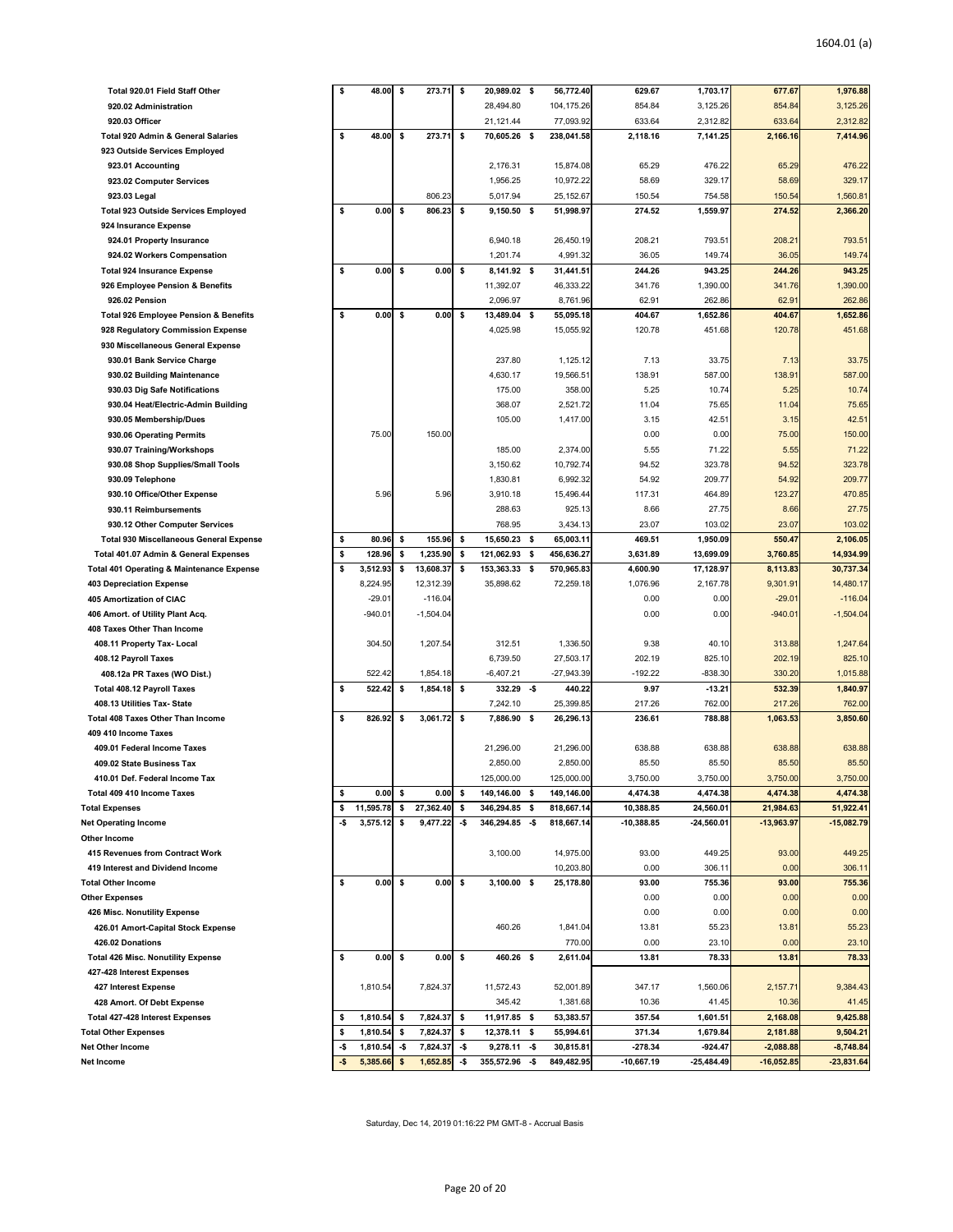| | | | | | | | | |
|---|---|---|---|---|---|---|---|---|
| Total 920.01 Field Staff Other | $ 48.00 | $ 273.71 | $ 20,989.02 | $ 56,772.40 | 629.67 | 1,703.17 | 677.67 | 1,976.88 |
| 920.02 Administration | | | 28,494.80 | 104,175.26 | 854.84 | 3,125.26 | 854.84 | 3,125.26 |
| 920.03 Officer | | | 21,121.44 | 77,093.92 | 633.64 | 2,312.82 | 633.64 | 2,312.82 |
| Total 920 Admin & General Salaries | $ 48.00 | $ 273.71 | $ 70,605.26 | $ 238,041.58 | 2,118.16 | 7,141.25 | 2,166.16 | 7,414.96 |
| 923 Outside Services Employed | | | | | | | | |
| 923.01 Accounting | | | 2,176.31 | 15,874.08 | 65.29 | 476.22 | 65.29 | 476.22 |
| 923.02 Computer Services | | | 1,956.25 | 10,972.22 | 58.69 | 329.17 | 58.69 | 329.17 |
| 923.03 Legal | | 806.23 | 5,017.94 | 25,152.67 | 150.54 | 754.58 | 150.54 | 1,560.81 |
| Total 923 Outside Services Employed | $ 0.00 | $ 806.23 | $ 9,150.50 | $ 51,998.97 | 274.52 | 1,559.97 | 274.52 | 2,366.20 |
| 924 Insurance Expense | | | | | | | | |
| 924.01 Property Insurance | | | 6,940.18 | 26,450.19 | 208.21 | 793.51 | 208.21 | 793.51 |
| 924.02 Workers Compensation | | | 1,201.74 | 4,991.32 | 36.05 | 149.74 | 36.05 | 149.74 |
| Total 924 Insurance Expense | $ 0.00 | $ 0.00 | $ 8,141.92 | $ 31,441.51 | 244.26 | 943.25 | 244.26 | 943.25 |
| 926 Employee Pension & Benefits | | | 11,392.07 | 46,333.22 | 341.76 | 1,390.00 | 341.76 | 1,390.00 |
| 926.02 Pension | | | 2,096.97 | 8,761.96 | 62.91 | 262.86 | 62.91 | 262.86 |
| Total 926 Employee Pension & Benefits | $ 0.00 | $ 0.00 | $ 13,489.04 | $ 55,095.18 | 404.67 | 1,652.86 | 404.67 | 1,652.86 |
| 928 Regulatory Commission Expense | | | 4,025.98 | 15,055.92 | 120.78 | 451.68 | 120.78 | 451.68 |
| 930 Miscellaneous General Expense | | | | | | | | |
| 930.01 Bank Service Charge | | | 237.80 | 1,125.12 | 7.13 | 33.75 | 7.13 | 33.75 |
| 930.02 Building Maintenance | | | 4,630.17 | 19,566.51 | 138.91 | 587.00 | 138.91 | 587.00 |
| 930.03 Dig Safe Notifications | | | 175.00 | 358.00 | 5.25 | 10.74 | 5.25 | 10.74 |
| 930.04 Heat/Electric-Admin Building | | | 368.07 | 2,521.72 | 11.04 | 75.65 | 11.04 | 75.65 |
| 930.05 Membership/Dues | | | 105.00 | 1,417.00 | 3.15 | 42.51 | 3.15 | 42.51 |
| 930.06 Operating Permits | 75.00 | 150.00 | | | 0.00 | 0.00 | 75.00 | 150.00 |
| 930.07 Training/Workshops | | | 185.00 | 2,374.00 | 5.55 | 71.22 | 5.55 | 71.22 |
| 930.08 Shop Supplies/Small Tools | | | 3,150.62 | 10,792.74 | 94.52 | 323.78 | 94.52 | 323.78 |
| 930.09 Telephone | | | 1,830.81 | 6,992.32 | 54.92 | 209.77 | 54.92 | 209.77 |
| 930.10 Office/Other Expense | 5.96 | 5.96 | 3,910.18 | 15,496.44 | 117.31 | 464.89 | 123.27 | 470.85 |
| 930.11 Reimbursements | | | 288.63 | 925.13 | 8.66 | 27.75 | 8.66 | 27.75 |
| 930.12 Other Computer Services | | | 768.95 | 3,434.13 | 23.07 | 103.02 | 23.07 | 103.02 |
| Total 930 Miscellaneous General Expense | $ 80.96 | $ 155.96 | $ 15,650.23 | $ 65,003.11 | 469.51 | 1,950.09 | 550.47 | 2,106.05 |
| Total 401.07 Admin & General Expenses | $ 128.96 | $ 1,235.90 | $ 121,062.93 | $ 456,636.27 | 3,631.89 | 13,699.09 | 3,760.85 | 14,934.99 |
| Total 401 Operating & Maintenance Expense | $ 3,512.93 | $ 13,608.37 | $ 153,363.33 | $ 570,965.83 | 4,600.90 | 17,128.97 | 8,113.83 | 30,737.34 |
| 403 Depreciation Expense | 8,224.95 | 12,312.39 | 35,898.62 | 72,259.18 | 1,076.96 | 2,167.78 | 9,301.91 | 14,480.17 |
| 405 Amortization of CIAC | -29.01 | -116.04 | | | 0.00 | 0.00 | -29.01 | -116.04 |
| 406 Amort. of Utility Plant Acq. | -940.01 | -1,504.04 | | | 0.00 | 0.00 | -940.01 | -1,504.04 |
| 408 Taxes Other Than Income | | | | | | | | |
| 408.11 Property Tax- Local | 304.50 | 1,207.54 | 312.51 | 1,336.50 | 9.38 | 40.10 | 313.88 | 1,247.64 |
| 408.12 Payroll Taxes | | | 6,739.50 | 27,503.17 | 202.19 | 825.10 | 202.19 | 825.10 |
| 408.12a PR Taxes (WO Dist.) | 522.42 | 1,854.18 | -6,407.21 | -27,943.39 | -192.22 | -838.30 | 330.20 | 1,015.88 |
| Total 408.12 Payroll Taxes | $ 522.42 | $ 1,854.18 | $ 332.29 | -$ 440.22 | 9.97 | -13.21 | 532.39 | 1,840.97 |
| 408.13 Utilities Tax- State | | | 7,242.10 | 25,399.85 | 217.26 | 762.00 | 217.26 | 762.00 |
| Total 408 Taxes Other Than Income | $ 826.92 | $ 3,061.72 | $ 7,886.90 | $ 26,296.13 | 236.61 | 788.88 | 1,063.53 | 3,850.60 |
| 409 410 Income Taxes | | | | | | | | |
| 409.01 Federal Income Taxes | | | 21,296.00 | 21,296.00 | 638.88 | 638.88 | 638.88 | 638.88 |
| 409.02 State Business Tax | | | 2,850.00 | 2,850.00 | 85.50 | 85.50 | 85.50 | 85.50 |
| 410.01 Def. Federal Income Tax | | | 125,000.00 | 125,000.00 | 3,750.00 | 3,750.00 | 3,750.00 | 3,750.00 |
| Total 409 410 Income Taxes | $ 0.00 | $ 0.00 | $ 149,146.00 | $ 149,146.00 | 4,474.38 | 4,474.38 | 4,474.38 | 4,474.38 |
| Total Expenses | $ 11,595.78 | $ 27,362.40 | $ 346,294.85 | $ 818,667.14 | 10,388.85 | 24,560.01 | 21,984.63 | 51,922.41 |
| Net Operating Income | -$ 3,575.12 | $ 9,477.22 | -$ 346,294.85 | -$ 818,667.14 | -10,388.85 | -24,560.01 | -13,963.97 | -15,082.79 |
| Other Income | | | | | | | | |
| 415 Revenues from Contract Work | | | 3,100.00 | 14,975.00 | 93.00 | 449.25 | 93.00 | 449.25 |
| 419 Interest and Dividend Income | | | | 10,203.80 | 0.00 | 306.11 | 0.00 | 306.11 |
| Total Other Income | $ 0.00 | $ 0.00 | $ 3,100.00 | $ 25,178.80 | 93.00 | 755.36 | 93.00 | 755.36 |
| Other Expenses | | | | | 0.00 | 0.00 | 0.00 | 0.00 |
| 426 Misc. Nonutility Expense | | | | | 0.00 | 0.00 | 0.00 | 0.00 |
| 426.01 Amort-Capital Stock Expense | | | 460.26 | 1,841.04 | 13.81 | 55.23 | 13.81 | 55.23 |
| 426.02 Donations | | | | 770.00 | 0.00 | 23.10 | 0.00 | 23.10 |
| Total 426 Misc. Nonutility Expense | $ 0.00 | $ 0.00 | $ 460.26 | $ 2,611.04 | 13.81 | 78.33 | 13.81 | 78.33 |
| 427-428 Interest Expenses | | | | | | | | |
| 427 Interest Expense | 1,810.54 | 7,824.37 | 11,572.43 | 52,001.89 | 347.17 | 1,560.06 | 2,157.71 | 9,384.43 |
| 428 Amort. Of Debt Expense | | | 345.42 | 1,381.68 | 10.36 | 41.45 | 10.36 | 41.45 |
| Total 427-428 Interest Expenses | $ 1,810.54 | $ 7,824.37 | $ 11,917.85 | $ 53,383.57 | 357.54 | 1,601.51 | 2,168.08 | 9,425.88 |
| Total Other Expenses | $ 1,810.54 | $ 7,824.37 | $ 12,378.11 | $ 55,994.61 | 371.34 | 1,679.84 | 2,181.88 | 9,504.21 |
| Net Other Income | -$ 1,810.54 | -$ 7,824.37 | -$ 9,278.11 | -$ 30,815.81 | -278.34 | -924.47 | -2,088.88 | -8,748.84 |
| Net Income | -$ 5,385.66 | $ 1,652.85 | -$ 355,572.96 | -$ 849,482.95 | -10,667.19 | -25,484.49 | -16,052.85 | -23,831.64 |

Saturday, Dec 14, 2019 01:16:22 PM GMT-8 - Accrual Basis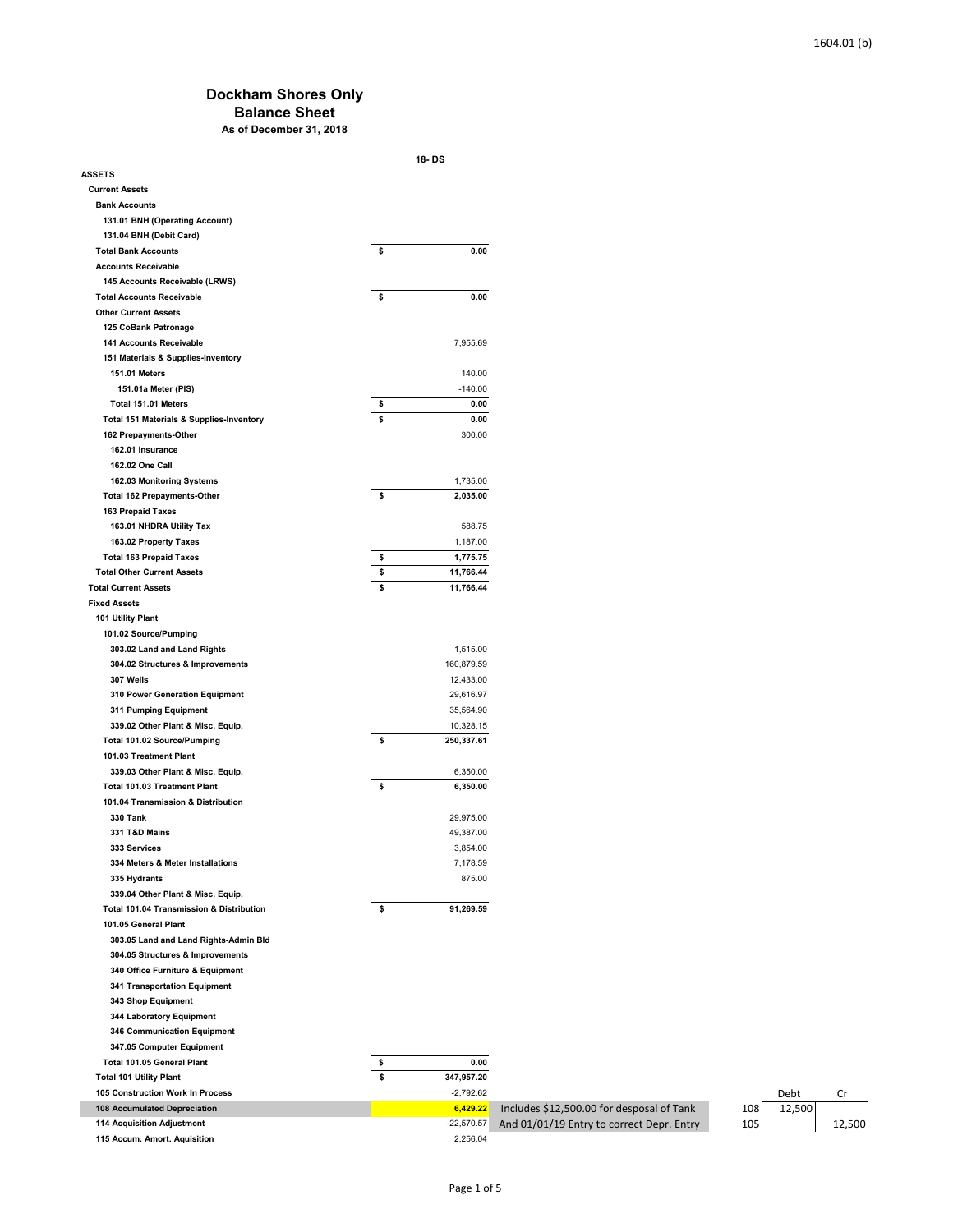1604.01 (b)

# Dockham Shores Only
## Balance Sheet
### As of December 31, 2018

| | 18- DS | | | | |
|---|---|---|---|---|---|
| **ASSETS** | | | | | |
| **Current Assets** | | | | | |
| **Bank Accounts** | | | | | |
| **131.01 BNH (Operating Account)** | | | | | |
| **131.04 BNH (Debit Card)** | | | | | |
| **Total Bank Accounts** | **$ 0.00** | | | | |
| **Accounts Receivable** | | | | | |
| **145 Accounts Receivable (LRWS)** | | | | | |
| **Total Accounts Receivable** | **$ 0.00** | | | | |
| **Other Current Assets** | | | | | |
| **125 CoBank Patronage** | | | | | |
| **141 Accounts Receivable** | 7,955.69 | | | | |
| **151 Materials & Supplies-Inventory** | | | | | |
| **151.01 Meters** | 140.00 | | | | |
| **151.01a Meter (PIS)** | -140.00 | | | | |
| **Total 151.01 Meters** | **$ 0.00** | | | | |
| **Total 151 Materials & Supplies-Inventory** | **$ 0.00** | | | | |
| **162 Prepayments-Other** | 300.00 | | | | |
| **162.01 Insurance** | | | | | |
| **162.02 One Call** | | | | | |
| **162.03 Monitoring Systems** | 1,735.00 | | | | |
| **Total 162 Prepayments-Other** | **$ 2,035.00** | | | | |
| **163 Prepaid Taxes** | | | | | |
| **163.01 NHDRA Utility Tax** | 588.75 | | | | |
| **163.02 Property Taxes** | 1,187.00 | | | | |
| **Total 163 Prepaid Taxes** | **$ 1,775.75** | | | | |
| **Total Other Current Assets** | **$ 11,766.44** | | | | |
| **Total Current Assets** | **$ 11,766.44** | | | | |
| **Fixed Assets** | | | | | |
| **101 Utility Plant** | | | | | |
| **101.02 Source/Pumping** | | | | | |
| **303.02 Land and Land Rights** | 1,515.00 | | | | |
| **304.02 Structures & Improvements** | 160,879.59 | | | | |
| **307 Wells** | 12,433.00 | | | | |
| **310 Power Generation Equipment** | 29,616.97 | | | | |
| **311 Pumping Equipment** | 35,564.90 | | | | |
| **339.02 Other Plant & Misc. Equip.** | 10,328.15 | | | | |
| **Total 101.02 Source/Pumping** | **$ 250,337.61** | | | | |
| **101.03 Treatment Plant** | | | | | |
| **339.03 Other Plant & Misc. Equip.** | 6,350.00 | | | | |
| **Total 101.03 Treatment Plant** | **$ 6,350.00** | | | | |
| **101.04 Transmission & Distribution** | | | | | |
| **330 Tank** | 29,975.00 | | | | |
| **331 T&D Mains** | 49,387.00 | | | | |
| **333 Services** | 3,854.00 | | | | |
| **334 Meters & Meter Installations** | 7,178.59 | | | | |
| **335 Hydrants** | 875.00 | | | | |
| **339.04 Other Plant & Misc. Equip.** | | | | | |
| **Total 101.04 Transmission & Distribution** | **$ 91,269.59** | | | | |
| **101.05 General Plant** | | | | | |
| **303.05 Land and Land Rights-Admin Bld** | | | | | |
| **304.05 Structures & Improvements** | | | | | |
| **340 Office Furniture & Equipment** | | | | | |
| **341 Transportation Equipment** | | | | | |
| **343 Shop Equipment** | | | | | |
| **344 Laboratory Equipment** | | | | | |
| **346 Communication Equipment** | | | | | |
| **347.05 Computer Equipment** | | | | | |
| **Total 101.05 General Plant** | **$ 0.00** | | | | |
| **Total 101 Utility Plant** | **$ 347,957.20** | | | | |
| **105 Construction Work In Process** | -2,792.62 | | | Debt | Cr |
| **108 Accumulated Depreciation** | **6,429.22** | Includes $12,500.00 for desposal of Tank | 108 | 12,500 | |
| **114 Acquisition Adjustment** | -22,570.57 | And 01/01/19 Entry to correct Depr. Entry | 105 | | 12,500 |
| **115 Accum. Amort. Aquisition** | 2,256.04 | | | | |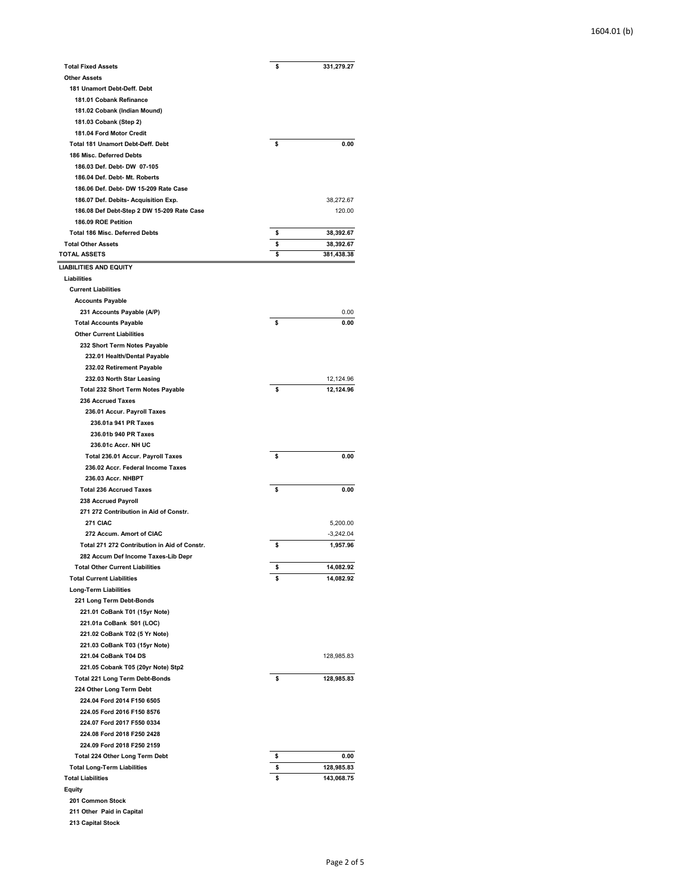| | |
|---|---|
| **Total Fixed Assets** | **$ 331,279.27** |
| **Other Assets** | |
| **181 Unamort Debt-Deff. Debt** | |
| **181.01 Cobank Refinance** | |
| **181.02 Cobank (Indian Mound)** | |
| **181.03 Cobank (Step 2)** | |
| **181.04 Ford Motor Credit** | |
| **Total 181 Unamort Debt-Deff. Debt** | **$ 0.00** |
| **186 Misc. Deferred Debts** | |
| **186.03 Def. Debt- DW 07-105** | |
| **186.04 Def. Debt- Mt. Roberts** | |
| **186.06 Def. Debt- DW 15-209 Rate Case** | |
| **186.07 Def. Debits- Acquisition Exp.** | 38,272.67 |
| **186.08 Def Debt-Step 2 DW 15-209 Rate Case** | 120.00 |
| **186.09 ROE Petition** | |
| **Total 186 Misc. Deferred Debts** | **$ 38,392.67** |
| **Total Other Assets** | **$ 38,392.67** |
| **TOTAL ASSETS** | **$ 381,438.38** |
| **LIABILITIES AND EQUITY** | |
| **Liabilities** | |
| **Current Liabilities** | |
| **Accounts Payable** | |
| **231 Accounts Payable (A/P)** | 0.00 |
| **Total Accounts Payable** | **$ 0.00** |
| **Other Current Liabilities** | |
| **232 Short Term Notes Payable** | |
| **232.01 Health/Dental Payable** | |
| **232.02 Retirement Payable** | |
| **232.03 North Star Leasing** | 12,124.96 |
| **Total 232 Short Term Notes Payable** | **$ 12,124.96** |
| **236 Accrued Taxes** | |
| **236.01 Accur. Payroll Taxes** | |
| **236.01a 941 PR Taxes** | |
| **236.01b 940 PR Taxes** | |
| **236.01c Accr. NH UC** | |
| **Total 236.01 Accur. Payroll Taxes** | **$ 0.00** |
| **236.02 Accr. Federal Income Taxes** | |
| **236.03 Accr. NHBPT** | |
| **Total 236 Accrued Taxes** | **$ 0.00** |
| **238 Accrued Payroll** | |
| **271 272 Contribution in Aid of Constr.** | |
| **271 CIAC** | 5,200.00 |
| **272 Accum. Amort of CIAC** | -3,242.04 |
| **Total 271 272 Contribution in Aid of Constr.** | **$ 1,957.96** |
| **282 Accum Def Income Taxes-Lib Depr** | |
| **Total Other Current Liabilities** | **$ 14,082.92** |
| **Total Current Liabilities** | **$ 14,082.92** |
| **Long-Term Liabilities** | |
| **221 Long Term Debt-Bonds** | |
| **221.01 CoBank T01 (15yr Note)** | |
| **221.01a CoBank S01 (LOC)** | |
| **221.02 CoBank T02 (5 Yr Note)** | |
| **221.03 CoBank T03 (15yr Note)** | |
| **221.04 CoBank T04 DS** | 128,985.83 |
| **221.05 Cobank T05 (20yr Note) Stp2** | |
| **Total 221 Long Term Debt-Bonds** | **$ 128,985.83** |
| **224 Other Long Term Debt** | |
| **224.04 Ford 2014 F150 6505** | |
| **224.05 Ford 2016 F150 8576** | |
| **224.07 Ford 2017 F550 0334** | |
| **224.08 Ford 2018 F250 2428** | |
| **224.09 Ford 2018 F250 2159** | |
| **Total 224 Other Long Term Debt** | **$ 0.00** |
| **Total Long-Term Liabilities** | **$ 128,985.83** |
| **Total Liabilities** | **$ 143,068.75** |
| **Equity** | |
| **201 Common Stock** | |
| **211 Other Paid in Capital** | |
| **213 Capital Stock** | |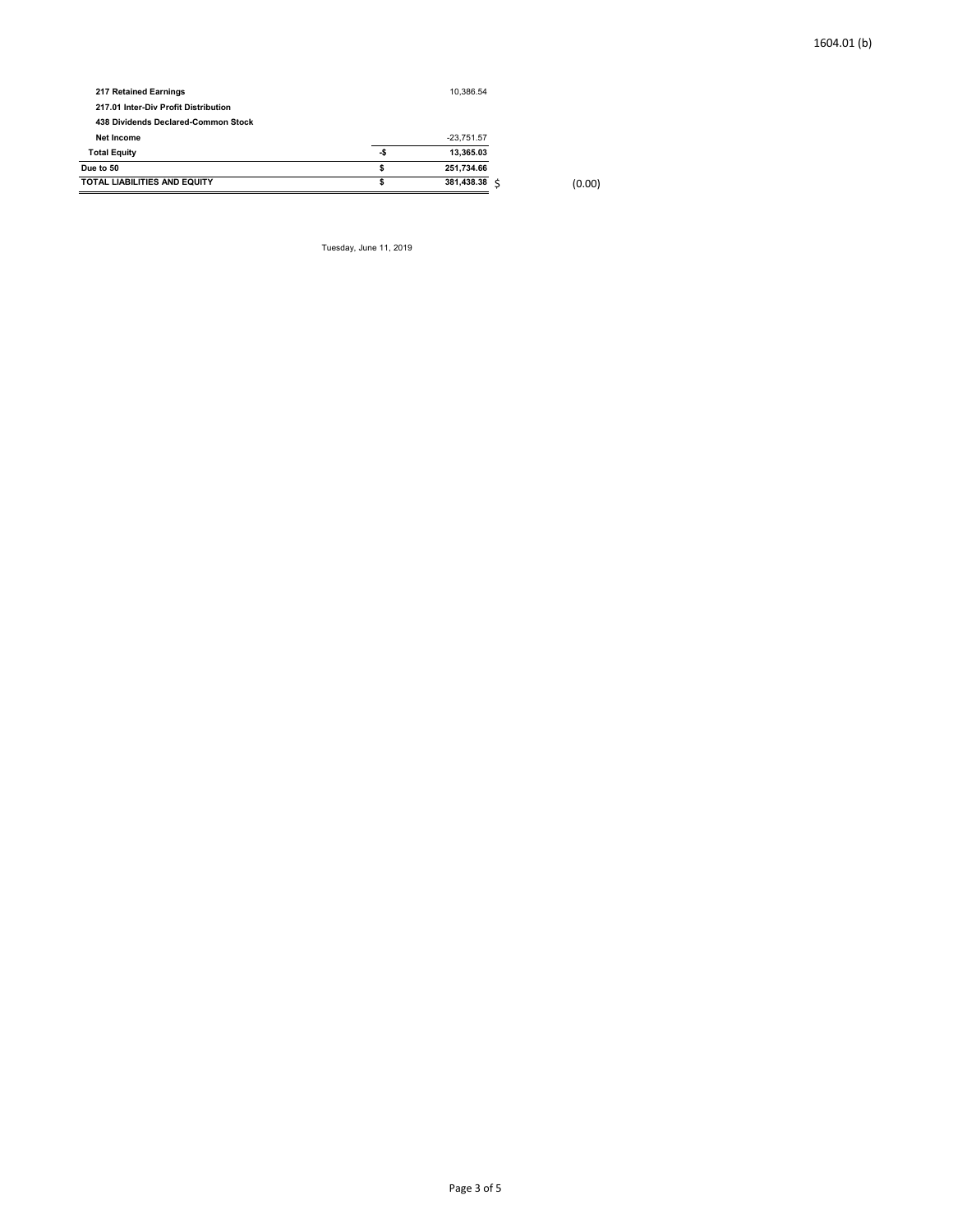| | | | | |
|---|---|---|---|---|
| **217 Retained Earnings** | | 10,386.54 | | |
| **217.01 Inter-Div Profit Distribution** | | | | |
| **438 Dividends Declared-Common Stock** | | | | |
| **Net Income** | | -23,751.57 | | |
| **Total Equity** | **-$** | **13,365.03** | | |
| **Due to 50** | **$** | **251,734.66** | | |
| **TOTAL LIABILITIES AND EQUITY** | **$** | **381,438.38** | $ | (0.00) |

Tuesday, June 11, 2019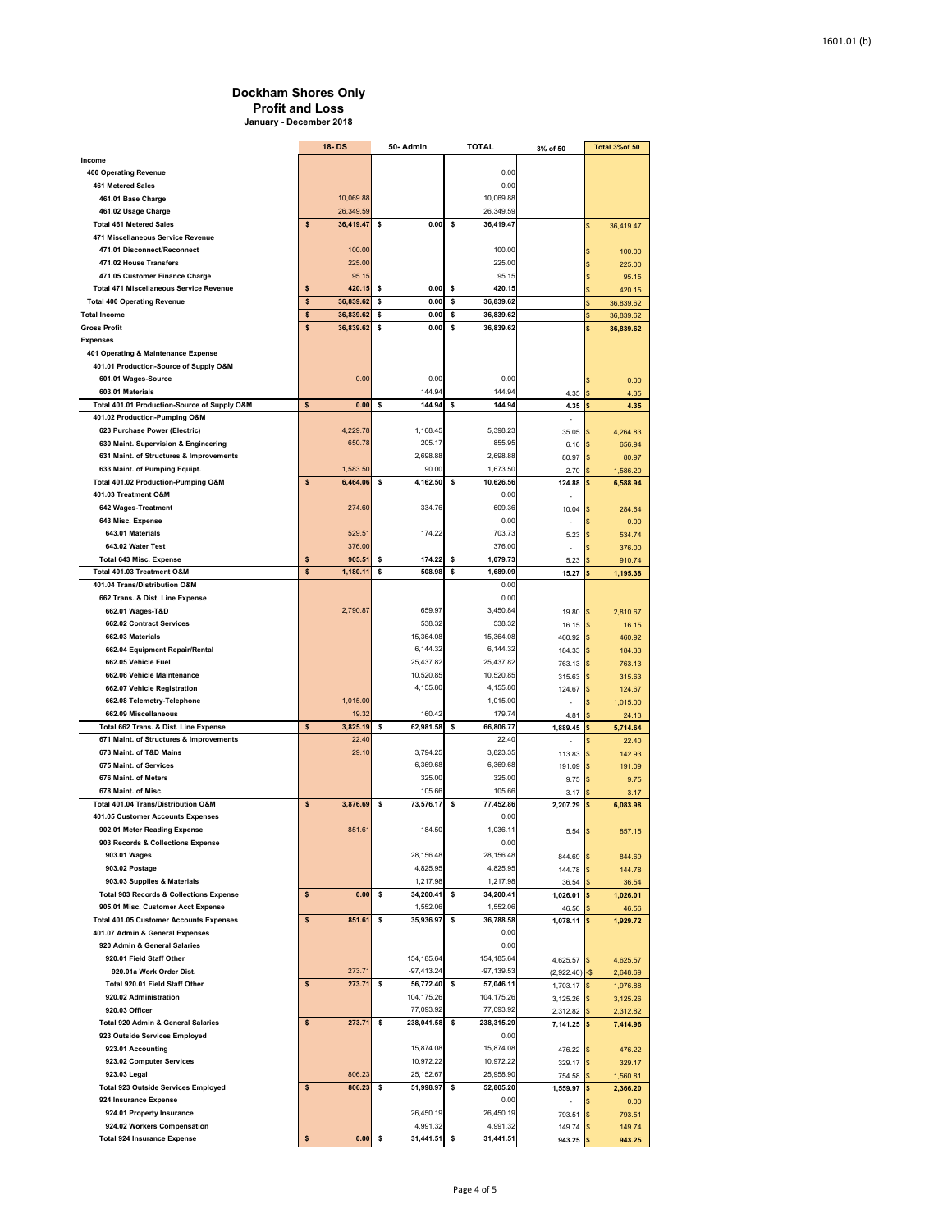# Dockham Shores Only

## Profit and Loss

**January - December 2018**

| | 18- DS | 50- Admin | TOTAL | 3% of 50 | Total 3%of 50 |
|---|---|---|---|---|---|
| **Income** | | | | | |
| **400 Operating Revenue** | | | 0.00 | | |
| **461 Metered Sales** | | | 0.00 | | |
| **461.01 Base Charge** | 10,069.88 | | 10,069.88 | | |
| **461.02 Usage Charge** | 26,349.59 | | 26,349.59 | | |
| **Total 461 Metered Sales** | $ 36,419.47 | $ 0.00 | $ 36,419.47 | | $ 36,419.47 |
| **471 Miscellaneous Service Revenue** | | | | | |
| **471.01 Disconnect/Reconnect** | 100.00 | | 100.00 | | $ 100.00 |
| **471.02 House Transfers** | 225.00 | | 225.00 | | $ 225.00 |
| **471.05 Customer Finance Charge** | 95.15 | | 95.15 | | $ 95.15 |
| **Total 471 Miscellaneous Service Revenue** | $ 420.15 | $ 0.00 | $ 420.15 | | $ 420.15 |
| **Total 400 Operating Revenue** | $ 36,839.62 | $ 0.00 | $ 36,839.62 | | $ 36,839.62 |
| **Total Income** | $ 36,839.62 | $ 0.00 | $ 36,839.62 | | $ 36,839.62 |
| **Gross Profit** | $ 36,839.62 | $ 0.00 | $ 36,839.62 | | $ 36,839.62 |
| **Expenses** | | | | | |
| **401 Operating & Maintenance Expense** | | | | | |
| **401.01 Production-Source of Supply O&M** | | | | | |
| **601.01 Wages-Source** | 0.00 | 0.00 | 0.00 | | $ 0.00 |
| **603.01 Materials** | | 144.94 | 144.94 | 4.35 | $ 4.35 |
| **Total 401.01 Production-Source of Supply O&M** | $ 0.00 | $ 144.94 | $ 144.94 | 4.35 | $ 4.35 |
| **401.02 Production-Pumping O&M** | | | | - | |
| **623 Purchase Power (Electric)** | 4,229.78 | 1,168.45 | 5,398.23 | 35.05 | $ 4,264.83 |
| **630 Maint. Supervision & Engineering** | 650.78 | 205.17 | 855.95 | 6.16 | $ 656.94 |
| **631 Maint. of Structures & Improvements** | | 2,698.88 | 2,698.88 | 80.97 | $ 80.97 |
| **633 Maint. of Pumping Equipt.** | 1,583.50 | 90.00 | 1,673.50 | 2.70 | $ 1,586.20 |
| **Total 401.02 Production-Pumping O&M** | $ 6,464.06 | $ 4,162.50 | $ 10,626.56 | 124.88 | $ 6,588.94 |
| **401.03 Treatment O&M** | | | 0.00 | - | |
| **642 Wages-Treatment** | 274.60 | 334.76 | 609.36 | 10.04 | $ 284.64 |
| **643 Misc. Expense** | | | 0.00 | - | $ 0.00 |
| **643.01 Materials** | 529.51 | 174.22 | 703.73 | 5.23 | $ 534.74 |
| **643.02 Water Test** | 376.00 | | 376.00 | - | $ 376.00 |
| **Total 643 Misc. Expense** | $ 905.51 | $ 174.22 | $ 1,079.73 | 5.23 | $ 910.74 |
| **Total 401.03 Treatment O&M** | $ 1,180.11 | $ 508.98 | $ 1,689.09 | 15.27 | $ 1,195.38 |
| **401.04 Trans/Distribution O&M** | | | 0.00 | | |
| **662 Trans. & Dist. Line Expense** | | | 0.00 | | |
| **662.01 Wages-T&D** | 2,790.87 | 659.97 | 3,450.84 | 19.80 | $ 2,810.67 |
| **662.02 Contract Services** | | 538.32 | 538.32 | 16.15 | $ 16.15 |
| **662.03 Materials** | | 15,364.08 | 15,364.08 | 460.92 | $ 460.92 |
| **662.04 Equipment Repair/Rental** | | 6,144.32 | 6,144.32 | 184.33 | $ 184.33 |
| **662.05 Vehicle Fuel** | | 25,437.82 | 25,437.82 | 763.13 | $ 763.13 |
| **662.06 Vehicle Maintenance** | | 10,520.85 | 10,520.85 | 315.63 | $ 315.63 |
| **662.07 Vehicle Registration** | | 4,155.80 | 4,155.80 | 124.67 | $ 124.67 |
| **662.08 Telemetry-Telephone** | 1,015.00 | | 1,015.00 | - | $ 1,015.00 |
| **662.09 Miscellaneous** | 19.32 | 160.42 | 179.74 | 4.81 | $ 24.13 |
| **Total 662 Trans. & Dist. Line Expense** | $ 3,825.19 | $ 62,981.58 | $ 66,806.77 | 1,889.45 | $ 5,714.64 |
| **671 Maint. of Structures & Improvements** | 22.40 | | 22.40 | - | $ 22.40 |
| **673 Maint. of T&D Mains** | 29.10 | 3,794.25 | 3,823.35 | 113.83 | $ 142.93 |
| **675 Maint. of Services** | | 6,369.68 | 6,369.68 | 191.09 | $ 191.09 |
| **676 Maint. of Meters** | | 325.00 | 325.00 | 9.75 | $ 9.75 |
| **678 Maint. of Misc.** | | 105.66 | 105.66 | 3.17 | $ 3.17 |
| **Total 401.04 Trans/Distribution O&M** | $ 3,876.69 | $ 73,576.17 | $ 77,452.86 | 2,207.29 | $ 6,083.98 |
| **401.05 Customer Accounts Expenses** | | | 0.00 | | |
| **902.01 Meter Reading Expense** | 851.61 | 184.50 | 1,036.11 | 5.54 | $ 857.15 |
| **903 Records & Collections Expense** | | | 0.00 | | |
| **903.01 Wages** | | 28,156.48 | 28,156.48 | 844.69 | $ 844.69 |
| **903.02 Postage** | | 4,825.95 | 4,825.95 | 144.78 | $ 144.78 |
| **903.03 Supplies & Materials** | | 1,217.98 | 1,217.98 | 36.54 | $ 36.54 |
| **Total 903 Records & Collections Expense** | $ 0.00 | $ 34,200.41 | $ 34,200.41 | 1,026.01 | $ 1,026.01 |
| **905.01 Misc. Customer Acct Expense** | | 1,552.06 | 1,552.06 | 46.56 | $ 46.56 |
| **Total 401.05 Customer Accounts Expenses** | $ 851.61 | $ 35,936.97 | $ 36,788.58 | 1,078.11 | $ 1,929.72 |
| **401.07 Admin & General Expenses** | | | 0.00 | | |
| **920 Admin & General Salaries** | | | 0.00 | | |
| **920.01 Field Staff Other** | | 154,185.64 | 154,185.64 | 4,625.57 | $ 4,625.57 |
| **920.01a Work Order Dist.** | 273.71 | -97,413.24 | -97,139.53 | (2,922.40) | -$ 2,648.69 |
| **Total 920.01 Field Staff Other** | $ 273.71 | $ 56,772.40 | $ 57,046.11 | 1,703.17 | $ 1,976.88 |
| **920.02 Administration** | | 104,175.26 | 104,175.26 | 3,125.26 | $ 3,125.26 |
| **920.03 Officer** | | 77,093.92 | 77,093.92 | 2,312.82 | $ 2,312.82 |
| **Total 920 Admin & General Salaries** | $ 273.71 | $ 238,041.58 | $ 238,315.29 | 7,141.25 | $ 7,414.96 |
| **923 Outside Services Employed** | | | 0.00 | | |
| **923.01 Accounting** | | 15,874.08 | 15,874.08 | 476.22 | $ 476.22 |
| **923.02 Computer Services** | | 10,972.22 | 10,972.22 | 329.17 | $ 329.17 |
| **923.03 Legal** | 806.23 | 25,152.67 | 25,958.90 | 754.58 | $ 1,560.81 |
| **Total 923 Outside Services Employed** | $ 806.23 | $ 51,998.97 | $ 52,805.20 | 1,559.97 | $ 2,366.20 |
| **924 Insurance Expense** | | | 0.00 | - | $ 0.00 |
| **924.01 Property Insurance** | | 26,450.19 | 26,450.19 | 793.51 | $ 793.51 |
| **924.02 Workers Compensation** | | 4,991.32 | 4,991.32 | 149.74 | $ 149.74 |
| **Total 924 Insurance Expense** | $ 0.00 | $ 31,441.51 | $ 31,441.51 | 943.25 | $ 943.25 |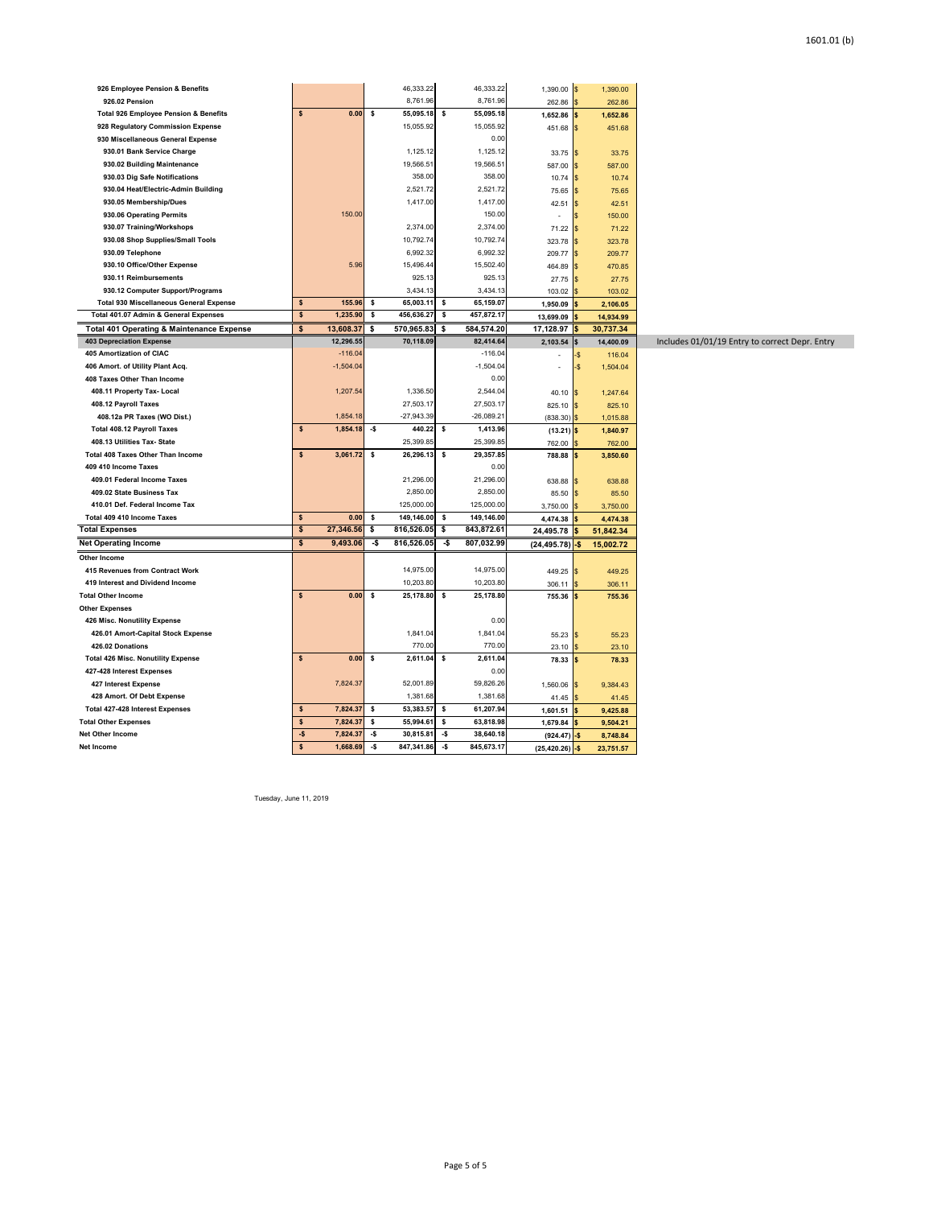| | | | | | | |
|---|---|---|---|---|---|---|
| 926 Employee Pension & Benefits | | 46,333.22 | 46,333.22 | 1,390.00 | $ 1,390.00 | |
| 926.02 Pension | | 8,761.96 | 8,761.96 | 262.86 | $ 262.86 | |
| **Total 926 Employee Pension & Benefits** | **$ 0.00** | **$ 55,095.18** | **$ 55,095.18** | **1,652.86** | **$ 1,652.86** | |
| 928 Regulatory Commission Expense | | 15,055.92 | 15,055.92 | 451.68 | $ 451.68 | |
| 930 Miscellaneous General Expense | | | 0.00 | | | |
| 930.01 Bank Service Charge | | 1,125.12 | 1,125.12 | 33.75 | $ 33.75 | |
| 930.02 Building Maintenance | | 19,566.51 | 19,566.51 | 587.00 | $ 587.00 | |
| 930.03 Dig Safe Notifications | | 358.00 | 358.00 | 10.74 | $ 10.74 | |
| 930.04 Heat/Electric-Admin Building | | 2,521.72 | 2,521.72 | 75.65 | $ 75.65 | |
| 930.05 Membership/Dues | | 1,417.00 | 1,417.00 | 42.51 | $ 42.51 | |
| 930.06 Operating Permits | 150.00 | | 150.00 | - | $ 150.00 | |
| 930.07 Training/Workshops | | 2,374.00 | 2,374.00 | 71.22 | $ 71.22 | |
| 930.08 Shop Supplies/Small Tools | | 10,792.74 | 10,792.74 | 323.78 | $ 323.78 | |
| 930.09 Telephone | | 6,992.32 | 6,992.32 | 209.77 | $ 209.77 | |
| 930.10 Office/Other Expense | 5.96 | 15,496.44 | 15,502.40 | 464.89 | $ 470.85 | |
| 930.11 Reimbursements | | 925.13 | 925.13 | 27.75 | $ 27.75 | |
| 930.12 Computer Support/Programs | | 3,434.13 | 3,434.13 | 103.02 | $ 103.02 | |
| **Total 930 Miscellaneous General Expense** | **$ 155.96** | **$ 65,003.11** | **$ 65,159.07** | **1,950.09** | **$ 2,106.05** | |
| **Total 401.07 Admin & General Expenses** | **$ 1,235.90** | **$ 456,636.27** | **$ 457,872.17** | **13,699.09** | **$ 14,934.99** | |
| **Total 401 Operating & Maintenance Expense** | **$ 13,608.37** | **$ 570,965.83** | **$ 584,574.20** | **17,128.97** | **$ 30,737.34** | |
| **403 Depreciation Expense** | **12,296.55** | **70,118.09** | **82,414.64** | **2,103.54** | **$ 14,400.09** | Includes 01/01/19 Entry to correct Depr. Entry |
| 405 Amortization of CIAC | -116.04 | | -116.04 | - | -$ 116.04 | |
| 406 Amort. of Utility Plant Acq. | -1,504.04 | | -1,504.04 | - | -$ 1,504.04 | |
| 408 Taxes Other Than Income | | | 0.00 | | | |
| 408.11 Property Tax- Local | 1,207.54 | 1,336.50 | 2,544.04 | 40.10 | $ 1,247.64 | |
| 408.12 Payroll Taxes | | 27,503.17 | 27,503.17 | 825.10 | $ 825.10 | |
| 408.12a PR Taxes (WO Dist.) | 1,854.18 | -27,943.39 | -26,089.21 | (838.30) | $ 1,015.88 | |
| **Total 408.12 Payroll Taxes** | **$ 1,854.18** | **-$ 440.22** | **$ 1,413.96** | **(13.21)** | **$ 1,840.97** | |
| 408.13 Utilities Tax- State | | 25,399.85 | 25,399.85 | 762.00 | $ 762.00 | |
| **Total 408 Taxes Other Than Income** | **$ 3,061.72** | **$ 26,296.13** | **$ 29,357.85** | **788.88** | **$ 3,850.60** | |
| 409 410 Income Taxes | | | 0.00 | | | |
| 409.01 Federal Income Taxes | | 21,296.00 | 21,296.00 | 638.88 | $ 638.88 | |
| 409.02 State Business Tax | | 2,850.00 | 2,850.00 | 85.50 | $ 85.50 | |
| 410.01 Def. Federal Income Tax | | 125,000.00 | 125,000.00 | 3,750.00 | $ 3,750.00 | |
| **Total 409 410 Income Taxes** | **$ 0.00** | **$ 149,146.00** | **$ 149,146.00** | **4,474.38** | **$ 4,474.38** | |
| **Total Expenses** | **$ 27,346.56** | **$ 816,526.05** | **$ 843,872.61** | **24,495.78** | **$ 51,842.34** | |
| **Net Operating Income** | **$ 9,493.06** | **-$ 816,526.05** | **-$ 807,032.99** | **(24,495.78)** | **-$ 15,002.72** | |
| **Other Income** | | | | | | |
| 415 Revenues from Contract Work | | 14,975.00 | 14,975.00 | 449.25 | $ 449.25 | |
| 419 Interest and Dividend Income | | 10,203.80 | 10,203.80 | 306.11 | $ 306.11 | |
| **Total Other Income** | **$ 0.00** | **$ 25,178.80** | **$ 25,178.80** | **755.36** | **$ 755.36** | |
| **Other Expenses** | | | | | | |
| 426 Misc. Nonutility Expense | | | 0.00 | | | |
| 426.01 Amort-Capital Stock Expense | | 1,841.04 | 1,841.04 | 55.23 | $ 55.23 | |
| 426.02 Donations | | 770.00 | 770.00 | 23.10 | $ 23.10 | |
| **Total 426 Misc. Nonutility Expense** | **$ 0.00** | **$ 2,611.04** | **$ 2,611.04** | **78.33** | **$ 78.33** | |
| 427-428 Interest Expenses | | | 0.00 | | | |
| 427 Interest Expense | 7,824.37 | 52,001.89 | 59,826.26 | 1,560.06 | $ 9,384.43 | |
| 428 Amort. Of Debt Expense | | 1,381.68 | 1,381.68 | 41.45 | $ 41.45 | |
| **Total 427-428 Interest Expenses** | **$ 7,824.37** | **$ 53,383.57** | **$ 61,207.94** | **1,601.51** | **$ 9,425.88** | |
| **Total Other Expenses** | **$ 7,824.37** | **$ 55,994.61** | **$ 63,818.98** | **1,679.84** | **$ 9,504.21** | |
| **Net Other Income** | **-$ 7,824.37** | **-$ 30,815.81** | **-$ 38,640.18** | **(924.47)** | **-$ 8,748.84** | |
| **Net Income** | **$ 1,668.69** | **-$ 847,341.86** | **-$ 845,673.17** | **(25,420.26)** | **-$ 23,751.57** | |

Tuesday, June 11, 2019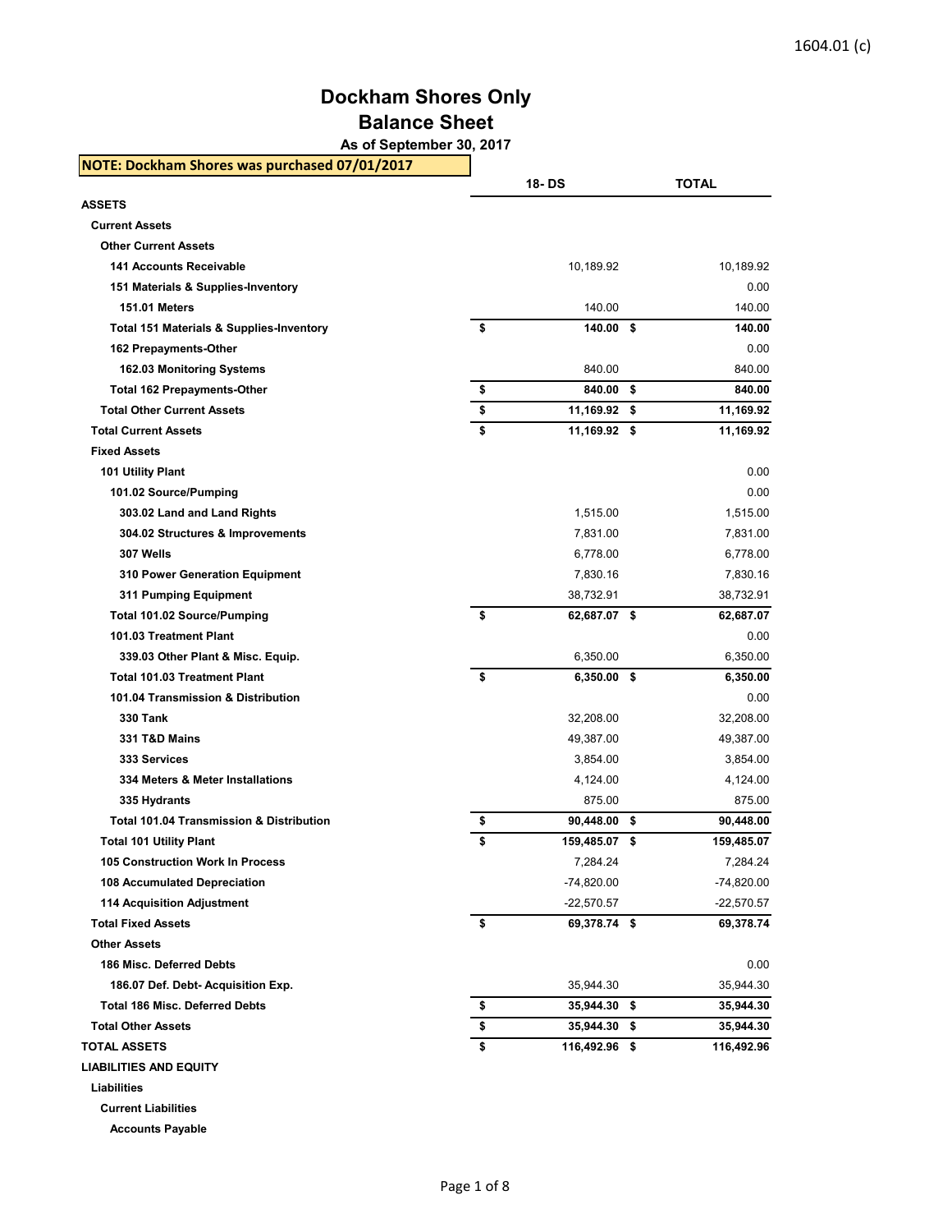1604.01 (c)

# Dockham Shores Only
## Balance Sheet
### As of September 30, 2017

**NOTE: Dockham Shores was purchased 07/01/2017**

| | 18- DS | TOTAL |
|---|---|---|
| **ASSETS** | | |
| **Current Assets** | | |
| **Other Current Assets** | | |
| **141 Accounts Receivable** | 10,189.92 | 10,189.92 |
| **151 Materials & Supplies-Inventory** | | 0.00 |
| **151.01 Meters** | 140.00 | 140.00 |
| **Total 151 Materials & Supplies-Inventory** | **$ 140.00** | **$ 140.00** |
| **162 Prepayments-Other** | | 0.00 |
| **162.03 Monitoring Systems** | 840.00 | 840.00 |
| **Total 162 Prepayments-Other** | **$ 840.00** | **$ 840.00** |
| **Total Other Current Assets** | **$ 11,169.92** | **$ 11,169.92** |
| **Total Current Assets** | **$ 11,169.92** | **$ 11,169.92** |
| **Fixed Assets** | | |
| **101 Utility Plant** | | 0.00 |
| **101.02 Source/Pumping** | | 0.00 |
| **303.02 Land and Land Rights** | 1,515.00 | 1,515.00 |
| **304.02 Structures & Improvements** | 7,831.00 | 7,831.00 |
| **307 Wells** | 6,778.00 | 6,778.00 |
| **310 Power Generation Equipment** | 7,830.16 | 7,830.16 |
| **311 Pumping Equipment** | 38,732.91 | 38,732.91 |
| **Total 101.02 Source/Pumping** | **$ 62,687.07** | **$ 62,687.07** |
| **101.03 Treatment Plant** | | 0.00 |
| **339.03 Other Plant & Misc. Equip.** | 6,350.00 | 6,350.00 |
| **Total 101.03 Treatment Plant** | **$ 6,350.00** | **$ 6,350.00** |
| **101.04 Transmission & Distribution** | | 0.00 |
| **330 Tank** | 32,208.00 | 32,208.00 |
| **331 T&D Mains** | 49,387.00 | 49,387.00 |
| **333 Services** | 3,854.00 | 3,854.00 |
| **334 Meters & Meter Installations** | 4,124.00 | 4,124.00 |
| **335 Hydrants** | 875.00 | 875.00 |
| **Total 101.04 Transmission & Distribution** | **$ 90,448.00** | **$ 90,448.00** |
| **Total 101 Utility Plant** | **$ 159,485.07** | **$ 159,485.07** |
| **105 Construction Work In Process** | 7,284.24 | 7,284.24 |
| **108 Accumulated Depreciation** | -74,820.00 | -74,820.00 |
| **114 Acquisition Adjustment** | -22,570.57 | -22,570.57 |
| **Total Fixed Assets** | **$ 69,378.74** | **$ 69,378.74** |
| **Other Assets** | | |
| **186 Misc. Deferred Debts** | | 0.00 |
| **186.07 Def. Debt- Acquisition Exp.** | 35,944.30 | 35,944.30 |
| **Total 186 Misc. Deferred Debts** | **$ 35,944.30** | **$ 35,944.30** |
| **Total Other Assets** | **$ 35,944.30** | **$ 35,944.30** |
| **TOTAL ASSETS** | **$ 116,492.96** | **$ 116,492.96** |
| **LIABILITIES AND EQUITY** | | |
| **Liabilities** | | |
| **Current Liabilities** | | |
| **Accounts Payable** | | |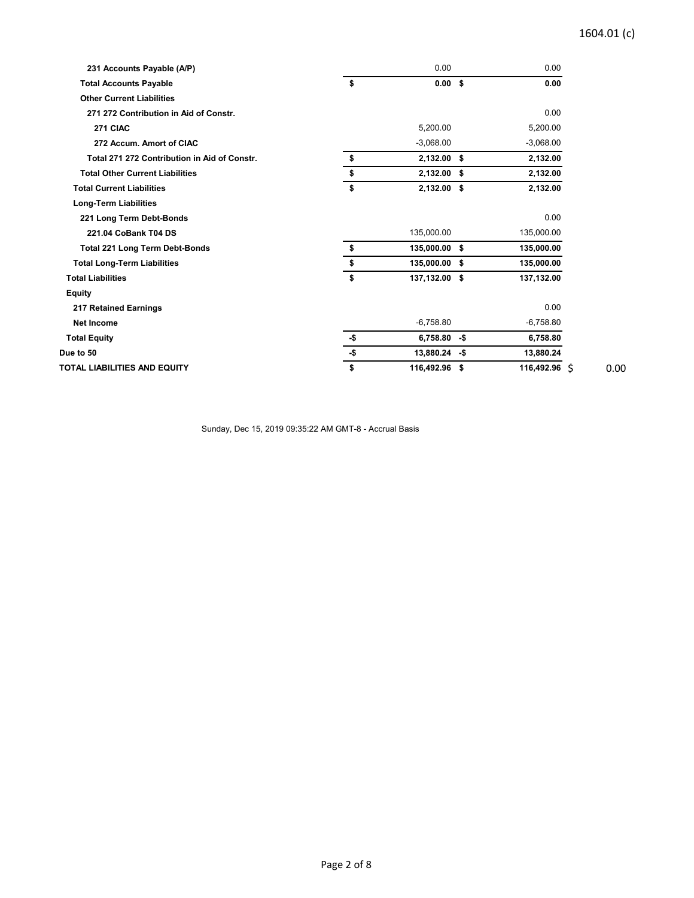| | | | |
|---|---|---|---|
| 231 Accounts Payable (A/P) | 0.00 | 0.00 | |
| **Total Accounts Payable** | **$ 0.00** | **$ 0.00** | |
| **Other Current Liabilities** | | | |
| 271 272 Contribution in Aid of Constr. | | 0.00 | |
| 271 CIAC | 5,200.00 | 5,200.00 | |
| 272 Accum. Amort of CIAC | -3,068.00 | -3,068.00 | |
| **Total 271 272 Contribution in Aid of Constr.** | **$ 2,132.00** | **$ 2,132.00** | |
| **Total Other Current Liabilities** | **$ 2,132.00** | **$ 2,132.00** | |
| **Total Current Liabilities** | **$ 2,132.00** | **$ 2,132.00** | |
| **Long-Term Liabilities** | | | |
| 221 Long Term Debt-Bonds | | 0.00 | |
| 221.04 CoBank T04 DS | 135,000.00 | 135,000.00 | |
| **Total 221 Long Term Debt-Bonds** | **$ 135,000.00** | **$ 135,000.00** | |
| **Total Long-Term Liabilities** | **$ 135,000.00** | **$ 135,000.00** | |
| **Total Liabilities** | **$ 137,132.00** | **$ 137,132.00** | |
| **Equity** | | | |
| 217 Retained Earnings | | 0.00 | |
| Net Income | -6,758.80 | -6,758.80 | |
| **Total Equity** | **-$ 6,758.80** | **-$ 6,758.80** | |
| **Due to 50** | **-$ 13,880.24** | **-$ 13,880.24** | |
| **TOTAL LIABILITIES AND EQUITY** | **$ 116,492.96** | **$ 116,492.96** | $ 0.00 |

Sunday, Dec 15, 2019 09:35:22 AM GMT-8 - Accrual Basis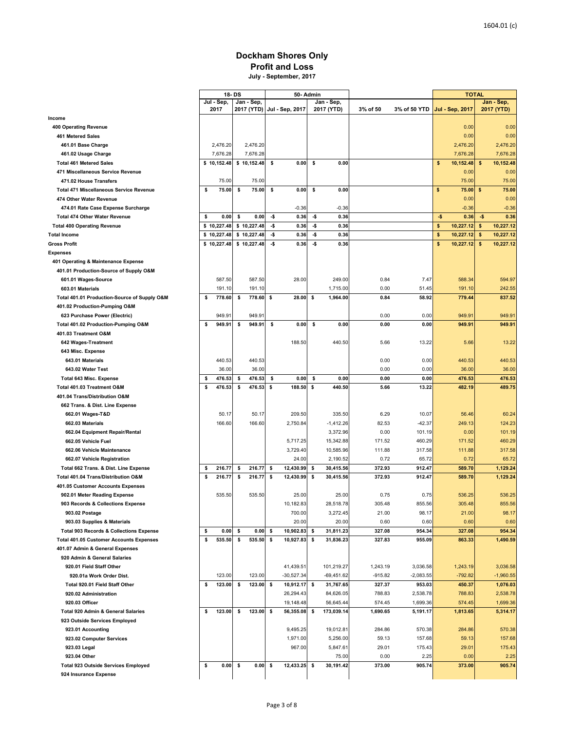1604.01 (c)

# Dockham Shores Only
## Profit and Loss
### July - September, 2017

| | 18- DS | | 50- Admin | | | | TOTAL | |
|---|---|---|---|---|---|---|---|---|
| | Jul - Sep, 2017 | Jan - Sep, 2017 (YTD) | Jul - Sep, 2017 | Jan - Sep, 2017 (YTD) | 3% of 50 | 3% of 50 YTD | Jul - Sep, 2017 | Jan - Sep, 2017 (YTD) |
| **Income** | | | | | | | | |
| **400 Operating Revenue** | | | | | | | 0.00 | 0.00 |
| **461 Metered Sales** | | | | | | | 0.00 | 0.00 |
| **461.01 Base Charge** | 2,476.20 | 2,476.20 | | | | | 2,476.20 | 2,476.20 |
| **461.02 Usage Charge** | 7,676.28 | 7,676.28 | | | | | 7,676.28 | 7,676.28 |
| **Total 461 Metered Sales** | $ 10,152.48 | $ 10,152.48 | $ 0.00 | $ 0.00 | | | $ 10,152.48 | $ 10,152.48 |
| **471 Miscellaneous Service Revenue** | | | | | | | 0.00 | 0.00 |
| **471.02 House Transfers** | 75.00 | 75.00 | | | | | 75.00 | 75.00 |
| **Total 471 Miscellaneous Service Revenue** | $ 75.00 | $ 75.00 | $ 0.00 | $ 0.00 | | | $ 75.00 | $ 75.00 |
| **474 Other Water Revenue** | | | | | | | 0.00 | 0.00 |
| **474.01 Rate Case Expense Surcharge** | | | -0.36 | -0.36 | | | -0.36 | -0.36 |
| **Total 474 Other Water Revenue** | $ 0.00 | $ 0.00 | -$ 0.36 | -$ 0.36 | | | -$ 0.36 | -$ 0.36 |
| **Total 400 Operating Revenue** | $ 10,227.48 | $ 10,227.48 | -$ 0.36 | -$ 0.36 | | | $ 10,227.12 | $ 10,227.12 |
| **Total Income** | $ 10,227.48 | $ 10,227.48 | -$ 0.36 | -$ 0.36 | | | $ 10,227.12 | $ 10,227.12 |
| **Gross Profit** | $ 10,227.48 | $ 10,227.48 | -$ 0.36 | -$ 0.36 | | | $ 10,227.12 | $ 10,227.12 |
| **Expenses** | | | | | | | | |
| **401 Operating & Maintenance Expense** | | | | | | | | |
| **401.01 Production-Source of Supply O&M** | | | | | | | | |
| **601.01 Wages-Source** | 587.50 | 587.50 | 28.00 | 249.00 | 0.84 | 7.47 | 588.34 | 594.97 |
| **603.01 Materials** | 191.10 | 191.10 | | 1,715.00 | 0.00 | 51.45 | 191.10 | 242.55 |
| **Total 401.01 Production-Source of Supply O&M** | $ 778.60 | $ 778.60 | $ 28.00 | $ 1,964.00 | 0.84 | 58.92 | 779.44 | 837.52 |
| **401.02 Production-Pumping O&M** | | | | | | | | |
| **623 Purchase Power (Electric)** | 949.91 | 949.91 | | | 0.00 | 0.00 | 949.91 | 949.91 |
| **Total 401.02 Production-Pumping O&M** | $ 949.91 | $ 949.91 | $ 0.00 | $ 0.00 | 0.00 | 0.00 | 949.91 | 949.91 |
| **401.03 Treatment O&M** | | | | | | | | |
| **642 Wages-Treatment** | | | 188.50 | 440.50 | 5.66 | 13.22 | 5.66 | 13.22 |
| **643 Misc. Expense** | | | | | | | | |
| **643.01 Materials** | 440.53 | 440.53 | | | 0.00 | 0.00 | 440.53 | 440.53 |
| **643.02 Water Test** | 36.00 | 36.00 | | | 0.00 | 0.00 | 36.00 | 36.00 |
| **Total 643 Misc. Expense** | $ 476.53 | $ 476.53 | $ 0.00 | $ 0.00 | 0.00 | 0.00 | 476.53 | 476.53 |
| **Total 401.03 Treatment O&M** | $ 476.53 | $ 476.53 | $ 188.50 | $ 440.50 | 5.66 | 13.22 | 482.19 | 489.75 |
| **401.04 Trans/Distribution O&M** | | | | | | | | |
| **662 Trans. & Dist. Line Expense** | | | | | | | | |
| **662.01 Wages-T&D** | 50.17 | 50.17 | 209.50 | 335.50 | 6.29 | 10.07 | 56.46 | 60.24 |
| **662.03 Materials** | 166.60 | 166.60 | 2,750.84 | -1,412.26 | 82.53 | -42.37 | 249.13 | 124.23 |
| **662.04 Equipment Repair/Rental** | | | | 3,372.96 | 0.00 | 101.19 | 0.00 | 101.19 |
| **662.05 Vehicle Fuel** | | | 5,717.25 | 15,342.88 | 171.52 | 460.29 | 171.52 | 460.29 |
| **662.06 Vehicle Maintenance** | | | 3,729.40 | 10,585.96 | 111.88 | 317.58 | 111.88 | 317.58 |
| **662.07 Vehicle Registration** | | | 24.00 | 2,190.52 | 0.72 | 65.72 | 0.72 | 65.72 |
| **Total 662 Trans. & Dist. Line Expense** | $ 216.77 | $ 216.77 | $ 12,430.99 | $ 30,415.56 | 372.93 | 912.47 | 589.70 | 1,129.24 |
| **Total 401.04 Trans/Distribution O&M** | $ 216.77 | $ 216.77 | $ 12,430.99 | $ 30,415.56 | 372.93 | 912.47 | 589.70 | 1,129.24 |
| **401.05 Customer Accounts Expenses** | | | | | | | | |
| **902.01 Meter Reading Expense** | 535.50 | 535.50 | 25.00 | 25.00 | 0.75 | 0.75 | 536.25 | 536.25 |
| **903 Records & Collections Expense** | | | 10,182.83 | 28,518.78 | 305.48 | 855.56 | 305.48 | 855.56 |
| **903.02 Postage** | | | 700.00 | 3,272.45 | 21.00 | 98.17 | 21.00 | 98.17 |
| **903.03 Supplies & Materials** | | | 20.00 | 20.00 | 0.60 | 0.60 | 0.60 | 0.60 |
| **Total 903 Records & Collections Expense** | $ 0.00 | $ 0.00 | $ 10,902.83 | $ 31,811.23 | 327.08 | 954.34 | 327.08 | 954.34 |
| **Total 401.05 Customer Accounts Expenses** | $ 535.50 | $ 535.50 | $ 10,927.83 | $ 31,836.23 | 327.83 | 955.09 | 863.33 | 1,490.59 |
| **401.07 Admin & General Expenses** | | | | | | | | |
| **920 Admin & General Salaries** | | | | | | | | |
| **920.01 Field Staff Other** | | | 41,439.51 | 101,219.27 | 1,243.19 | 3,036.58 | 1,243.19 | 3,036.58 |
| **920.01a Work Order Dist.** | 123.00 | 123.00 | -30,527.34 | -69,451.62 | -915.82 | -2,083.55 | -792.82 | -1,960.55 |
| **Total 920.01 Field Staff Other** | $ 123.00 | $ 123.00 | $ 10,912.17 | $ 31,767.65 | 327.37 | 953.03 | 450.37 | 1,076.03 |
| **920.02 Administration** | | | 26,294.43 | 84,626.05 | 788.83 | 2,538.78 | 788.83 | 2,538.78 |
| **920.03 Officer** | | | 19,148.48 | 56,645.44 | 574.45 | 1,699.36 | 574.45 | 1,699.36 |
| **Total 920 Admin & General Salaries** | $ 123.00 | $ 123.00 | $ 56,355.08 | $ 173,039.14 | 1,690.65 | 5,191.17 | 1,813.65 | 5,314.17 |
| **923 Outside Services Employed** | | | | | | | | |
| **923.01 Accounting** | | | 9,495.25 | 19,012.81 | 284.86 | 570.38 | 284.86 | 570.38 |
| **923.02 Computer Services** | | | 1,971.00 | 5,256.00 | 59.13 | 157.68 | 59.13 | 157.68 |
| **923.03 Legal** | | | 967.00 | 5,847.61 | 29.01 | 175.43 | 29.01 | 175.43 |
| **923.04 Other** | | | | 75.00 | 0.00 | 2.25 | 0.00 | 2.25 |
| **Total 923 Outside Services Employed** | $ 0.00 | $ 0.00 | $ 12,433.25 | $ 30,191.42 | 373.00 | 905.74 | 373.00 | 905.74 |
| **924 Insurance Expense** | | | | | | | | |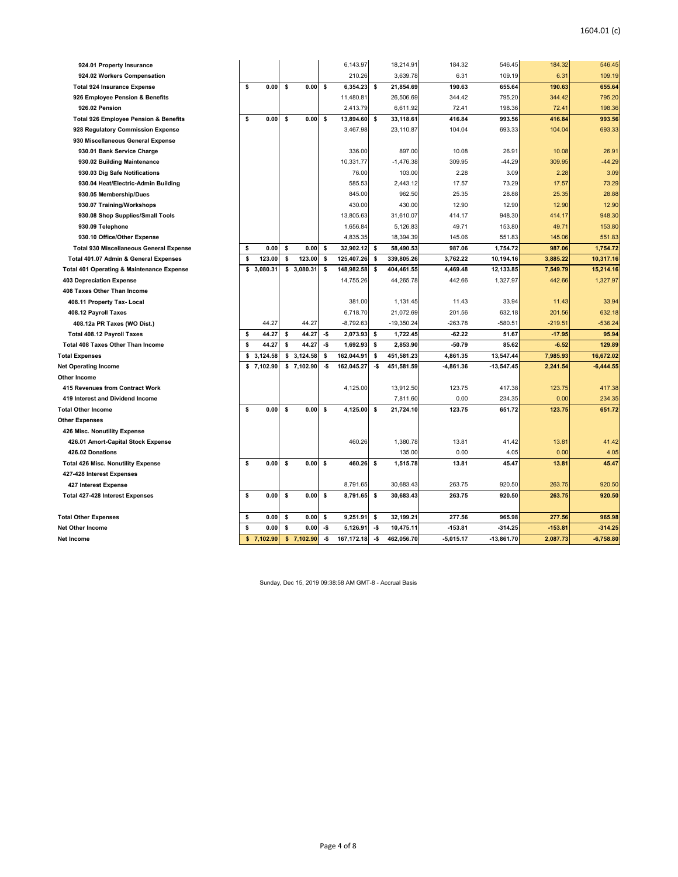1604.01 (c)

| | | | | | | | | |
|---|---|---|---|---|---|---|---|---|
| 924.01 Property Insurance | | | 6,143.97 | 18,214.91 | 184.32 | 546.45 | 184.32 | 546.45 |
| 924.02 Workers Compensation | | | 210.26 | 3,639.78 | 6.31 | 109.19 | 6.31 | 109.19 |
| **Total 924 Insurance Expense** | **$ 0.00** | **$ 0.00** | **$ 6,354.23** | **$ 21,854.69** | **190.63** | **655.64** | **190.63** | **655.64** |
| 926 Employee Pension & Benefits | | | 11,480.81 | 26,506.69 | 344.42 | 795.20 | 344.42 | 795.20 |
| 926.02 Pension | | | 2,413.79 | 6,611.92 | 72.41 | 198.36 | 72.41 | 198.36 |
| **Total 926 Employee Pension & Benefits** | **$ 0.00** | **$ 0.00** | **$ 13,894.60** | **$ 33,118.61** | **416.84** | **993.56** | **416.84** | **993.56** |
| 928 Regulatory Commission Expense | | | 3,467.98 | 23,110.87 | 104.04 | 693.33 | 104.04 | 693.33 |
| 930 Miscellaneous General Expense | | | | | | | | |
| 930.01 Bank Service Charge | | | 336.00 | 897.00 | 10.08 | 26.91 | 10.08 | 26.91 |
| 930.02 Building Maintenance | | | 10,331.77 | -1,476.38 | 309.95 | -44.29 | 309.95 | -44.29 |
| 930.03 Dig Safe Notifications | | | 76.00 | 103.00 | 2.28 | 3.09 | 2.28 | 3.09 |
| 930.04 Heat/Electric-Admin Building | | | 585.53 | 2,443.12 | 17.57 | 73.29 | 17.57 | 73.29 |
| 930.05 Membership/Dues | | | 845.00 | 962.50 | 25.35 | 28.88 | 25.35 | 28.88 |
| 930.07 Training/Workshops | | | 430.00 | 430.00 | 12.90 | 12.90 | 12.90 | 12.90 |
| 930.08 Shop Supplies/Small Tools | | | 13,805.63 | 31,610.07 | 414.17 | 948.30 | 414.17 | 948.30 |
| 930.09 Telephone | | | 1,656.84 | 5,126.83 | 49.71 | 153.80 | 49.71 | 153.80 |
| 930.10 Office/Other Expense | | | 4,835.35 | 18,394.39 | 145.06 | 551.83 | 145.06 | 551.83 |
| **Total 930 Miscellaneous General Expense** | **$ 0.00** | **$ 0.00** | **$ 32,902.12** | **$ 58,490.53** | **987.06** | **1,754.72** | **987.06** | **1,754.72** |
| **Total 401.07 Admin & General Expenses** | **$ 123.00** | **$ 123.00** | **$ 125,407.26** | **$ 339,805.26** | **3,762.22** | **10,194.16** | **3,885.22** | **10,317.16** |
| **Total 401 Operating & Maintenance Expense** | **$ 3,080.31** | **$ 3,080.31** | **$ 148,982.58** | **$ 404,461.55** | **4,469.48** | **12,133.85** | **7,549.79** | **15,214.16** |
| 403 Depreciation Expense | | | 14,755.26 | 44,265.78 | 442.66 | 1,327.97 | 442.66 | 1,327.97 |
| 408 Taxes Other Than Income | | | | | | | | |
| 408.11 Property Tax- Local | | | 381.00 | 1,131.45 | 11.43 | 33.94 | 11.43 | 33.94 |
| 408.12 Payroll Taxes | | | 6,718.70 | 21,072.69 | 201.56 | 632.18 | 201.56 | 632.18 |
| 408.12a PR Taxes (WO Dist.) | 44.27 | 44.27 | -8,792.63 | -19,350.24 | -263.78 | -580.51 | -219.51 | -536.24 |
| **Total 408.12 Payroll Taxes** | **$ 44.27** | **$ 44.27** | **-$ 2,073.93** | **$ 1,722.45** | **-62.22** | **51.67** | **-17.95** | **95.94** |
| **Total 408 Taxes Other Than Income** | **$ 44.27** | **$ 44.27** | **-$ 1,692.93** | **$ 2,853.90** | **-50.79** | **85.62** | **-6.52** | **129.89** |
| **Total Expenses** | **$ 3,124.58** | **$ 3,124.58** | **$ 162,044.91** | **$ 451,581.23** | **4,861.35** | **13,547.44** | **7,985.93** | **16,672.02** |
| **Net Operating Income** | **$ 7,102.90** | **$ 7,102.90** | **-$ 162,045.27** | **-$ 451,581.59** | **-4,861.36** | **-13,547.45** | **2,241.54** | **-6,444.55** |
| **Other Income** | | | | | | | | |
| 415 Revenues from Contract Work | | | 4,125.00 | 13,912.50 | 123.75 | 417.38 | 123.75 | 417.38 |
| 419 Interest and Dividend Income | | | | 7,811.60 | 0.00 | 234.35 | 0.00 | 234.35 |
| **Total Other Income** | **$ 0.00** | **$ 0.00** | **$ 4,125.00** | **$ 21,724.10** | **123.75** | **651.72** | **123.75** | **651.72** |
| **Other Expenses** | | | | | | | | |
| 426 Misc. Nonutility Expense | | | | | | | | |
| 426.01 Amort-Capital Stock Expense | | | 460.26 | 1,380.78 | 13.81 | 41.42 | 13.81 | 41.42 |
| 426.02 Donations | | | | 135.00 | 0.00 | 4.05 | 0.00 | 4.05 |
| **Total 426 Misc. Nonutility Expense** | **$ 0.00** | **$ 0.00** | **$ 460.26** | **$ 1,515.78** | **13.81** | **45.47** | **13.81** | **45.47** |
| 427-428 Interest Expenses | | | | | | | | |
| 427 Interest Expense | | | 8,791.65 | 30,683.43 | 263.75 | 920.50 | 263.75 | 920.50 |
| **Total 427-428 Interest Expenses** | **$ 0.00** | **$ 0.00** | **$ 8,791.65** | **$ 30,683.43** | **263.75** | **920.50** | **263.75** | **920.50** |
| **Total Other Expenses** | **$ 0.00** | **$ 0.00** | **$ 9,251.91** | **$ 32,199.21** | **277.56** | **965.98** | **277.56** | **965.98** |
| **Net Other Income** | **$ 0.00** | **$ 0.00** | **-$ 5,126.91** | **-$ 10,475.11** | **-153.81** | **-314.25** | **-153.81** | **-314.25** |
| **Net Income** | **$ 7,102.90** | **$ 7,102.90** | **-$ 167,172.18** | **-$ 462,056.70** | **-5,015.17** | **-13,861.70** | **2,087.73** | **-6,758.80** |

Sunday, Dec 15, 2019 09:38:58 AM GMT-8 - Accrual Basis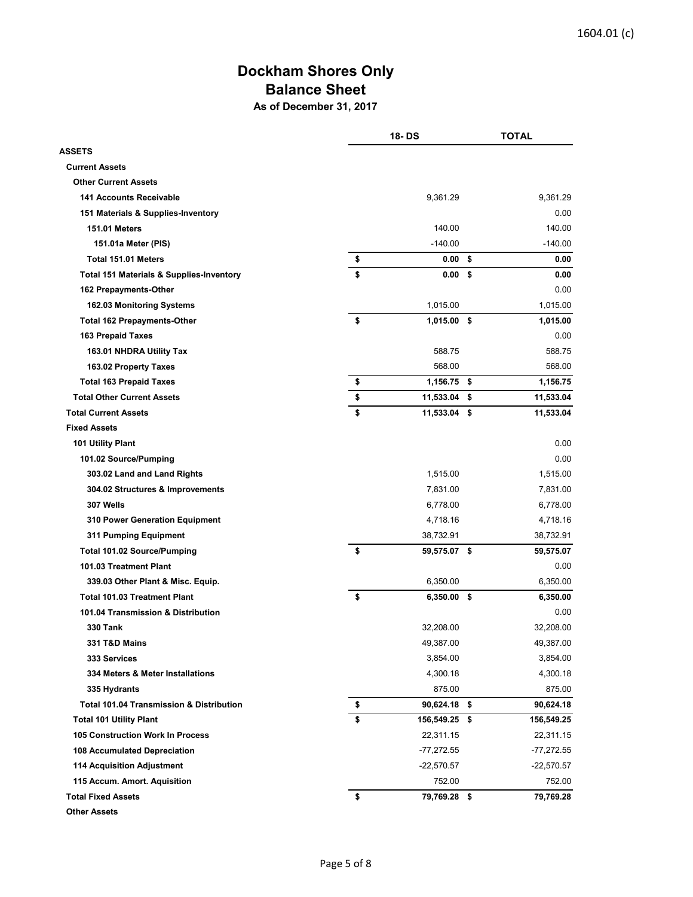1604.01 (c)

# Dockham Shores Only
## Balance Sheet
### As of December 31, 2017

| | 18- DS | TOTAL |
|---|---|---|
| **ASSETS** | | |
| **Current Assets** | | |
| **Other Current Assets** | | |
| **141 Accounts Receivable** | 9,361.29 | 9,361.29 |
| **151 Materials & Supplies-Inventory** | | 0.00 |
| **151.01 Meters** | 140.00 | 140.00 |
| **151.01a Meter (PIS)** | -140.00 | -140.00 |
| **Total 151.01 Meters** | **$ 0.00** | **$ 0.00** |
| **Total 151 Materials & Supplies-Inventory** | **$ 0.00** | **$ 0.00** |
| **162 Prepayments-Other** | | 0.00 |
| **162.03 Monitoring Systems** | 1,015.00 | 1,015.00 |
| **Total 162 Prepayments-Other** | **$ 1,015.00** | **$ 1,015.00** |
| **163 Prepaid Taxes** | | 0.00 |
| **163.01 NHDRA Utility Tax** | 588.75 | 588.75 |
| **163.02 Property Taxes** | 568.00 | 568.00 |
| **Total 163 Prepaid Taxes** | **$ 1,156.75** | **$ 1,156.75** |
| **Total Other Current Assets** | **$ 11,533.04** | **$ 11,533.04** |
| **Total Current Assets** | **$ 11,533.04** | **$ 11,533.04** |
| **Fixed Assets** | | |
| **101 Utility Plant** | | 0.00 |
| **101.02 Source/Pumping** | | 0.00 |
| **303.02 Land and Land Rights** | 1,515.00 | 1,515.00 |
| **304.02 Structures & Improvements** | 7,831.00 | 7,831.00 |
| **307 Wells** | 6,778.00 | 6,778.00 |
| **310 Power Generation Equipment** | 4,718.16 | 4,718.16 |
| **311 Pumping Equipment** | 38,732.91 | 38,732.91 |
| **Total 101.02 Source/Pumping** | **$ 59,575.07** | **$ 59,575.07** |
| **101.03 Treatment Plant** | | 0.00 |
| **339.03 Other Plant & Misc. Equip.** | 6,350.00 | 6,350.00 |
| **Total 101.03 Treatment Plant** | **$ 6,350.00** | **$ 6,350.00** |
| **101.04 Transmission & Distribution** | | 0.00 |
| **330 Tank** | 32,208.00 | 32,208.00 |
| **331 T&D Mains** | 49,387.00 | 49,387.00 |
| **333 Services** | 3,854.00 | 3,854.00 |
| **334 Meters & Meter Installations** | 4,300.18 | 4,300.18 |
| **335 Hydrants** | 875.00 | 875.00 |
| **Total 101.04 Transmission & Distribution** | **$ 90,624.18** | **$ 90,624.18** |
| **Total 101 Utility Plant** | **$ 156,549.25** | **$ 156,549.25** |
| **105 Construction Work In Process** | 22,311.15 | 22,311.15 |
| **108 Accumulated Depreciation** | -77,272.55 | -77,272.55 |
| **114 Acquisition Adjustment** | -22,570.57 | -22,570.57 |
| **115 Accum. Amort. Aquisition** | 752.00 | 752.00 |
| **Total Fixed Assets** | **$ 79,769.28** | **$ 79,769.28** |
| **Other Assets** | | |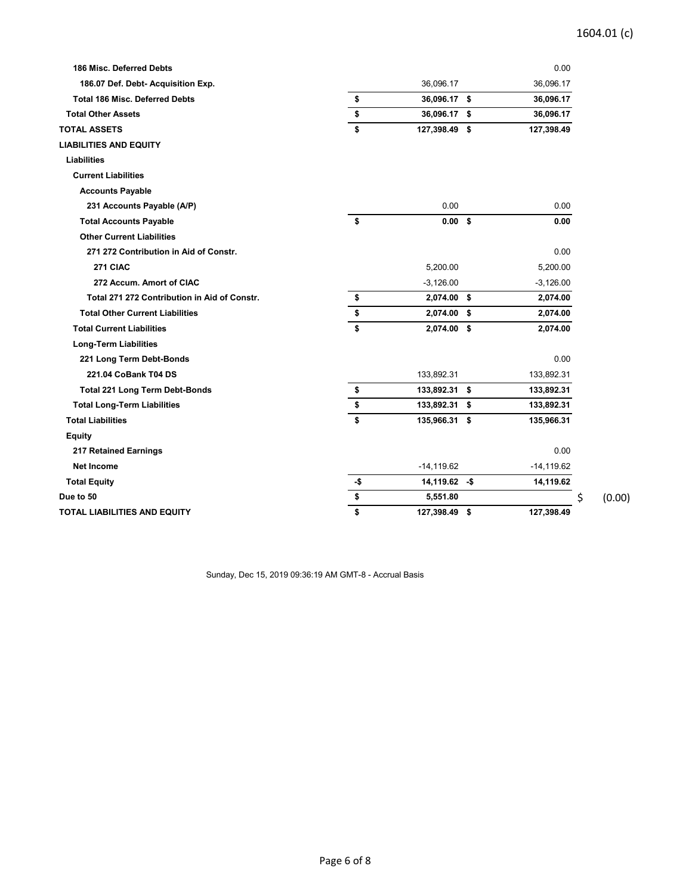| | | | |
|---|---|---|---|
| **186 Misc. Deferred Debts** | | 0.00 | |
| **186.07 Def. Debt- Acquisition Exp.** | 36,096.17 | 36,096.17 | |
| **Total 186 Misc. Deferred Debts** | **$ 36,096.17** | **$ 36,096.17** | |
| **Total Other Assets** | **$ 36,096.17** | **$ 36,096.17** | |
| **TOTAL ASSETS** | **$ 127,398.49** | **$ 127,398.49** | |
| **LIABILITIES AND EQUITY** | | | |
| **Liabilities** | | | |
| **Current Liabilities** | | | |
| **Accounts Payable** | | | |
| **231 Accounts Payable (A/P)** | 0.00 | 0.00 | |
| **Total Accounts Payable** | **$ 0.00** | **$ 0.00** | |
| **Other Current Liabilities** | | | |
| **271 272 Contribution in Aid of Constr.** | | 0.00 | |
| **271 CIAC** | 5,200.00 | 5,200.00 | |
| **272 Accum. Amort of CIAC** | -3,126.00 | -3,126.00 | |
| **Total 271 272 Contribution in Aid of Constr.** | **$ 2,074.00** | **$ 2,074.00** | |
| **Total Other Current Liabilities** | **$ 2,074.00** | **$ 2,074.00** | |
| **Total Current Liabilities** | **$ 2,074.00** | **$ 2,074.00** | |
| **Long-Term Liabilities** | | | |
| **221 Long Term Debt-Bonds** | | 0.00 | |
| **221.04 CoBank T04 DS** | 133,892.31 | 133,892.31 | |
| **Total 221 Long Term Debt-Bonds** | **$ 133,892.31** | **$ 133,892.31** | |
| **Total Long-Term Liabilities** | **$ 133,892.31** | **$ 133,892.31** | |
| **Total Liabilities** | **$ 135,966.31** | **$ 135,966.31** | |
| **Equity** | | | |
| **217 Retained Earnings** | | 0.00 | |
| **Net Income** | -14,119.62 | -14,119.62 | |
| **Total Equity** | **-$ 14,119.62** | **-$ 14,119.62** | |
| **Due to 50** | **$ 5,551.80** | | $ (0.00) |
| **TOTAL LIABILITIES AND EQUITY** | **$ 127,398.49** | **$ 127,398.49** | |

Sunday, Dec 15, 2019 09:36:19 AM GMT-8 - Accrual Basis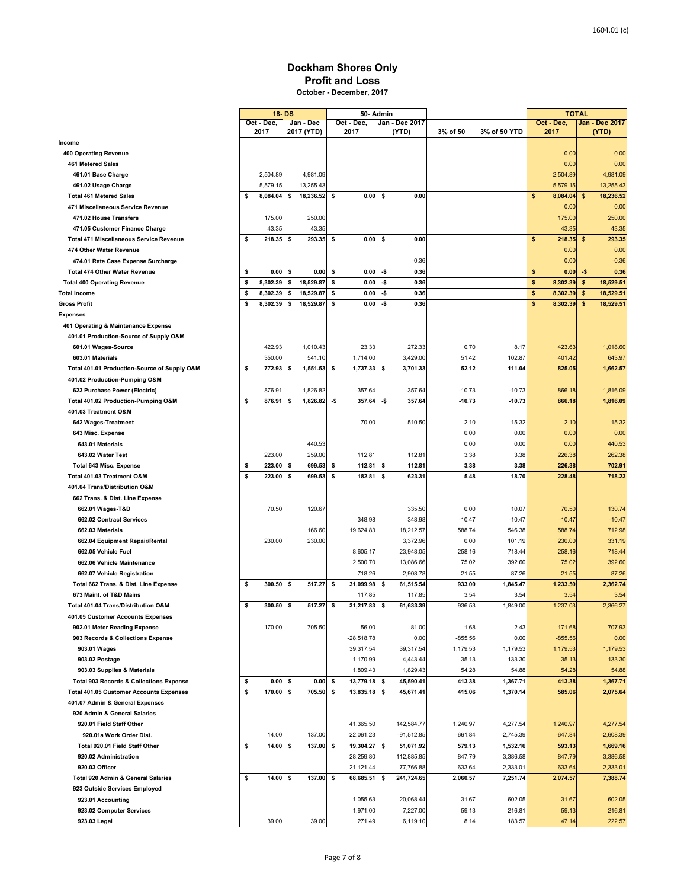1604.01 (c)

# Dockham Shores Only
## Profit and Loss
**October - December, 2017**

| | 18- DS | | 50- Admin | | | | TOTAL | |
|---|---|---|---|---|---|---|---|---|
| | Oct - Dec, 2017 | Jan - Dec 2017 (YTD) | Oct - Dec, 2017 | Jan - Dec 2017 (YTD) | 3% of 50 | 3% of 50 YTD | Oct - Dec, 2017 | Jan - Dec 2017 (YTD) |
| **Income** | | | | | | | | |
| **400 Operating Revenue** | | | | | | | 0.00 | 0.00 |
| **461 Metered Sales** | | | | | | | 0.00 | 0.00 |
| **461.01 Base Charge** | 2,504.89 | 4,981.09 | | | | | 2,504.89 | 4,981.09 |
| **461.02 Usage Charge** | 5,579.15 | 13,255.43 | | | | | 5,579.15 | 13,255.43 |
| **Total 461 Metered Sales** | $ 8,084.04 | $ 18,236.52 | $ 0.00 | $ 0.00 | | | $ 8,084.04 | $ 18,236.52 |
| **471 Miscellaneous Service Revenue** | | | | | | | 0.00 | 0.00 |
| **471.02 House Transfers** | 175.00 | 250.00 | | | | | 175.00 | 250.00 |
| **471.05 Customer Finance Charge** | 43.35 | 43.35 | | | | | 43.35 | 43.35 |
| **Total 471 Miscellaneous Service Revenue** | $ 218.35 | $ 293.35 | $ 0.00 | $ 0.00 | | | $ 218.35 | $ 293.35 |
| **474 Other Water Revenue** | | | | | | | 0.00 | 0.00 |
| **474.01 Rate Case Expense Surcharge** | | | | -0.36 | | | 0.00 | -0.36 |
| **Total 474 Other Water Revenue** | $ 0.00 | $ 0.00 | $ 0.00 | -$ 0.36 | | | $ 0.00 | -$ 0.36 |
| **Total 400 Operating Revenue** | $ 8,302.39 | $ 18,529.87 | $ 0.00 | -$ 0.36 | | | $ 8,302.39 | $ 18,529.51 |
| **Total Income** | $ 8,302.39 | $ 18,529.87 | $ 0.00 | -$ 0.36 | | | $ 8,302.39 | $ 18,529.51 |
| **Gross Profit** | $ 8,302.39 | $ 18,529.87 | $ 0.00 | -$ 0.36 | | | $ 8,302.39 | $ 18,529.51 |
| **Expenses** | | | | | | | | |
| **401 Operating & Maintenance Expense** | | | | | | | | |
| **401.01 Production-Source of Supply O&M** | | | | | | | | |
| **601.01 Wages-Source** | 422.93 | 1,010.43 | 23.33 | 272.33 | 0.70 | 8.17 | 423.63 | 1,018.60 |
| **603.01 Materials** | 350.00 | 541.10 | 1,714.00 | 3,429.00 | 51.42 | 102.87 | 401.42 | 643.97 |
| **Total 401.01 Production-Source of Supply O&M** | $ 772.93 | $ 1,551.53 | $ 1,737.33 | $ 3,701.33 | 52.12 | 111.04 | 825.05 | 1,662.57 |
| **401.02 Production-Pumping O&M** | | | | | | | | |
| **623 Purchase Power (Electric)** | 876.91 | 1,826.82 | -357.64 | -357.64 | -10.73 | -10.73 | 866.18 | 1,816.09 |
| **Total 401.02 Production-Pumping O&M** | $ 876.91 | $ 1,826.82 | -$ 357.64 | -$ 357.64 | -10.73 | -10.73 | 866.18 | 1,816.09 |
| **401.03 Treatment O&M** | | | | | | | | |
| **642 Wages-Treatment** | | | 70.00 | 510.50 | 2.10 | 15.32 | 2.10 | 15.32 |
| **643 Misc. Expense** | | | | | 0.00 | 0.00 | 0.00 | 0.00 |
| **643.01 Materials** | | 440.53 | | | 0.00 | 0.00 | 0.00 | 440.53 |
| **643.02 Water Test** | 223.00 | 259.00 | 112.81 | 112.81 | 3.38 | 3.38 | 226.38 | 262.38 |
| **Total 643 Misc. Expense** | $ 223.00 | $ 699.53 | $ 112.81 | $ 112.81 | 3.38 | 3.38 | 226.38 | 702.91 |
| **Total 401.03 Treatment O&M** | $ 223.00 | $ 699.53 | $ 182.81 | $ 623.31 | 5.48 | 18.70 | 228.48 | 718.23 |
| **401.04 Trans/Distribution O&M** | | | | | | | | |
| **662 Trans. & Dist. Line Expense** | | | | | | | | |
| **662.01 Wages-T&D** | 70.50 | 120.67 | | 335.50 | 0.00 | 10.07 | 70.50 | 130.74 |
| **662.02 Contract Services** | | | -348.98 | -348.98 | -10.47 | -10.47 | -10.47 | -10.47 |
| **662.03 Materials** | | 166.60 | 19,624.83 | 18,212.57 | 588.74 | 546.38 | 588.74 | 712.98 |
| **662.04 Equipment Repair/Rental** | 230.00 | 230.00 | | 3,372.96 | 0.00 | 101.19 | 230.00 | 331.19 |
| **662.05 Vehicle Fuel** | | | 8,605.17 | 23,948.05 | 258.16 | 718.44 | 258.16 | 718.44 |
| **662.06 Vehicle Maintenance** | | | 2,500.70 | 13,086.66 | 75.02 | 392.60 | 75.02 | 392.60 |
| **662.07 Vehicle Registration** | | | 718.26 | 2,908.78 | 21.55 | 87.26 | 21.55 | 87.26 |
| **Total 662 Trans. & Dist. Line Expense** | $ 300.50 | $ 517.27 | $ 31,099.98 | $ 61,515.54 | 933.00 | 1,845.47 | 1,233.50 | 2,362.74 |
| **673 Maint. of T&D Mains** | | | 117.85 | 117.85 | 3.54 | 3.54 | 3.54 | 3.54 |
| **Total 401.04 Trans/Distribution O&M** | $ 300.50 | $ 517.27 | $ 31,217.83 | $ 61,633.39 | 936.53 | 1,849.00 | 1,237.03 | 2,366.27 |
| **401.05 Customer Accounts Expenses** | | | | | | | | |
| **902.01 Meter Reading Expense** | 170.00 | 705.50 | 56.00 | 81.00 | 1.68 | 2.43 | 171.68 | 707.93 |
| **903 Records & Collections Expense** | | | -28,518.78 | 0.00 | -855.56 | 0.00 | -855.56 | 0.00 |
| **903.01 Wages** | | | 39,317.54 | 39,317.54 | 1,179.53 | 1,179.53 | 1,179.53 | 1,179.53 |
| **903.02 Postage** | | | 1,170.99 | 4,443.44 | 35.13 | 133.30 | 35.13 | 133.30 |
| **903.03 Supplies & Materials** | | | 1,809.43 | 1,829.43 | 54.28 | 54.88 | 54.28 | 54.88 |
| **Total 903 Records & Collections Expense** | $ 0.00 | $ 0.00 | $ 13,779.18 | $ 45,590.41 | 413.38 | 1,367.71 | 413.38 | 1,367.71 |
| **Total 401.05 Customer Accounts Expenses** | $ 170.00 | $ 705.50 | $ 13,835.18 | $ 45,671.41 | 415.06 | 1,370.14 | 585.06 | 2,075.64 |
| **401.07 Admin & General Expenses** | | | | | | | | |
| **920 Admin & General Salaries** | | | | | | | | |
| **920.01 Field Staff Other** | | | 41,365.50 | 142,584.77 | 1,240.97 | 4,277.54 | 1,240.97 | 4,277.54 |
| **920.01a Work Order Dist.** | 14.00 | 137.00 | -22,061.23 | -91,512.85 | -661.84 | -2,745.39 | -647.84 | -2,608.39 |
| **Total 920.01 Field Staff Other** | $ 14.00 | $ 137.00 | $ 19,304.27 | $ 51,071.92 | 579.13 | 1,532.16 | 593.13 | 1,669.16 |
| **920.02 Administration** | | | 28,259.80 | 112,885.85 | 847.79 | 3,386.58 | 847.79 | 3,386.58 |
| **920.03 Officer** | | | 21,121.44 | 77,766.88 | 633.64 | 2,333.01 | 633.64 | 2,333.01 |
| **Total 920 Admin & General Salaries** | $ 14.00 | $ 137.00 | $ 68,685.51 | $ 241,724.65 | 2,060.57 | 7,251.74 | 2,074.57 | 7,388.74 |
| **923 Outside Services Employed** | | | | | | | | |
| **923.01 Accounting** | | | 1,055.63 | 20,068.44 | 31.67 | 602.05 | 31.67 | 602.05 |
| **923.02 Computer Services** | | | 1,971.00 | 7,227.00 | 59.13 | 216.81 | 59.13 | 216.81 |
| **923.03 Legal** | 39.00 | 39.00 | 271.49 | 6,119.10 | 8.14 | 183.57 | 47.14 | 222.57 |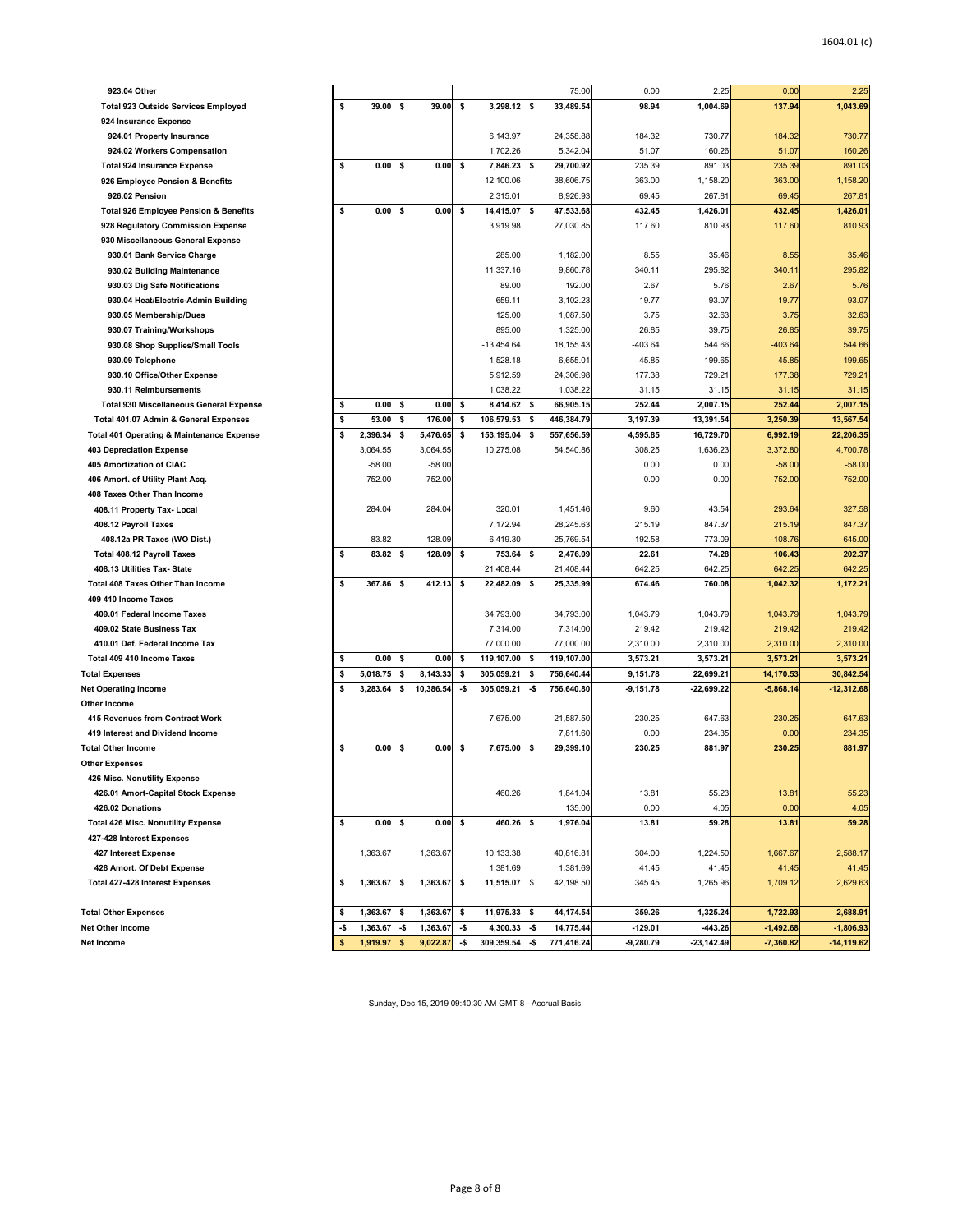| | | | | | | | | |
|---|---|---|---|---|---|---|---|---|
| 923.04 Other | | | | 75.00 | 0.00 | 2.25 | 0.00 | 2.25 |
| **Total 923 Outside Services Employed** | **$ 39.00** | **$ 39.00** | **$ 3,298.12** | **$ 33,489.54** | **98.94** | **1,004.69** | **137.94** | **1,043.69** |
| 924 Insurance Expense | | | | | | | | |
| 924.01 Property Insurance | | | 6,143.97 | 24,358.88 | 184.32 | 730.77 | 184.32 | 730.77 |
| 924.02 Workers Compensation | | | 1,702.26 | 5,342.04 | 51.07 | 160.26 | 51.07 | 160.26 |
| **Total 924 Insurance Expense** | **$ 0.00** | **$ 0.00** | **$ 7,846.23** | **$ 29,700.92** | **235.39** | **891.03** | **235.39** | **891.03** |
| 926 Employee Pension & Benefits | | | 12,100.06 | 38,606.75 | 363.00 | 1,158.20 | 363.00 | 1,158.20 |
| 926.02 Pension | | | 2,315.01 | 8,926.93 | 69.45 | 267.81 | 69.45 | 267.81 |
| **Total 926 Employee Pension & Benefits** | **$ 0.00** | **$ 0.00** | **$ 14,415.07** | **$ 47,533.68** | **432.45** | **1,426.01** | **432.45** | **1,426.01** |
| 928 Regulatory Commission Expense | | | 3,919.98 | 27,030.85 | 117.60 | 810.93 | 117.60 | 810.93 |
| 930 Miscellaneous General Expense | | | | | | | | |
| 930.01 Bank Service Charge | | | 285.00 | 1,182.00 | 8.55 | 35.46 | 8.55 | 35.46 |
| 930.02 Building Maintenance | | | 11,337.16 | 9,860.78 | 340.11 | 295.82 | 340.11 | 295.82 |
| 930.03 Dig Safe Notifications | | | 89.00 | 192.00 | 2.67 | 5.76 | 2.67 | 5.76 |
| 930.04 Heat/Electric-Admin Building | | | 659.11 | 3,102.23 | 19.77 | 93.07 | 19.77 | 93.07 |
| 930.05 Membership/Dues | | | 125.00 | 1,087.50 | 3.75 | 32.63 | 3.75 | 32.63 |
| 930.07 Training/Workshops | | | 895.00 | 1,325.00 | 26.85 | 39.75 | 26.85 | 39.75 |
| 930.08 Shop Supplies/Small Tools | | | -13,454.64 | 18,155.43 | -403.64 | 544.66 | -403.64 | 544.66 |
| 930.09 Telephone | | | 1,528.18 | 6,655.01 | 45.85 | 199.65 | 45.85 | 199.65 |
| 930.10 Office/Other Expense | | | 5,912.59 | 24,306.98 | 177.38 | 729.21 | 177.38 | 729.21 |
| 930.11 Reimbursements | | | 1,038.22 | 1,038.22 | 31.15 | 31.15 | 31.15 | 31.15 |
| **Total 930 Miscellaneous General Expense** | **$ 0.00** | **$ 0.00** | **$ 8,414.62** | **$ 66,905.15** | **252.44** | **2,007.15** | **252.44** | **2,007.15** |
| **Total 401.07 Admin & General Expenses** | **$ 53.00** | **$ 176.00** | **$ 106,579.53** | **$ 446,384.79** | **3,197.39** | **13,391.54** | **3,250.39** | **13,567.54** |
| **Total 401 Operating & Maintenance Expense** | **$ 2,396.34** | **$ 5,476.65** | **$ 153,195.04** | **$ 557,656.59** | **4,595.85** | **16,729.70** | **6,992.19** | **22,206.35** |
| 403 Depreciation Expense | 3,064.55 | 3,064.55 | 10,275.08 | 54,540.86 | 308.25 | 1,636.23 | 3,372.80 | 4,700.78 |
| 405 Amortization of CIAC | -58.00 | -58.00 | | | 0.00 | 0.00 | -58.00 | -58.00 |
| 406 Amort. of Utility Plant Acq. | -752.00 | -752.00 | | | 0.00 | 0.00 | -752.00 | -752.00 |
| 408 Taxes Other Than Income | | | | | | | | |
| 408.11 Property Tax- Local | 284.04 | 284.04 | 320.01 | 1,451.46 | 9.60 | 43.54 | 293.64 | 327.58 |
| 408.12 Payroll Taxes | | | 7,172.94 | 28,245.63 | 215.19 | 847.37 | 215.19 | 847.37 |
| 408.12a PR Taxes (WO Dist.) | 83.82 | 128.09 | -6,419.30 | -25,769.54 | -192.58 | -773.09 | -108.76 | -645.00 |
| **Total 408.12 Payroll Taxes** | **$ 83.82** | **$ 128.09** | **$ 753.64** | **$ 2,476.09** | **22.61** | **74.28** | **106.43** | **202.37** |
| 408.13 Utilities Tax- State | | | 21,408.44 | 21,408.44 | 642.25 | 642.25 | 642.25 | 642.25 |
| **Total 408 Taxes Other Than Income** | **$ 367.86** | **$ 412.13** | **$ 22,482.09** | **$ 25,335.99** | **674.46** | **760.08** | **1,042.32** | **1,172.21** |
| 409 410 Income Taxes | | | | | | | | |
| 409.01 Federal Income Taxes | | | 34,793.00 | 34,793.00 | 1,043.79 | 1,043.79 | 1,043.79 | 1,043.79 |
| 409.02 State Business Tax | | | 7,314.00 | 7,314.00 | 219.42 | 219.42 | 219.42 | 219.42 |
| 410.01 Def. Federal Income Tax | | | 77,000.00 | 77,000.00 | 2,310.00 | 2,310.00 | 2,310.00 | 2,310.00 |
| **Total 409 410 Income Taxes** | **$ 0.00** | **$ 0.00** | **$ 119,107.00** | **$ 119,107.00** | **3,573.21** | **3,573.21** | **3,573.21** | **3,573.21** |
| **Total Expenses** | **$ 5,018.75** | **$ 8,143.33** | **$ 305,059.21** | **$ 756,640.44** | **9,151.78** | **22,699.21** | **14,170.53** | **30,842.54** |
| **Net Operating Income** | **$ 3,283.64** | **$ 10,386.54** | **-$ 305,059.21** | **-$ 756,640.80** | **-9,151.78** | **-22,699.22** | **-5,868.14** | **-12,312.68** |
| **Other Income** | | | | | | | | |
| 415 Revenues from Contract Work | | | 7,675.00 | 21,587.50 | 230.25 | 647.63 | 230.25 | 647.63 |
| 419 Interest and Dividend Income | | | | 7,811.60 | 0.00 | 234.35 | 0.00 | 234.35 |
| **Total Other Income** | **$ 0.00** | **$ 0.00** | **$ 7,675.00** | **$ 29,399.10** | **230.25** | **881.97** | **230.25** | **881.97** |
| **Other Expenses** | | | | | | | | |
| 426 Misc. Nonutility Expense | | | | | | | | |
| 426.01 Amort-Capital Stock Expense | | | 460.26 | 1,841.04 | 13.81 | 55.23 | 13.81 | 55.23 |
| 426.02 Donations | | | | 135.00 | 0.00 | 4.05 | 0.00 | 4.05 |
| **Total 426 Misc. Nonutility Expense** | **$ 0.00** | **$ 0.00** | **$ 460.26** | **$ 1,976.04** | **13.81** | **59.28** | **13.81** | **59.28** |
| 427-428 Interest Expenses | | | | | | | | |
| 427 Interest Expense | 1,363.67 | 1,363.67 | 10,133.38 | 40,816.81 | 304.00 | 1,224.50 | 1,667.67 | 2,588.17 |
| 428 Amort. Of Debt Expense | | | 1,381.69 | 1,381.69 | 41.45 | 41.45 | 41.45 | 41.45 |
| **Total 427-428 Interest Expenses** | **$ 1,363.67** | **$ 1,363.67** | **$ 11,515.07** | $ 42,198.50 | 345.45 | 1,265.96 | 1,709.12 | 2,629.63 |
| **Total Other Expenses** | **$ 1,363.67** | **$ 1,363.67** | **$ 11,975.33** | **$ 44,174.54** | **359.26** | **1,325.24** | **1,722.93** | **2,688.91** |
| **Net Other Income** | **-$ 1,363.67** | **-$ 1,363.67** | **-$ 4,300.33** | **-$ 14,775.44** | **-129.01** | **-443.26** | **-1,492.68** | **-1,806.93** |
| **Net Income** | **$ 1,919.97** | **$ 9,022.87** | **-$ 309,359.54** | **-$ 771,416.24** | **-9,280.79** | **-23,142.49** | **-7,360.82** | **-14,119.62** |

Sunday, Dec 15, 2019 09:40:30 AM GMT-8 - Accrual Basis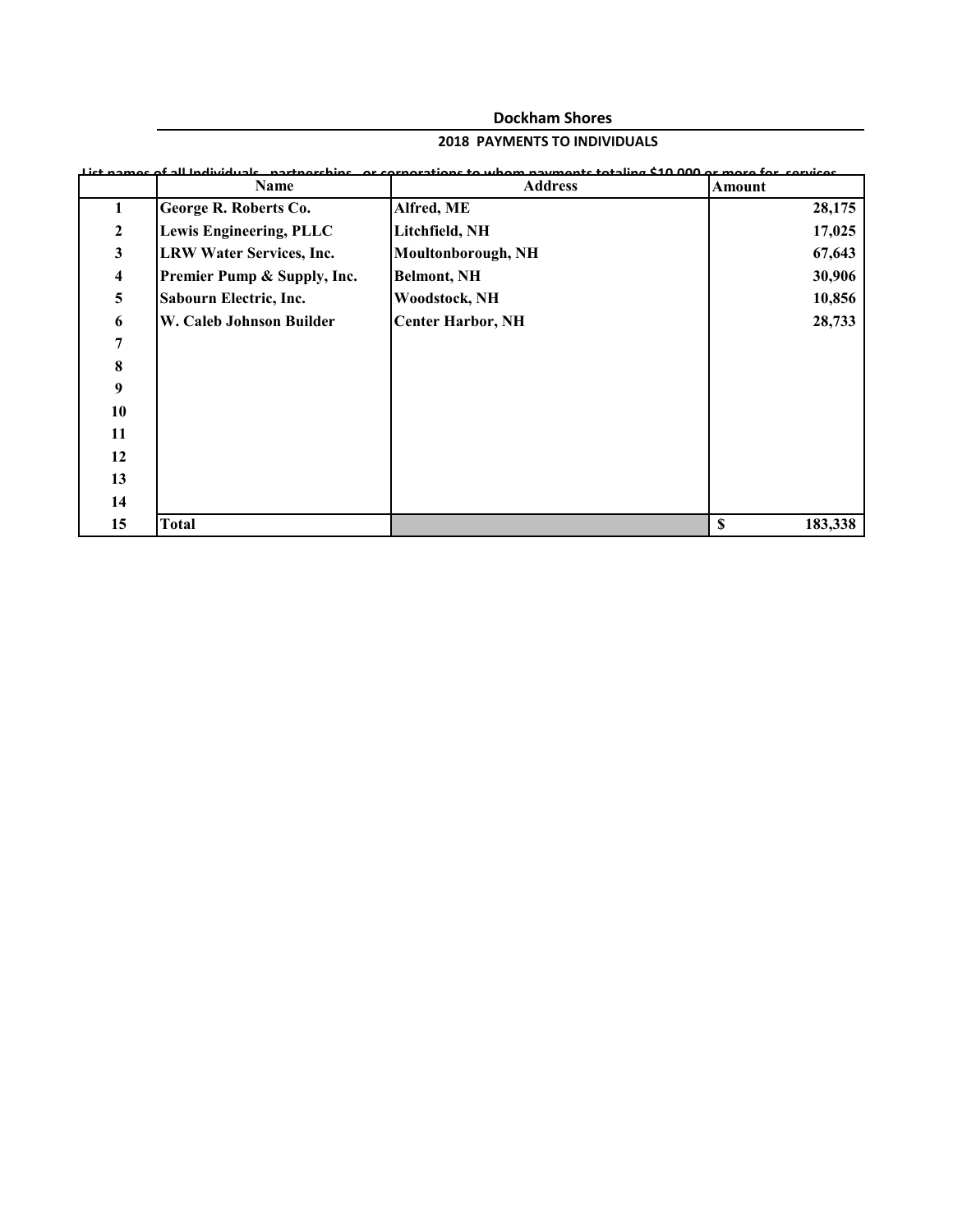**Dockham Shores**

**2018 PAYMENTS TO INDIVIDUALS**

List names of all Individuals, partnerships, or corporations to whom payments totaling $10,000 or more for services

| | Name | Address | Amount |
|---|---|---|---|
| 1 | George R. Roberts Co. | Alfred, ME | 28,175 |
| 2 | Lewis Engineering, PLLC | Litchfield, NH | 17,025 |
| 3 | LRW Water Services, Inc. | Moultonborough, NH | 67,643 |
| 4 | Premier Pump & Supply, Inc. | Belmont, NH | 30,906 |
| 5 | Sabourn Electric, Inc. | Woodstock, NH | 10,856 |
| 6 | W. Caleb Johnson Builder | Center Harbor, NH | 28,733 |
| 7 | | | |
| 8 | | | |
| 9 | | | |
| 10 | | | |
| 11 | | | |
| 12 | | | |
| 13 | | | |
| 14 | | | |
| 15 | Total | | $ 183,338 |